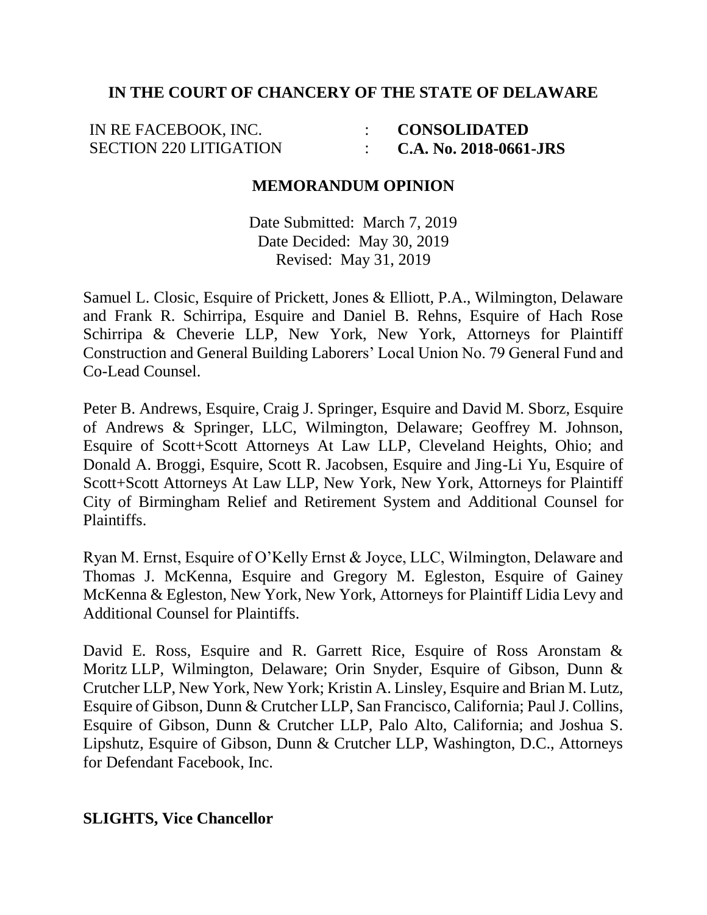**IN THE COURT OF CHANCERY OF THE STATE OF DELAWARE**

| | | |
|---|---|---|
| IN RE FACEBOOK, INC. | : | **CONSOLIDATED** |
| SECTION 220 LITIGATION | : | **C.A. No. 2018-0661-JRS** |

**MEMORANDUM OPINION**

Date Submitted: March 7, 2019
Date Decided: May 30, 2019
Revised: May 31, 2019

Samuel L. Closic, Esquire of Prickett, Jones & Elliott, P.A., Wilmington, Delaware and Frank R. Schirripa, Esquire and Daniel B. Rehns, Esquire of Hach Rose Schirripa & Cheverie LLP, New York, New York, Attorneys for Plaintiff Construction and General Building Laborers' Local Union No. 79 General Fund and Co-Lead Counsel.

Peter B. Andrews, Esquire, Craig J. Springer, Esquire and David M. Sborz, Esquire of Andrews & Springer, LLC, Wilmington, Delaware; Geoffrey M. Johnson, Esquire of Scott+Scott Attorneys At Law LLP, Cleveland Heights, Ohio; and Donald A. Broggi, Esquire, Scott R. Jacobsen, Esquire and Jing-Li Yu, Esquire of Scott+Scott Attorneys At Law LLP, New York, New York, Attorneys for Plaintiff City of Birmingham Relief and Retirement System and Additional Counsel for Plaintiffs.

Ryan M. Ernst, Esquire of O'Kelly Ernst & Joyce, LLC, Wilmington, Delaware and Thomas J. McKenna, Esquire and Gregory M. Egleston, Esquire of Gainey McKenna & Egleston, New York, New York, Attorneys for Plaintiff Lidia Levy and Additional Counsel for Plaintiffs.

David E. Ross, Esquire and R. Garrett Rice, Esquire of Ross Aronstam & Moritz LLP, Wilmington, Delaware; Orin Snyder, Esquire of Gibson, Dunn & Crutcher LLP, New York, New York; Kristin A. Linsley, Esquire and Brian M. Lutz, Esquire of Gibson, Dunn & Crutcher LLP, San Francisco, California; Paul J. Collins, Esquire of Gibson, Dunn & Crutcher LLP, Palo Alto, California; and Joshua S. Lipshutz, Esquire of Gibson, Dunn & Crutcher LLP, Washington, D.C., Attorneys for Defendant Facebook, Inc.

**SLIGHTS, Vice Chancellor**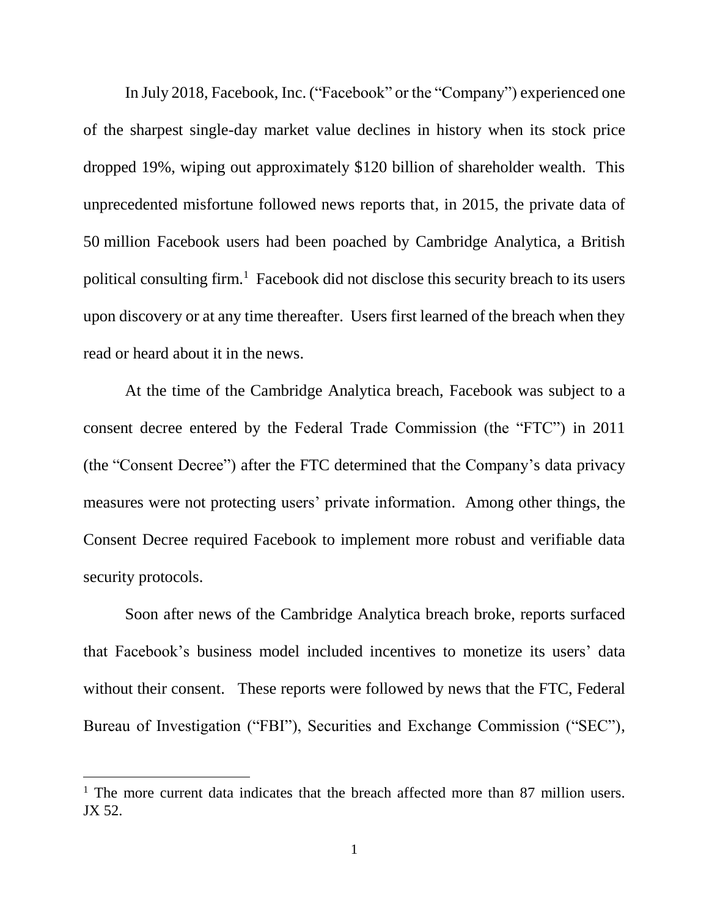In July 2018, Facebook, Inc. ("Facebook" or the "Company") experienced one of the sharpest single-day market value declines in history when its stock price dropped 19%, wiping out approximately $120 billion of shareholder wealth. This unprecedented misfortune followed news reports that, in 2015, the private data of 50 million Facebook users had been poached by Cambridge Analytica, a British political consulting firm.[1] Facebook did not disclose this security breach to its users upon discovery or at any time thereafter. Users first learned of the breach when they read or heard about it in the news.

At the time of the Cambridge Analytica breach, Facebook was subject to a consent decree entered by the Federal Trade Commission (the "FTC") in 2011 (the "Consent Decree") after the FTC determined that the Company's data privacy measures were not protecting users' private information. Among other things, the Consent Decree required Facebook to implement more robust and verifiable data security protocols.

Soon after news of the Cambridge Analytica breach broke, reports surfaced that Facebook's business model included incentives to monetize its users' data without their consent. These reports were followed by news that the FTC, Federal Bureau of Investigation ("FBI"), Securities and Exchange Commission ("SEC"),

---

[1] The more current data indicates that the breach affected more than 87 million users. JX 52.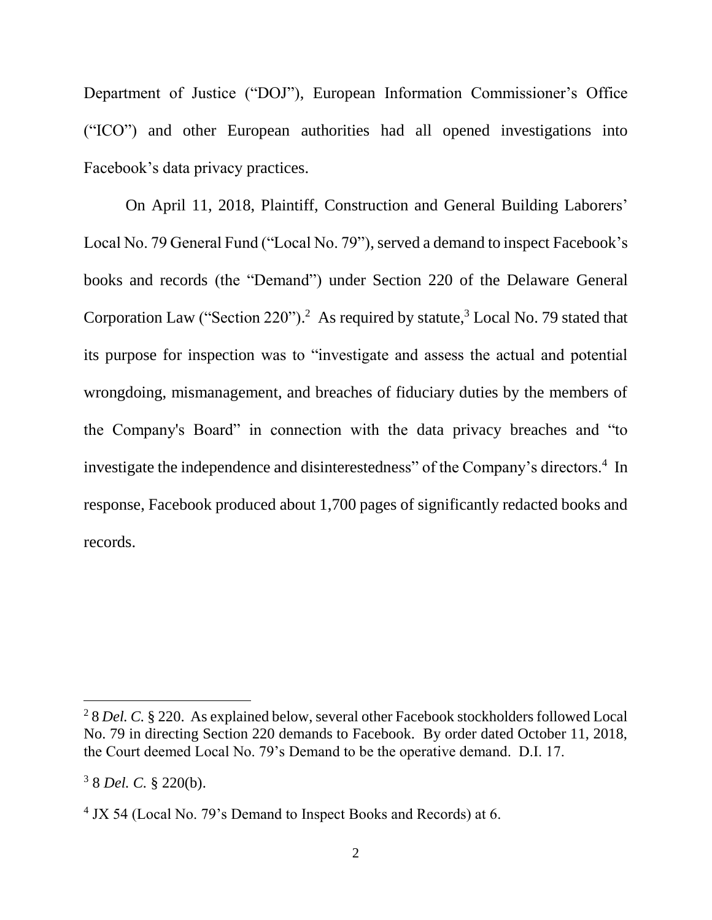Department of Justice ("DOJ"), European Information Commissioner's Office ("ICO") and other European authorities had all opened investigations into Facebook's data privacy practices.

On April 11, 2018, Plaintiff, Construction and General Building Laborers' Local No. 79 General Fund ("Local No. 79"), served a demand to inspect Facebook's books and records (the "Demand") under Section 220 of the Delaware General Corporation Law ("Section 220").[2] As required by statute,[3] Local No. 79 stated that its purpose for inspection was to "investigate and assess the actual and potential wrongdoing, mismanagement, and breaches of fiduciary duties by the members of the Company's Board" in connection with the data privacy breaches and "to investigate the independence and disinterestedness" of the Company's directors.[4] In response, Facebook produced about 1,700 pages of significantly redacted books and records.

---

[2] 8 *Del. C.* § 220. As explained below, several other Facebook stockholders followed Local No. 79 in directing Section 220 demands to Facebook. By order dated October 11, 2018, the Court deemed Local No. 79's Demand to be the operative demand. D.I. 17.

[3] 8 *Del. C.* § 220(b).

[4] JX 54 (Local No. 79's Demand to Inspect Books and Records) at 6.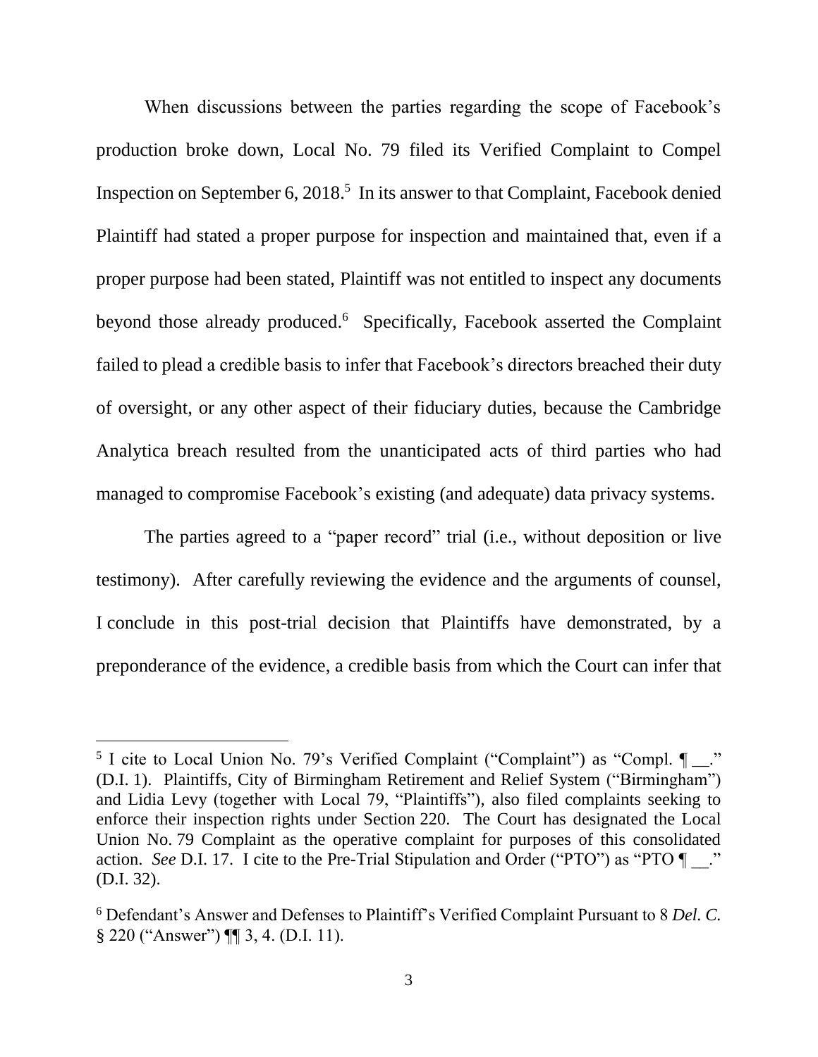When discussions between the parties regarding the scope of Facebook's production broke down, Local No. 79 filed its Verified Complaint to Compel Inspection on September 6, 2018.[5] In its answer to that Complaint, Facebook denied Plaintiff had stated a proper purpose for inspection and maintained that, even if a proper purpose had been stated, Plaintiff was not entitled to inspect any documents beyond those already produced.[6] Specifically, Facebook asserted the Complaint failed to plead a credible basis to infer that Facebook's directors breached their duty of oversight, or any other aspect of their fiduciary duties, because the Cambridge Analytica breach resulted from the unanticipated acts of third parties who had managed to compromise Facebook's existing (and adequate) data privacy systems.

The parties agreed to a "paper record" trial (i.e., without deposition or live testimony). After carefully reviewing the evidence and the arguments of counsel, I conclude in this post-trial decision that Plaintiffs have demonstrated, by a preponderance of the evidence, a credible basis from which the Court can infer that

---

[5] I cite to Local Union No. 79's Verified Complaint ("Complaint") as "Compl. ¶ __." (D.I. 1). Plaintiffs, City of Birmingham Retirement and Relief System ("Birmingham") and Lidia Levy (together with Local 79, "Plaintiffs"), also filed complaints seeking to enforce their inspection rights under Section 220. The Court has designated the Local Union No. 79 Complaint as the operative complaint for purposes of this consolidated action. *See* D.I. 17. I cite to the Pre-Trial Stipulation and Order ("PTO") as "PTO ¶ __." (D.I. 32).

[6] Defendant's Answer and Defenses to Plaintiff's Verified Complaint Pursuant to 8 *Del. C.* § 220 ("Answer") ¶¶ 3, 4. (D.I. 11).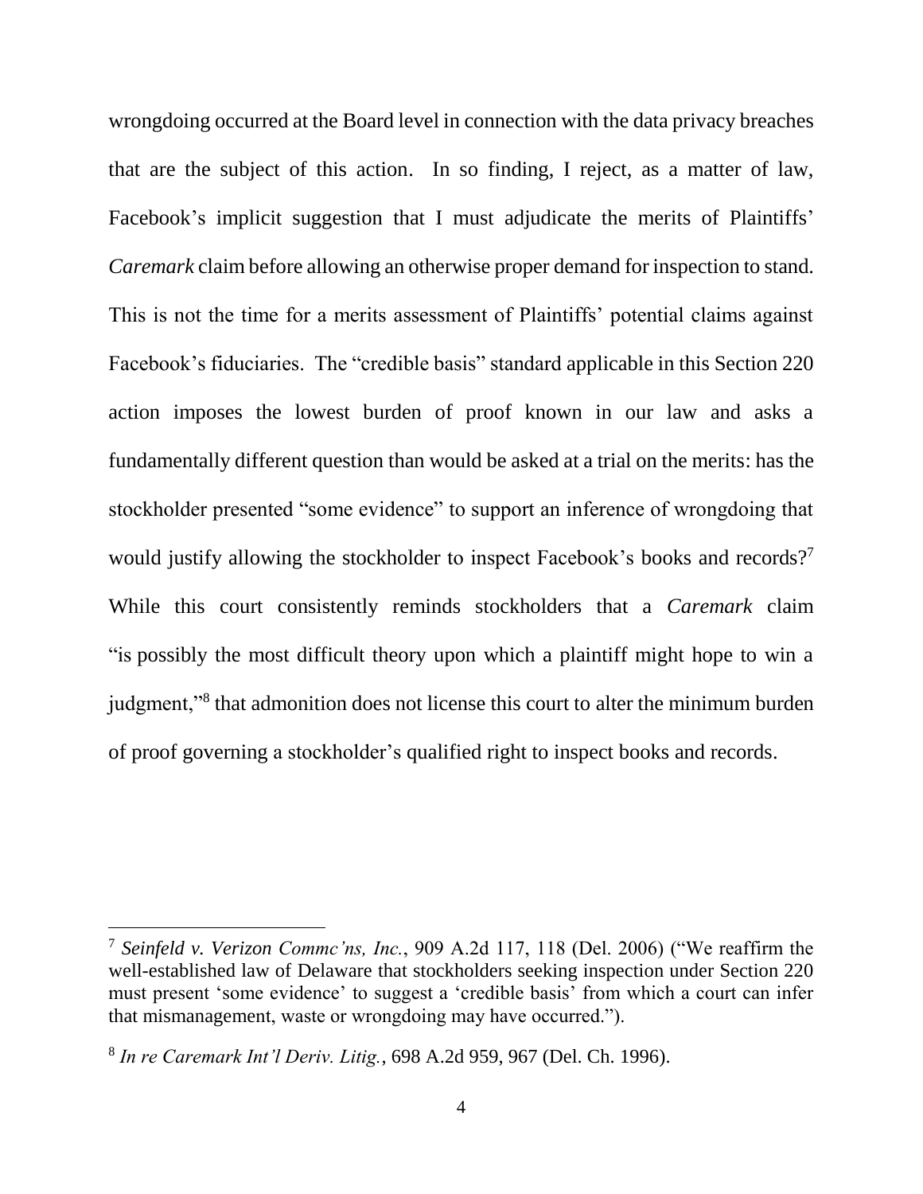wrongdoing occurred at the Board level in connection with the data privacy breaches that are the subject of this action. In so finding, I reject, as a matter of law, Facebook's implicit suggestion that I must adjudicate the merits of Plaintiffs' *Caremark* claim before allowing an otherwise proper demand for inspection to stand. This is not the time for a merits assessment of Plaintiffs' potential claims against Facebook's fiduciaries. The "credible basis" standard applicable in this Section 220 action imposes the lowest burden of proof known in our law and asks a fundamentally different question than would be asked at a trial on the merits: has the stockholder presented "some evidence" to support an inference of wrongdoing that would justify allowing the stockholder to inspect Facebook's books and records?[7] While this court consistently reminds stockholders that a *Caremark* claim "is possibly the most difficult theory upon which a plaintiff might hope to win a judgment,"[8] that admonition does not license this court to alter the minimum burden of proof governing a stockholder's qualified right to inspect books and records.

---

[7] *Seinfeld v. Verizon Commc'ns, Inc.*, 909 A.2d 117, 118 (Del. 2006) ("We reaffirm the well-established law of Delaware that stockholders seeking inspection under Section 220 must present 'some evidence' to suggest a 'credible basis' from which a court can infer that mismanagement, waste or wrongdoing may have occurred.").

[8] *In re Caremark Int'l Deriv. Litig.*, 698 A.2d 959, 967 (Del. Ch. 1996).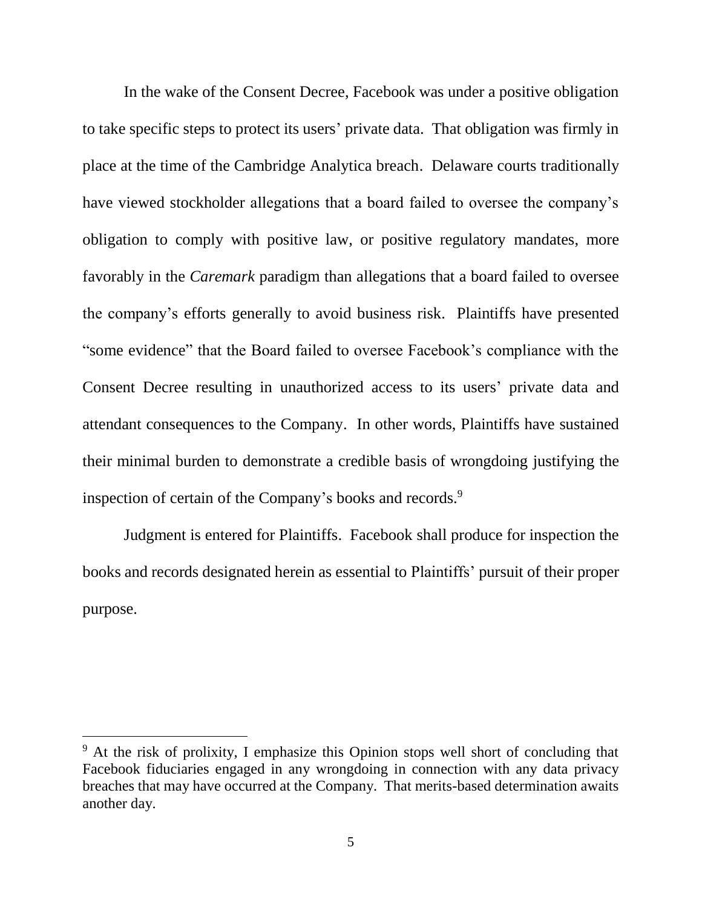In the wake of the Consent Decree, Facebook was under a positive obligation to take specific steps to protect its users' private data. That obligation was firmly in place at the time of the Cambridge Analytica breach. Delaware courts traditionally have viewed stockholder allegations that a board failed to oversee the company's obligation to comply with positive law, or positive regulatory mandates, more favorably in the *Caremark* paradigm than allegations that a board failed to oversee the company's efforts generally to avoid business risk. Plaintiffs have presented "some evidence" that the Board failed to oversee Facebook's compliance with the Consent Decree resulting in unauthorized access to its users' private data and attendant consequences to the Company. In other words, Plaintiffs have sustained their minimal burden to demonstrate a credible basis of wrongdoing justifying the inspection of certain of the Company's books and records.[9]

Judgment is entered for Plaintiffs. Facebook shall produce for inspection the books and records designated herein as essential to Plaintiffs' pursuit of their proper purpose.

---

[9] At the risk of prolixity, I emphasize this Opinion stops well short of concluding that Facebook fiduciaries engaged in any wrongdoing in connection with any data privacy breaches that may have occurred at the Company. That merits-based determination awaits another day.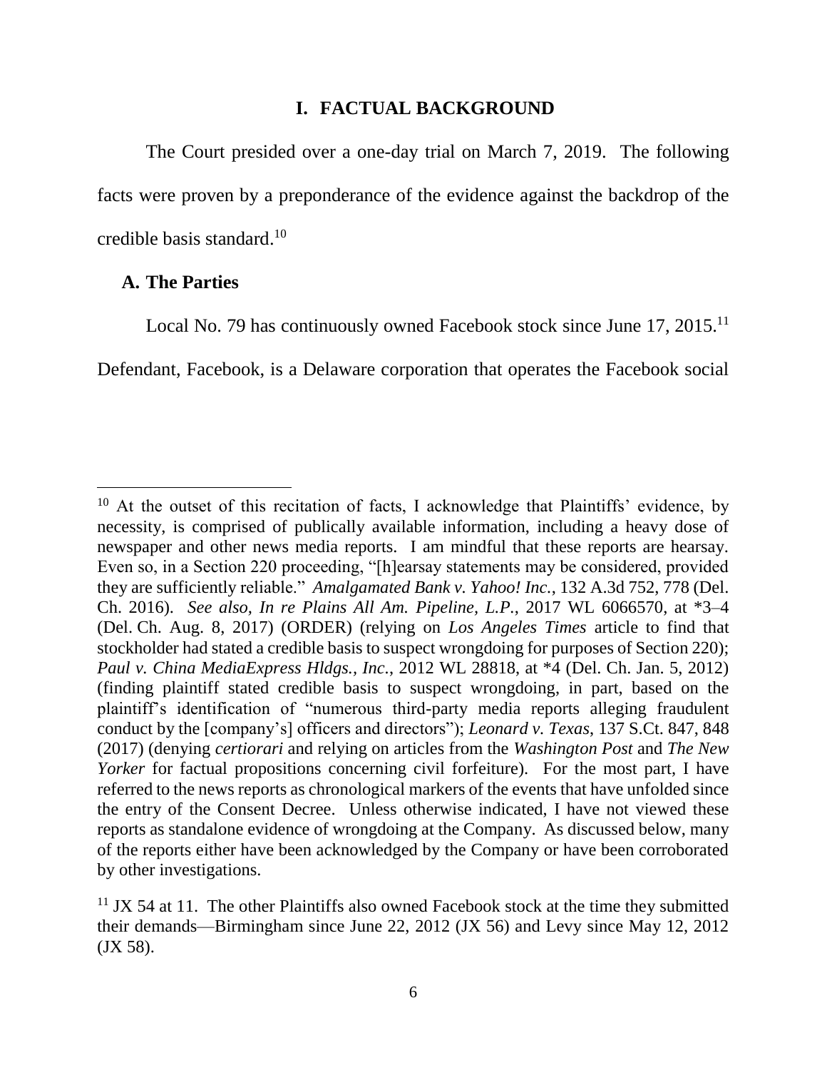# I. FACTUAL BACKGROUND

The Court presided over a one-day trial on March 7, 2019. The following facts were proven by a preponderance of the evidence against the backdrop of the credible basis standard.[10]

## A. The Parties

Local No. 79 has continuously owned Facebook stock since June 17, 2015.[11] Defendant, Facebook, is a Delaware corporation that operates the Facebook social

---

[10] At the outset of this recitation of facts, I acknowledge that Plaintiffs' evidence, by necessity, is comprised of publically available information, including a heavy dose of newspaper and other news media reports. I am mindful that these reports are hearsay. Even so, in a Section 220 proceeding, "[h]earsay statements may be considered, provided they are sufficiently reliable." *Amalgamated Bank v. Yahoo! Inc.*, 132 A.3d 752, 778 (Del. Ch. 2016). *See also, In re Plains All Am. Pipeline, L.P.*, 2017 WL 6066570, at *3–4 (Del. Ch. Aug. 8, 2017) (ORDER) (relying on *Los Angeles Times* article to find that stockholder had stated a credible basis to suspect wrongdoing for purposes of Section 220); *Paul v. China MediaExpress Hldgs., Inc.*, 2012 WL 28818, at *4 (Del. Ch. Jan. 5, 2012) (finding plaintiff stated credible basis to suspect wrongdoing, in part, based on the plaintiff's identification of "numerous third-party media reports alleging fraudulent conduct by the [company's] officers and directors"); *Leonard v. Texas*, 137 S.Ct. 847, 848 (2017) (denying *certiorari* and relying on articles from the *Washington Post* and *The New Yorker* for factual propositions concerning civil forfeiture). For the most part, I have referred to the news reports as chronological markers of the events that have unfolded since the entry of the Consent Decree. Unless otherwise indicated, I have not viewed these reports as standalone evidence of wrongdoing at the Company. As discussed below, many of the reports either have been acknowledged by the Company or have been corroborated by other investigations.

[11] JX 54 at 11. The other Plaintiffs also owned Facebook stock at the time they submitted their demands—Birmingham since June 22, 2012 (JX 56) and Levy since May 12, 2012 (JX 58).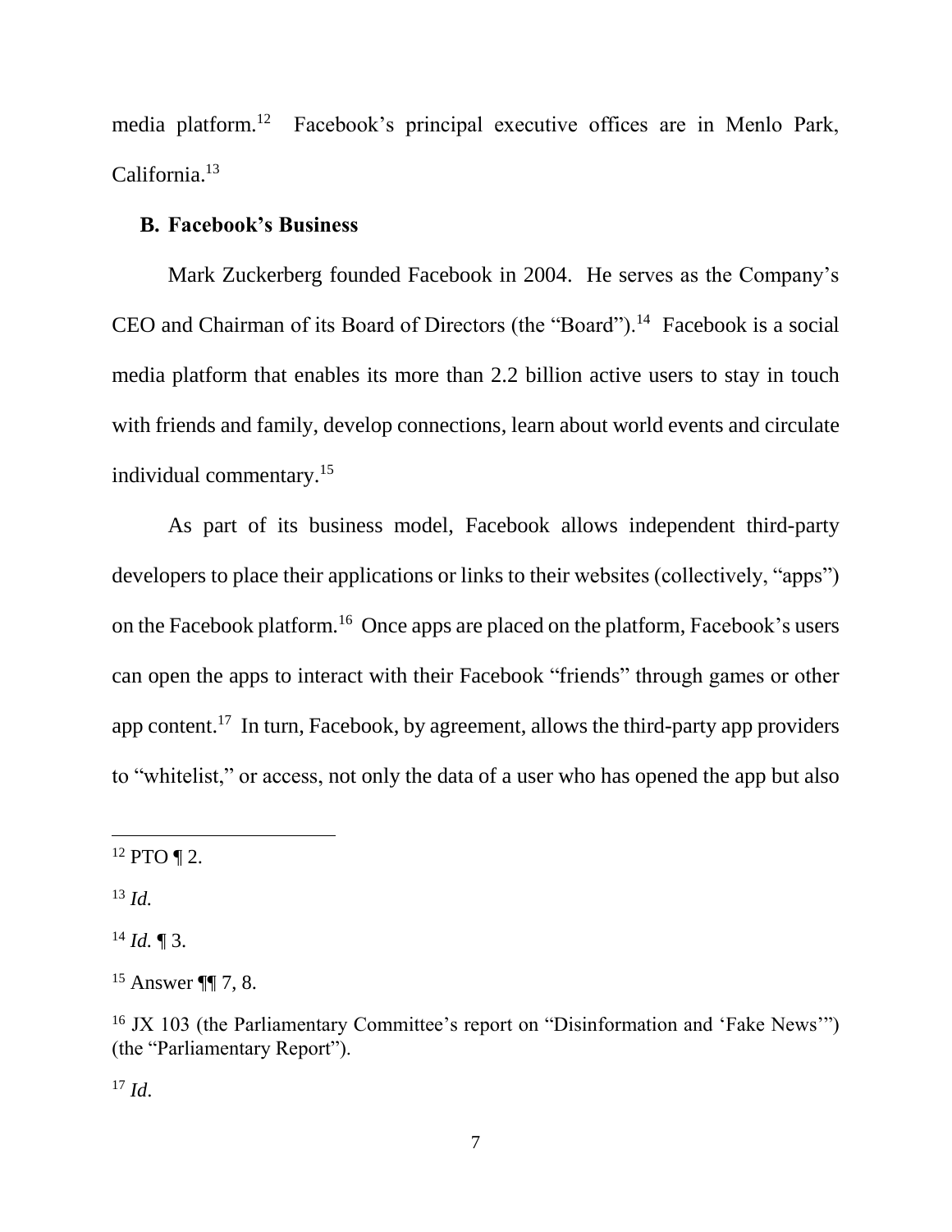media platform.[12] Facebook's principal executive offices are in Menlo Park, California.[13]

### B. Facebook's Business

Mark Zuckerberg founded Facebook in 2004. He serves as the Company's CEO and Chairman of its Board of Directors (the "Board").[14] Facebook is a social media platform that enables its more than 2.2 billion active users to stay in touch with friends and family, develop connections, learn about world events and circulate individual commentary.[15]

As part of its business model, Facebook allows independent third-party developers to place their applications or links to their websites (collectively, "apps") on the Facebook platform.[16] Once apps are placed on the platform, Facebook's users can open the apps to interact with their Facebook "friends" through games or other app content.[17] In turn, Facebook, by agreement, allows the third-party app providers to "whitelist," or access, not only the data of a user who has opened the app but also

---

[12] PTO ¶ 2.

[13] *Id.*

[14] *Id.* ¶ 3.

[15] Answer ¶¶ 7, 8.

[16] JX 103 (the Parliamentary Committee's report on "Disinformation and 'Fake News'") (the "Parliamentary Report").

[17] *Id*.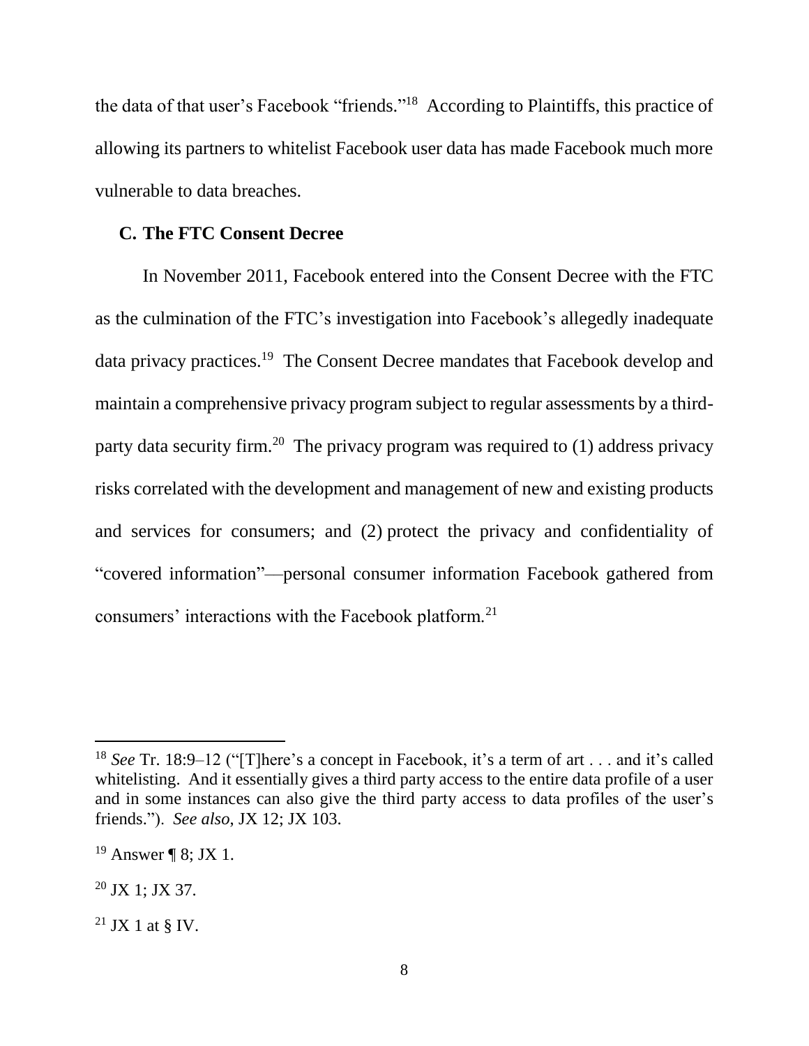the data of that user's Facebook "friends."[18] According to Plaintiffs, this practice of allowing its partners to whitelist Facebook user data has made Facebook much more vulnerable to data breaches.

### C. The FTC Consent Decree

In November 2011, Facebook entered into the Consent Decree with the FTC as the culmination of the FTC's investigation into Facebook's allegedly inadequate data privacy practices.[19] The Consent Decree mandates that Facebook develop and maintain a comprehensive privacy program subject to regular assessments by a third-party data security firm.[20] The privacy program was required to (1) address privacy risks correlated with the development and management of new and existing products and services for consumers; and (2) protect the privacy and confidentiality of "covered information"—personal consumer information Facebook gathered from consumers' interactions with the Facebook platform.[21]

---

[18] *See* Tr. 18:9–12 ("[T]here's a concept in Facebook, it's a term of art . . . and it's called whitelisting. And it essentially gives a third party access to the entire data profile of a user and in some instances can also give the third party access to data profiles of the user's friends."). *See also*, JX 12; JX 103.

[19] Answer ¶ 8; JX 1.

[20] JX 1; JX 37.

[21] JX 1 at § IV.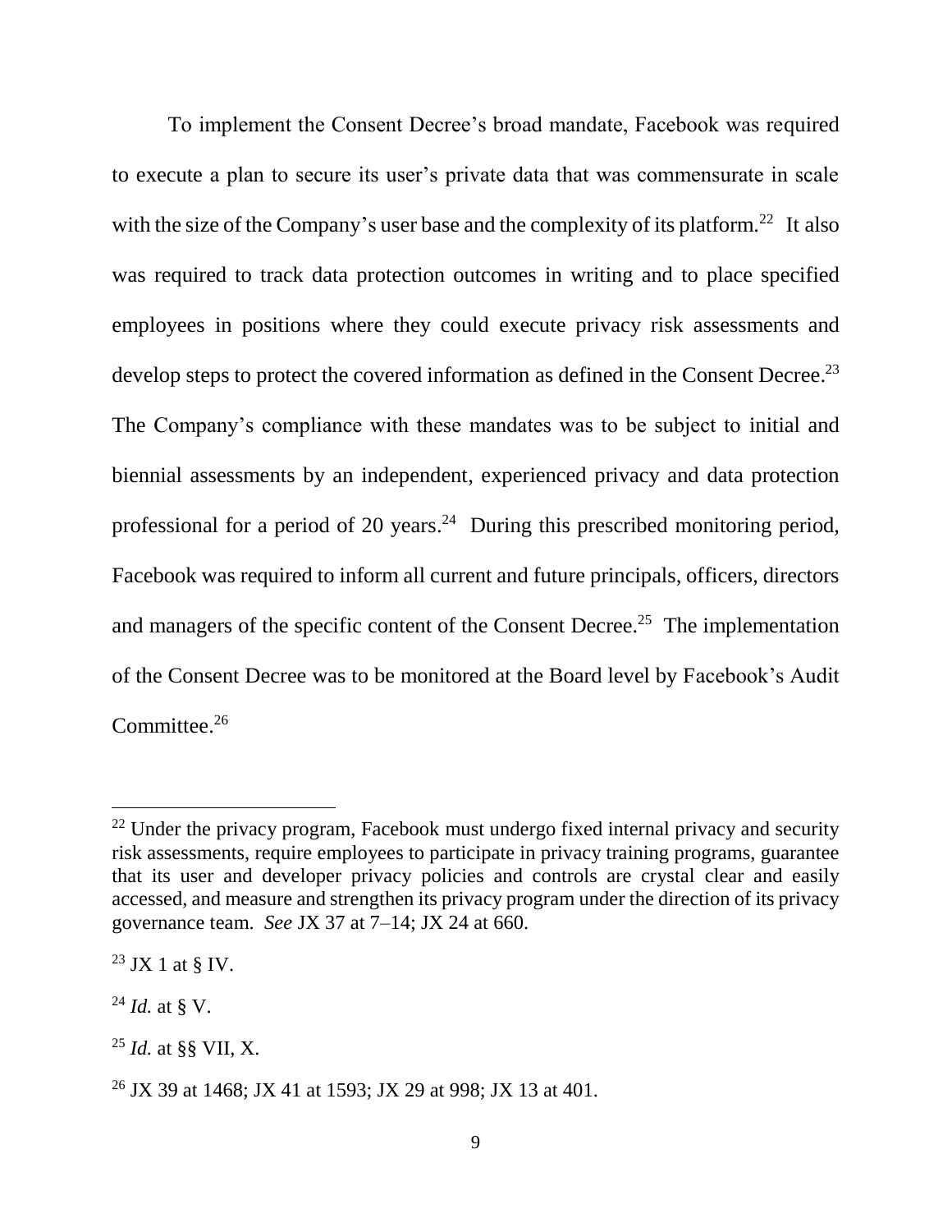To implement the Consent Decree's broad mandate, Facebook was required to execute a plan to secure its user's private data that was commensurate in scale with the size of the Company's user base and the complexity of its platform.[22] It also was required to track data protection outcomes in writing and to place specified employees in positions where they could execute privacy risk assessments and develop steps to protect the covered information as defined in the Consent Decree.[23] The Company's compliance with these mandates was to be subject to initial and biennial assessments by an independent, experienced privacy and data protection professional for a period of 20 years.[24] During this prescribed monitoring period, Facebook was required to inform all current and future principals, officers, directors and managers of the specific content of the Consent Decree.[25] The implementation of the Consent Decree was to be monitored at the Board level by Facebook's Audit Committee.[26]

---

[22] Under the privacy program, Facebook must undergo fixed internal privacy and security risk assessments, require employees to participate in privacy training programs, guarantee that its user and developer privacy policies and controls are crystal clear and easily accessed, and measure and strengthen its privacy program under the direction of its privacy governance team. *See* JX 37 at 7–14; JX 24 at 660.

[23] JX 1 at § IV.

[24] *Id.* at § V.

[25] *Id.* at §§ VII, X.

[26] JX 39 at 1468; JX 41 at 1593; JX 29 at 998; JX 13 at 401.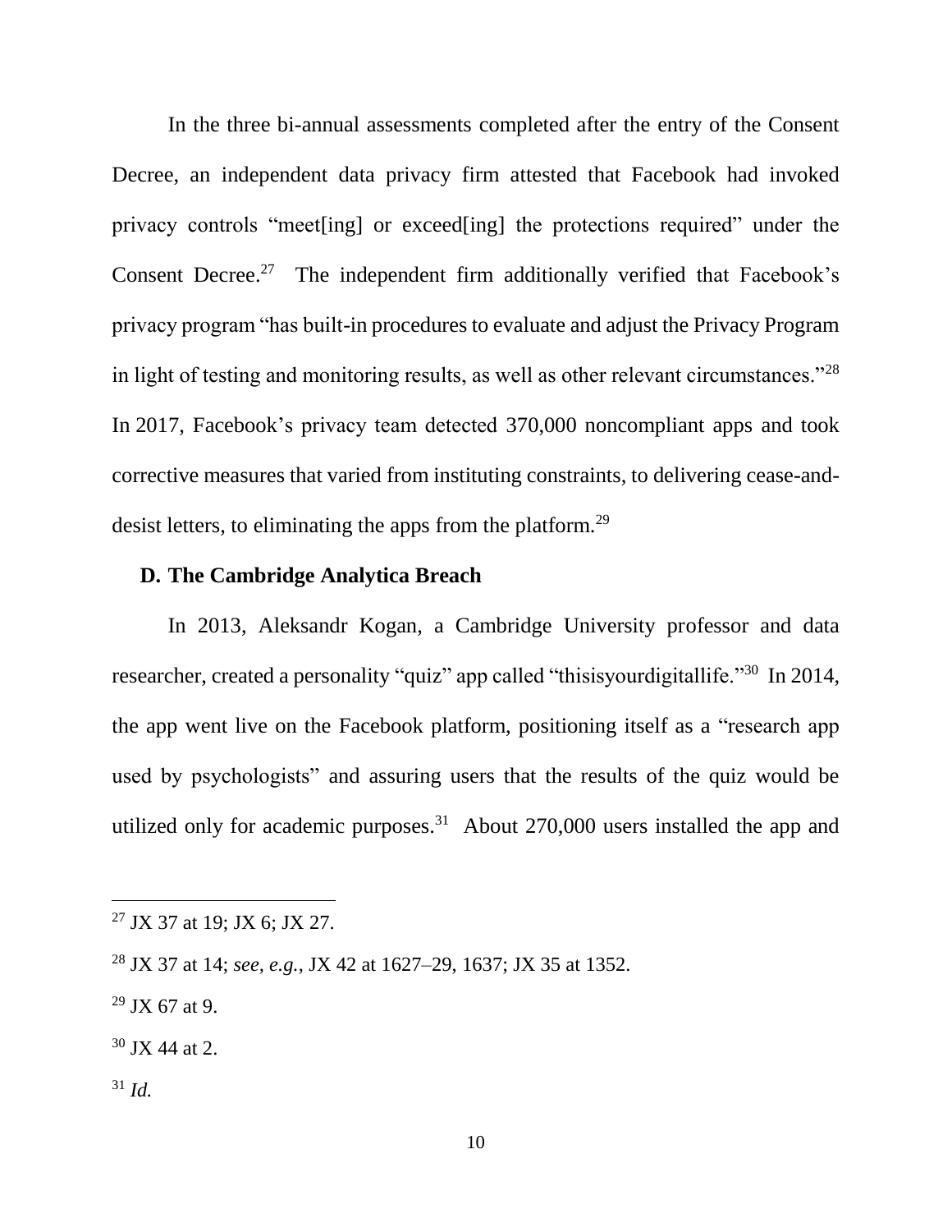In the three bi-annual assessments completed after the entry of the Consent Decree, an independent data privacy firm attested that Facebook had invoked privacy controls "meet[ing] or exceed[ing] the protections required" under the Consent Decree.[27] The independent firm additionally verified that Facebook's privacy program "has built-in procedures to evaluate and adjust the Privacy Program in light of testing and monitoring results, as well as other relevant circumstances."[28] In 2017, Facebook's privacy team detected 370,000 noncompliant apps and took corrective measures that varied from instituting constraints, to delivering cease-and-desist letters, to eliminating the apps from the platform.[29]

### D. The Cambridge Analytica Breach

In 2013, Aleksandr Kogan, a Cambridge University professor and data researcher, created a personality "quiz" app called "thisisyourdigitallife."[30] In 2014, the app went live on the Facebook platform, positioning itself as a "research app used by psychologists" and assuring users that the results of the quiz would be utilized only for academic purposes.[31] About 270,000 users installed the app and

---

[27] JX 37 at 19; JX 6; JX 27.

[28] JX 37 at 14; *see, e.g.*, JX 42 at 1627–29, 1637; JX 35 at 1352.

[29] JX 67 at 9.

[30] JX 44 at 2.

[31] *Id.*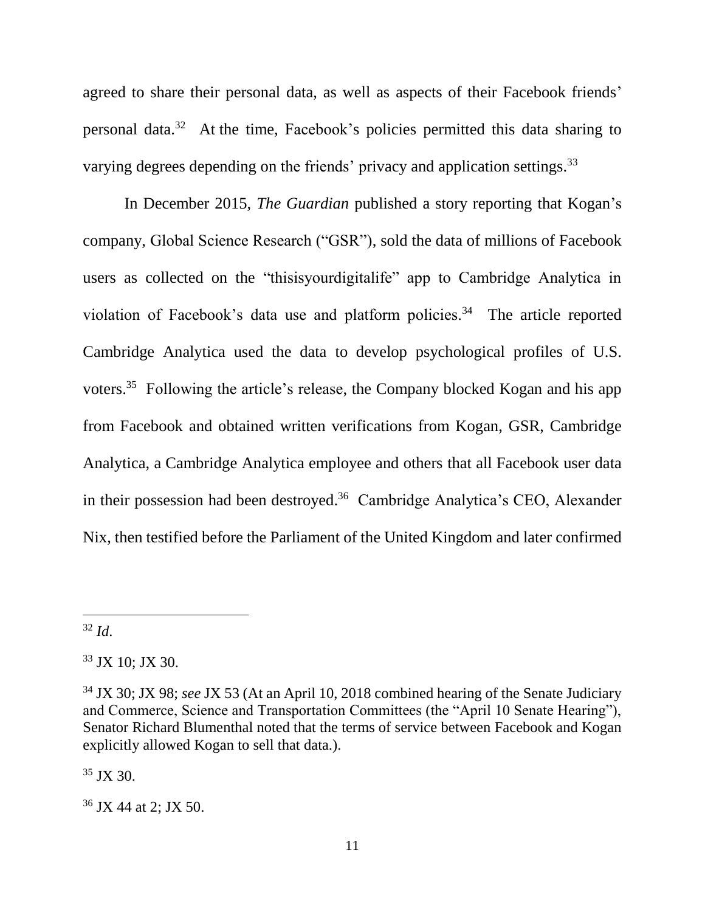agreed to share their personal data, as well as aspects of their Facebook friends' personal data.[32] At the time, Facebook's policies permitted this data sharing to varying degrees depending on the friends' privacy and application settings.[33]

In December 2015, *The Guardian* published a story reporting that Kogan's company, Global Science Research ("GSR"), sold the data of millions of Facebook users as collected on the "thisisyourdigitalife" app to Cambridge Analytica in violation of Facebook's data use and platform policies.[34] The article reported Cambridge Analytica used the data to develop psychological profiles of U.S. voters.[35] Following the article's release, the Company blocked Kogan and his app from Facebook and obtained written verifications from Kogan, GSR, Cambridge Analytica, a Cambridge Analytica employee and others that all Facebook user data in their possession had been destroyed.[36] Cambridge Analytica's CEO, Alexander Nix, then testified before the Parliament of the United Kingdom and later confirmed

---

[32] *Id*.

[33] JX 10; JX 30.

[34] JX 30; JX 98; *see* JX 53 (At an April 10, 2018 combined hearing of the Senate Judiciary and Commerce, Science and Transportation Committees (the "April 10 Senate Hearing"), Senator Richard Blumenthal noted that the terms of service between Facebook and Kogan explicitly allowed Kogan to sell that data.).

[35] JX 30.

[36] JX 44 at 2; JX 50.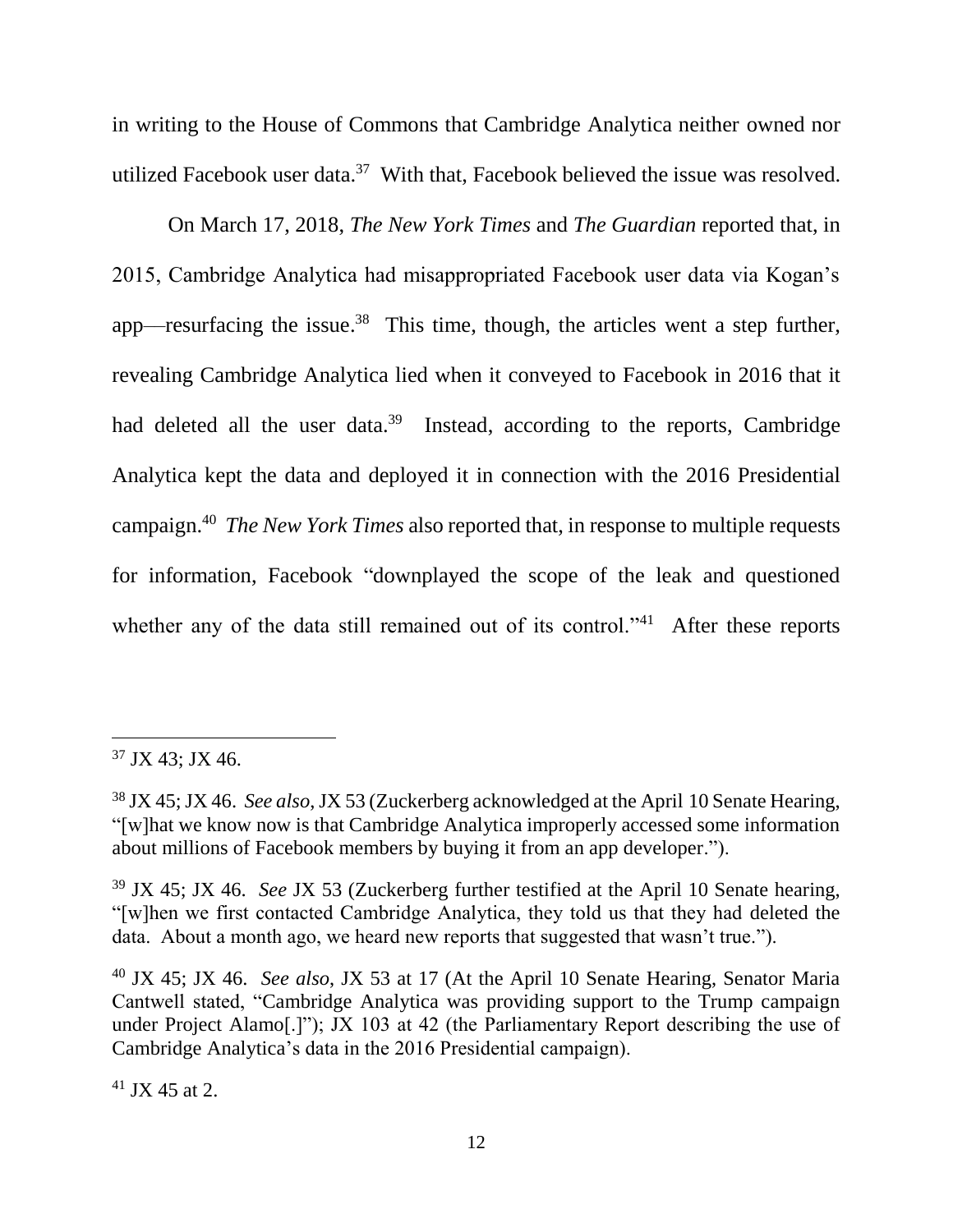in writing to the House of Commons that Cambridge Analytica neither owned nor utilized Facebook user data.[37] With that, Facebook believed the issue was resolved.

On March 17, 2018, *The New York Times* and *The Guardian* reported that, in 2015, Cambridge Analytica had misappropriated Facebook user data via Kogan's app—resurfacing the issue.[38] This time, though, the articles went a step further, revealing Cambridge Analytica lied when it conveyed to Facebook in 2016 that it had deleted all the user data.[39] Instead, according to the reports, Cambridge Analytica kept the data and deployed it in connection with the 2016 Presidential campaign.[40] *The New York Times* also reported that, in response to multiple requests for information, Facebook "downplayed the scope of the leak and questioned whether any of the data still remained out of its control."[41] After these reports

---

[37] JX 43; JX 46.

[38] JX 45; JX 46. *See also*, JX 53 (Zuckerberg acknowledged at the April 10 Senate Hearing, "[w]hat we know now is that Cambridge Analytica improperly accessed some information about millions of Facebook members by buying it from an app developer.").

[39] JX 45; JX 46. *See* JX 53 (Zuckerberg further testified at the April 10 Senate hearing, "[w]hen we first contacted Cambridge Analytica, they told us that they had deleted the data. About a month ago, we heard new reports that suggested that wasn't true.").

[40] JX 45; JX 46. *See also*, JX 53 at 17 (At the April 10 Senate Hearing, Senator Maria Cantwell stated, "Cambridge Analytica was providing support to the Trump campaign under Project Alamo[.]"); JX 103 at 42 (the Parliamentary Report describing the use of Cambridge Analytica's data in the 2016 Presidential campaign).

[41] JX 45 at 2.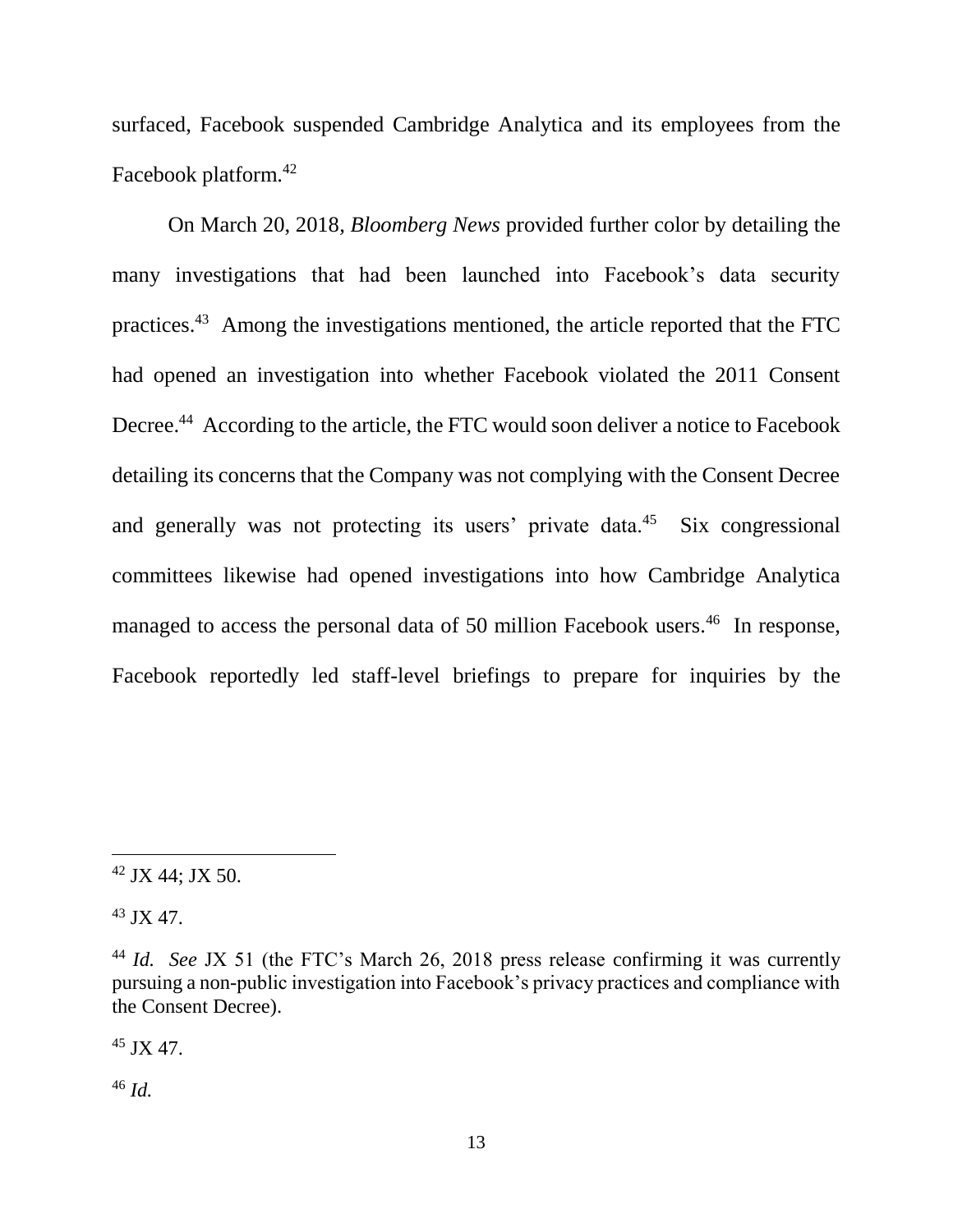surfaced, Facebook suspended Cambridge Analytica and its employees from the Facebook platform.[42]

On March 20, 2018, *Bloomberg News* provided further color by detailing the many investigations that had been launched into Facebook's data security practices.[43] Among the investigations mentioned, the article reported that the FTC had opened an investigation into whether Facebook violated the 2011 Consent Decree.[44] According to the article, the FTC would soon deliver a notice to Facebook detailing its concerns that the Company was not complying with the Consent Decree and generally was not protecting its users' private data.[45] Six congressional committees likewise had opened investigations into how Cambridge Analytica managed to access the personal data of 50 million Facebook users.[46] In response, Facebook reportedly led staff-level briefings to prepare for inquiries by the

---

[42] JX 44; JX 50.

[43] JX 47.

[44] *Id.* *See* JX 51 (the FTC's March 26, 2018 press release confirming it was currently pursuing a non-public investigation into Facebook's privacy practices and compliance with the Consent Decree).

[45] JX 47.

[46] *Id.*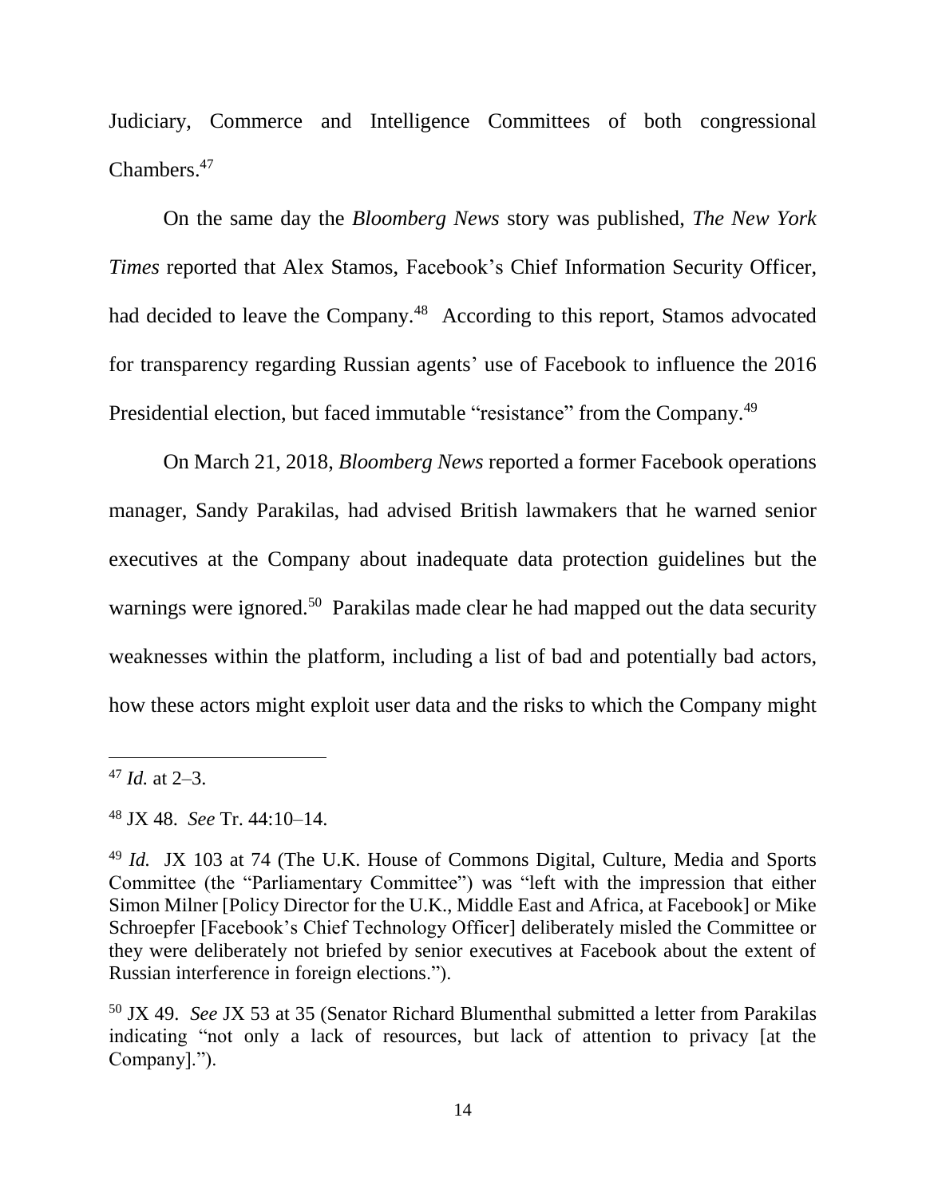Judiciary, Commerce and Intelligence Committees of both congressional Chambers.[47]

On the same day the *Bloomberg News* story was published, *The New York Times* reported that Alex Stamos, Facebook's Chief Information Security Officer, had decided to leave the Company.[48] According to this report, Stamos advocated for transparency regarding Russian agents' use of Facebook to influence the 2016 Presidential election, but faced immutable "resistance" from the Company.[49]

On March 21, 2018, *Bloomberg News* reported a former Facebook operations manager, Sandy Parakilas, had advised British lawmakers that he warned senior executives at the Company about inadequate data protection guidelines but the warnings were ignored.[50] Parakilas made clear he had mapped out the data security weaknesses within the platform, including a list of bad and potentially bad actors, how these actors might exploit user data and the risks to which the Company might

---

[47] *Id.* at 2–3.

[48] JX 48. *See* Tr. 44:10–14.

[49] *Id.* JX 103 at 74 (The U.K. House of Commons Digital, Culture, Media and Sports Committee (the "Parliamentary Committee") was "left with the impression that either Simon Milner [Policy Director for the U.K., Middle East and Africa, at Facebook] or Mike Schroepfer [Facebook's Chief Technology Officer] deliberately misled the Committee or they were deliberately not briefed by senior executives at Facebook about the extent of Russian interference in foreign elections.").

[50] JX 49. *See* JX 53 at 35 (Senator Richard Blumenthal submitted a letter from Parakilas indicating "not only a lack of resources, but lack of attention to privacy [at the Company].").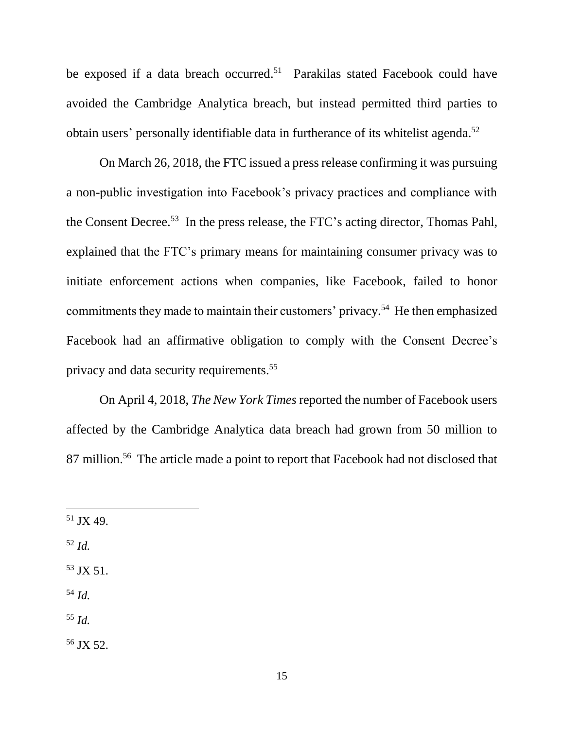be exposed if a data breach occurred.[51] Parakilas stated Facebook could have avoided the Cambridge Analytica breach, but instead permitted third parties to obtain users' personally identifiable data in furtherance of its whitelist agenda.[52]

On March 26, 2018, the FTC issued a press release confirming it was pursuing a non-public investigation into Facebook's privacy practices and compliance with the Consent Decree.[53] In the press release, the FTC's acting director, Thomas Pahl, explained that the FTC's primary means for maintaining consumer privacy was to initiate enforcement actions when companies, like Facebook, failed to honor commitments they made to maintain their customers' privacy.[54] He then emphasized Facebook had an affirmative obligation to comply with the Consent Decree's privacy and data security requirements.[55]

On April 4, 2018, *The New York Times* reported the number of Facebook users affected by the Cambridge Analytica data breach had grown from 50 million to 87 million.[56] The article made a point to report that Facebook had not disclosed that

---

[51] JX 49.

[52] *Id.*

[53] JX 51.

[54] *Id.*

[55] *Id.*

[56] JX 52.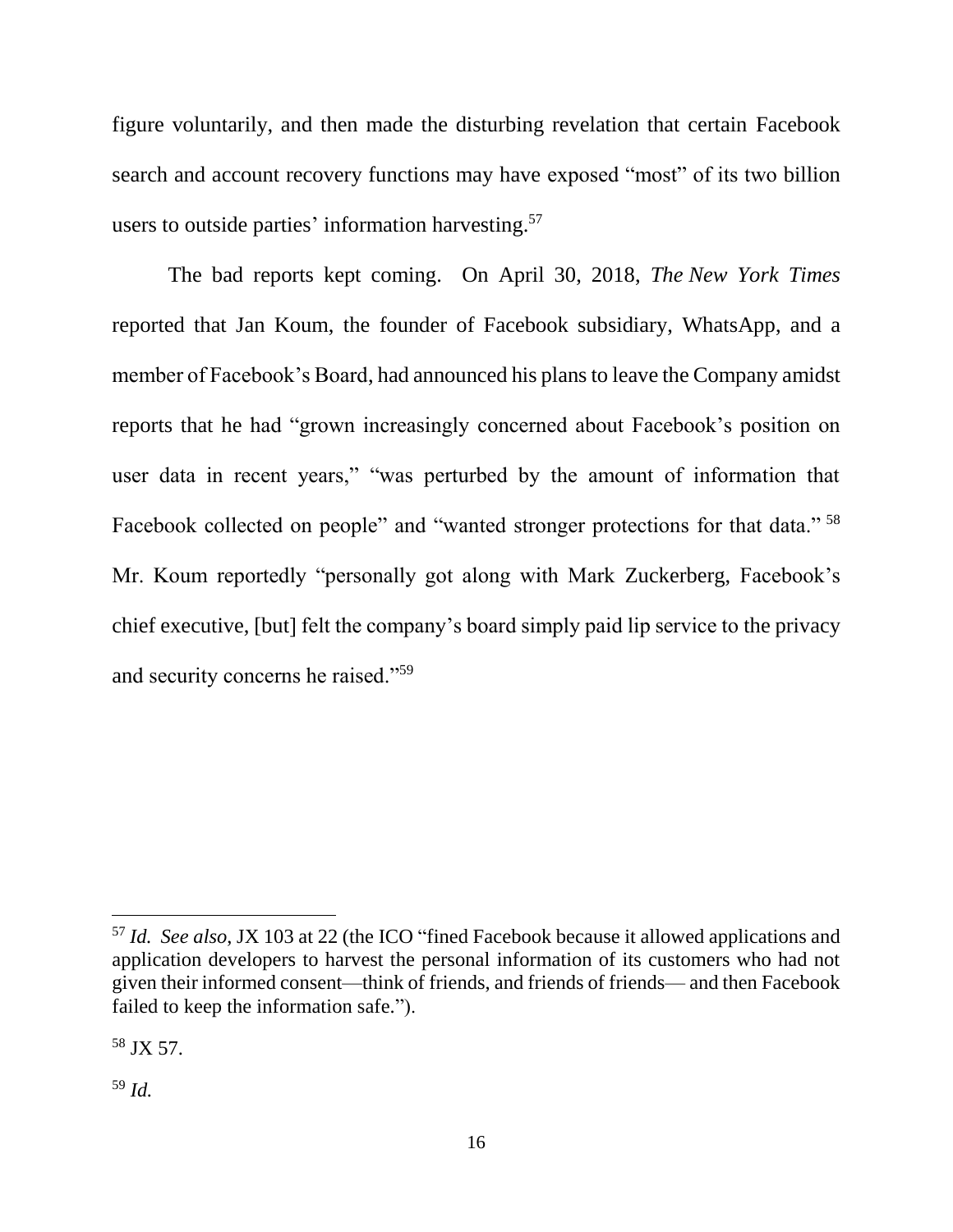figure voluntarily, and then made the disturbing revelation that certain Facebook search and account recovery functions may have exposed "most" of its two billion users to outside parties' information harvesting.[57]

The bad reports kept coming. On April 30, 2018, *The New York Times* reported that Jan Koum, the founder of Facebook subsidiary, WhatsApp, and a member of Facebook's Board, had announced his plans to leave the Company amidst reports that he had "grown increasingly concerned about Facebook's position on user data in recent years," "was perturbed by the amount of information that Facebook collected on people" and "wanted stronger protections for that data."[58] Mr. Koum reportedly "personally got along with Mark Zuckerberg, Facebook's chief executive, [but] felt the company's board simply paid lip service to the privacy and security concerns he raised."[59]

---

[57] *Id. See also*, JX 103 at 22 (the ICO "fined Facebook because it allowed applications and application developers to harvest the personal information of its customers who had not given their informed consent—think of friends, and friends of friends— and then Facebook failed to keep the information safe.").

[58] JX 57.

[59] *Id.*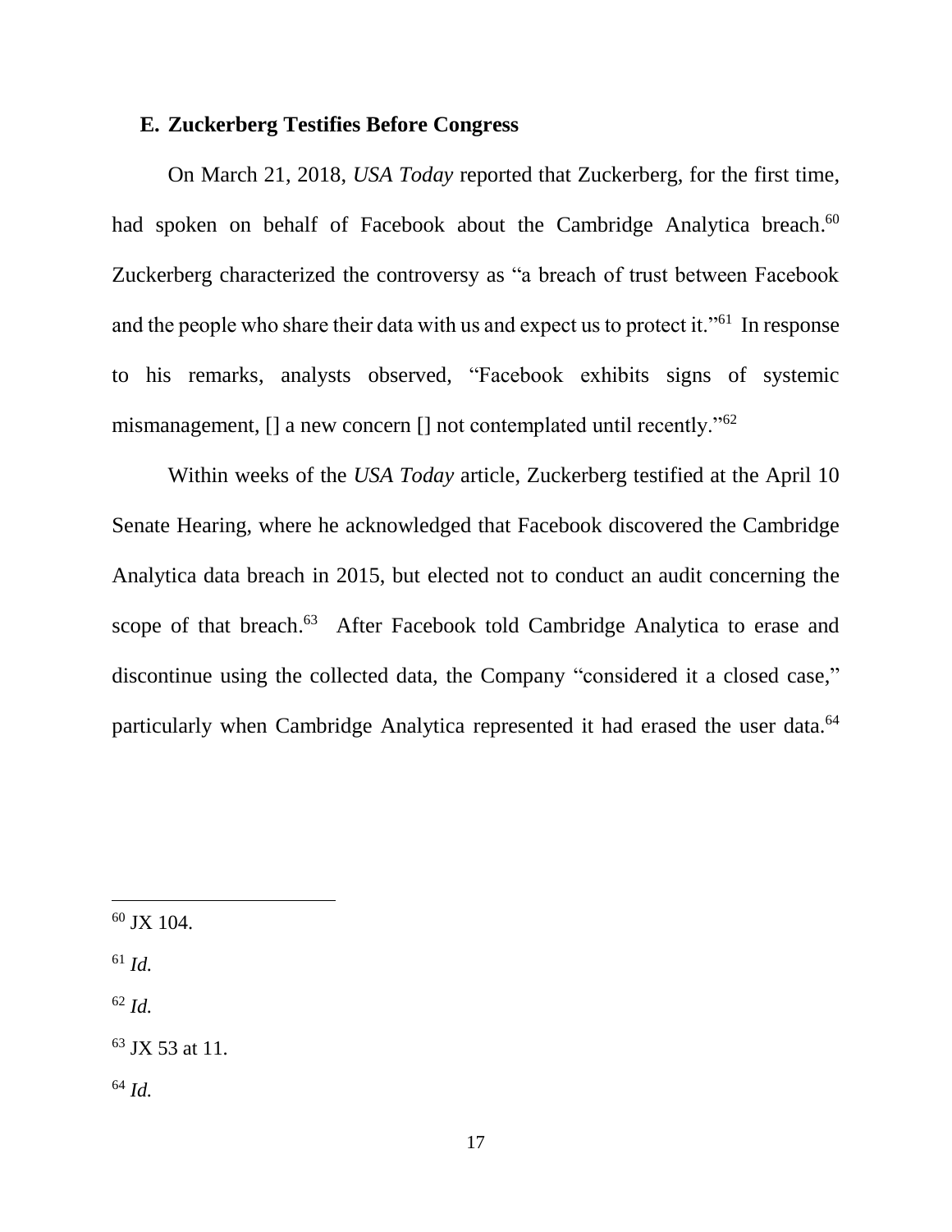### E. Zuckerberg Testifies Before Congress

On March 21, 2018, *USA Today* reported that Zuckerberg, for the first time, had spoken on behalf of Facebook about the Cambridge Analytica breach.[60] Zuckerberg characterized the controversy as "a breach of trust between Facebook and the people who share their data with us and expect us to protect it."[61] In response to his remarks, analysts observed, "Facebook exhibits signs of systemic mismanagement, [] a new concern [] not contemplated until recently."[62]

Within weeks of the *USA Today* article, Zuckerberg testified at the April 10 Senate Hearing, where he acknowledged that Facebook discovered the Cambridge Analytica data breach in 2015, but elected not to conduct an audit concerning the scope of that breach.[63] After Facebook told Cambridge Analytica to erase and discontinue using the collected data, the Company "considered it a closed case," particularly when Cambridge Analytica represented it had erased the user data.[64]

---

[60] JX 104.

[61] *Id.*

[62] *Id.*

[63] JX 53 at 11.

[64] *Id.*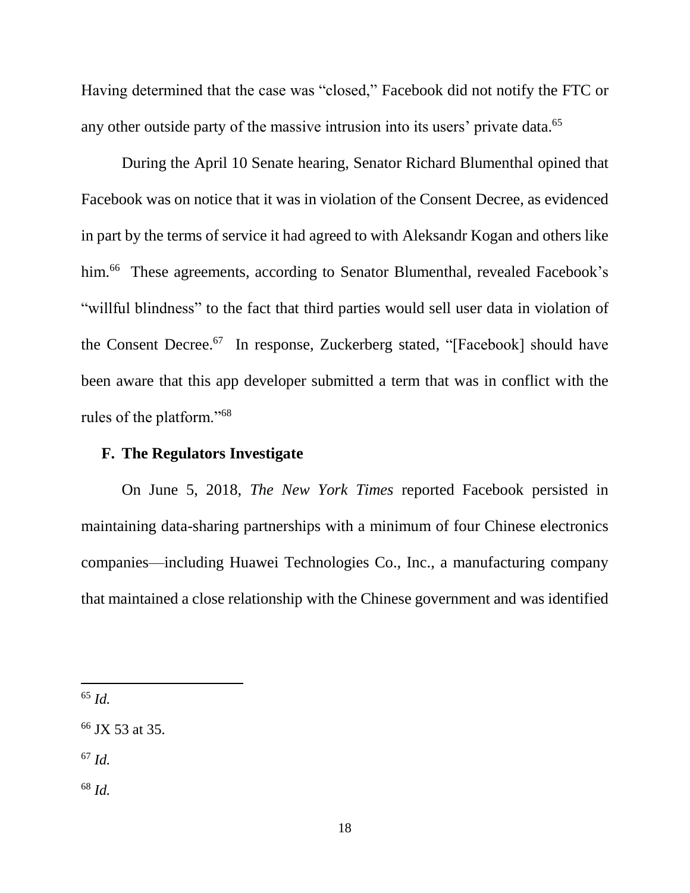Having determined that the case was "closed," Facebook did not notify the FTC or any other outside party of the massive intrusion into its users' private data.[65]

During the April 10 Senate hearing, Senator Richard Blumenthal opined that Facebook was on notice that it was in violation of the Consent Decree, as evidenced in part by the terms of service it had agreed to with Aleksandr Kogan and others like him.[66] These agreements, according to Senator Blumenthal, revealed Facebook's "willful blindness" to the fact that third parties would sell user data in violation of the Consent Decree.[67] In response, Zuckerberg stated, "[Facebook] should have been aware that this app developer submitted a term that was in conflict with the rules of the platform."[68]

### F. The Regulators Investigate

On June 5, 2018, *The New York Times* reported Facebook persisted in maintaining data-sharing partnerships with a minimum of four Chinese electronics companies—including Huawei Technologies Co., Inc., a manufacturing company that maintained a close relationship with the Chinese government and was identified

---

[65] *Id.*

[66] JX 53 at 35.

[67] *Id.*

[68] *Id.*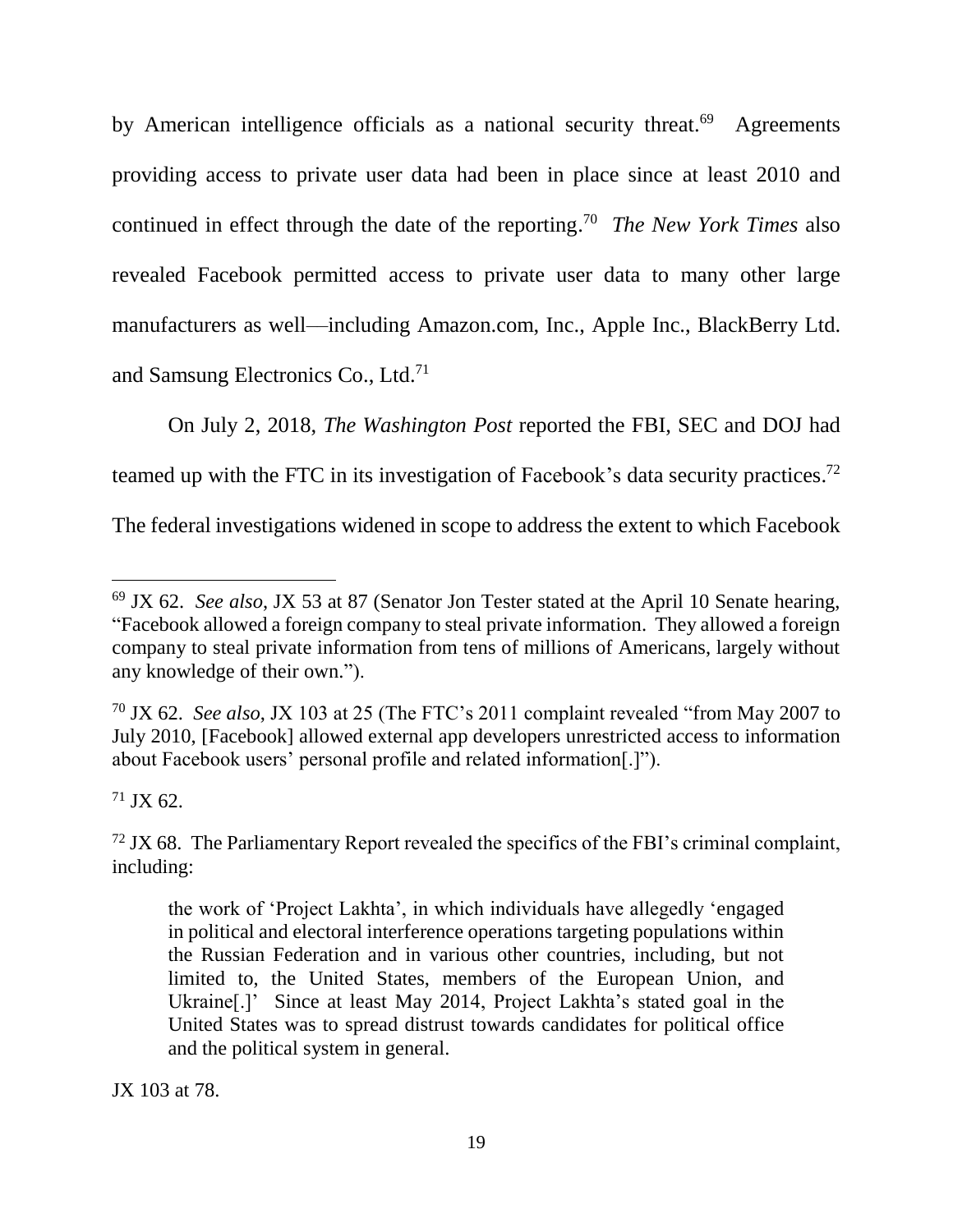by American intelligence officials as a national security threat.[69] Agreements providing access to private user data had been in place since at least 2010 and continued in effect through the date of the reporting.[70] *The New York Times* also revealed Facebook permitted access to private user data to many other large manufacturers as well—including Amazon.com, Inc., Apple Inc., BlackBerry Ltd. and Samsung Electronics Co., Ltd.[71]

On July 2, 2018, *The Washington Post* reported the FBI, SEC and DOJ had teamed up with the FTC in its investigation of Facebook's data security practices.[72] The federal investigations widened in scope to address the extent to which Facebook

---

[69] JX 62. *See also*, JX 53 at 87 (Senator Jon Tester stated at the April 10 Senate hearing, "Facebook allowed a foreign company to steal private information. They allowed a foreign company to steal private information from tens of millions of Americans, largely without any knowledge of their own.").

[70] JX 62. *See also*, JX 103 at 25 (The FTC's 2011 complaint revealed "from May 2007 to July 2010, [Facebook] allowed external app developers unrestricted access to information about Facebook users' personal profile and related information[.]").

[71] JX 62.

[72] JX 68. The Parliamentary Report revealed the specifics of the FBI's criminal complaint, including:

> the work of 'Project Lakhta', in which individuals have allegedly 'engaged in political and electoral interference operations targeting populations within the Russian Federation and in various other countries, including, but not limited to, the United States, members of the European Union, and Ukraine[.]' Since at least May 2014, Project Lakhta's stated goal in the United States was to spread distrust towards candidates for political office and the political system in general.

JX 103 at 78.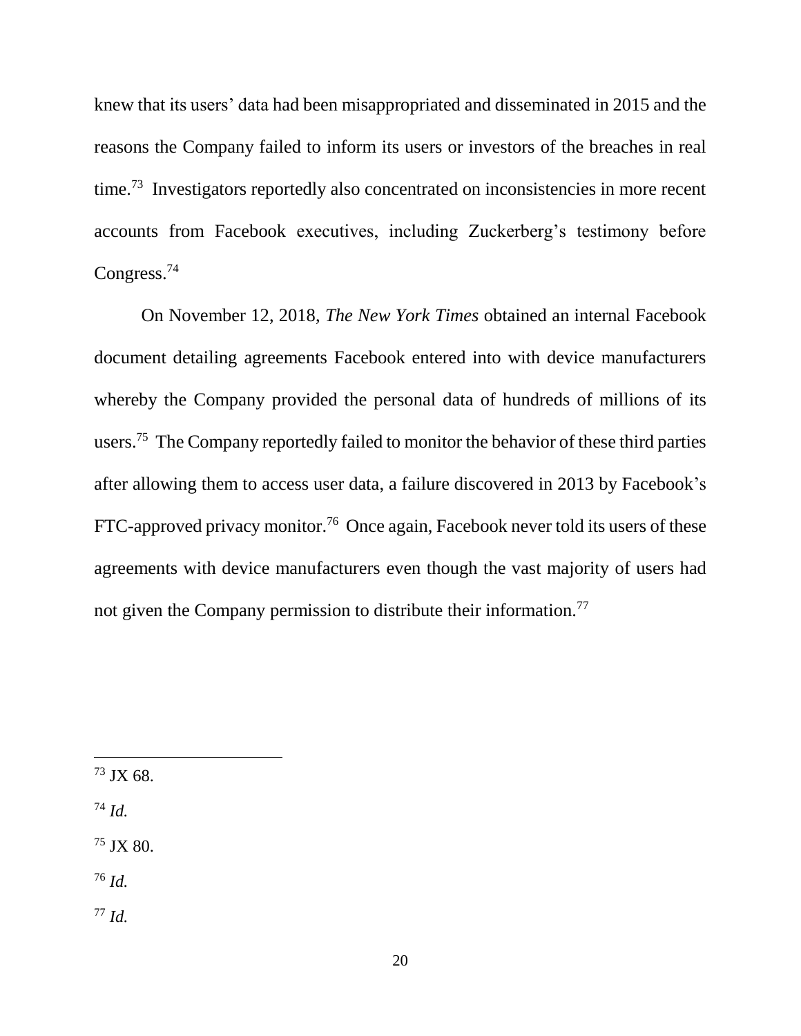knew that its users' data had been misappropriated and disseminated in 2015 and the reasons the Company failed to inform its users or investors of the breaches in real time.[73] Investigators reportedly also concentrated on inconsistencies in more recent accounts from Facebook executives, including Zuckerberg's testimony before Congress.[74]

On November 12, 2018, *The New York Times* obtained an internal Facebook document detailing agreements Facebook entered into with device manufacturers whereby the Company provided the personal data of hundreds of millions of its users.[75] The Company reportedly failed to monitor the behavior of these third parties after allowing them to access user data, a failure discovered in 2013 by Facebook's FTC-approved privacy monitor.[76] Once again, Facebook never told its users of these agreements with device manufacturers even though the vast majority of users had not given the Company permission to distribute their information.[77]

---

[73] JX 68.

[74] *Id.*

[75] JX 80.

[76] *Id.*

[77] *Id.*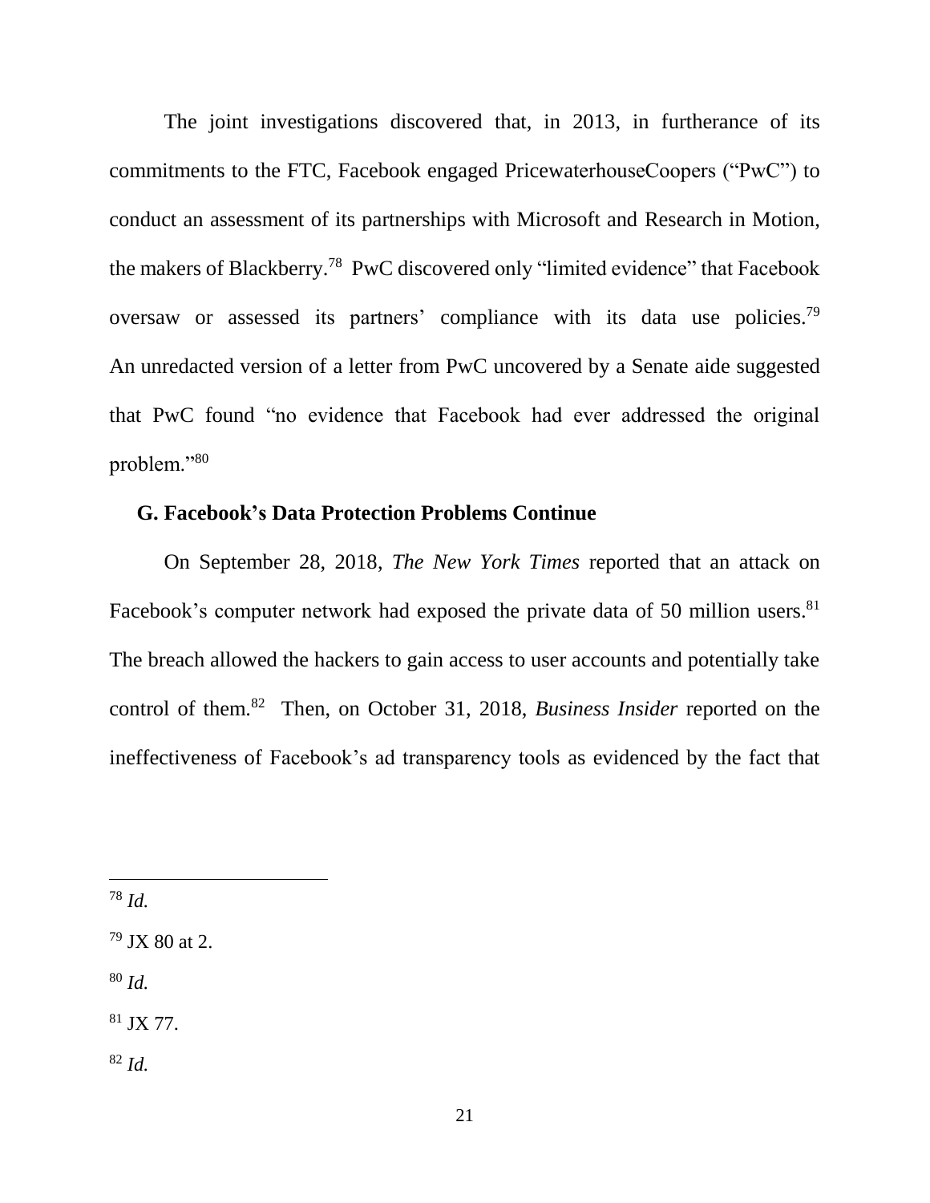The joint investigations discovered that, in 2013, in furtherance of its commitments to the FTC, Facebook engaged PricewaterhouseCoopers ("PwC") to conduct an assessment of its partnerships with Microsoft and Research in Motion, the makers of Blackberry.[78] PwC discovered only "limited evidence" that Facebook oversaw or assessed its partners' compliance with its data use policies.[79] An unredacted version of a letter from PwC uncovered by a Senate aide suggested that PwC found "no evidence that Facebook had ever addressed the original problem."[80]

### G. Facebook's Data Protection Problems Continue

On September 28, 2018, *The New York Times* reported that an attack on Facebook's computer network had exposed the private data of 50 million users.[81] The breach allowed the hackers to gain access to user accounts and potentially take control of them.[82] Then, on October 31, 2018, *Business Insider* reported on the ineffectiveness of Facebook's ad transparency tools as evidenced by the fact that

---

[78] *Id.*

[79] JX 80 at 2.

[80] *Id.*

[81] JX 77.

[82] *Id.*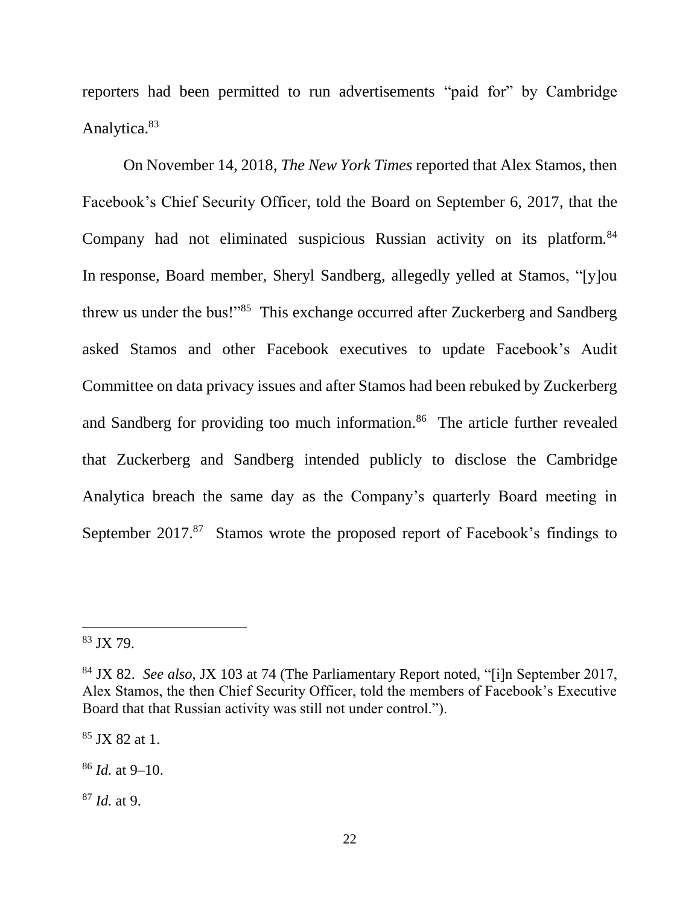reporters had been permitted to run advertisements "paid for" by Cambridge Analytica.[83]

On November 14, 2018, *The New York Times* reported that Alex Stamos, then Facebook's Chief Security Officer, told the Board on September 6, 2017, that the Company had not eliminated suspicious Russian activity on its platform.[84] In response, Board member, Sheryl Sandberg, allegedly yelled at Stamos, "[y]ou threw us under the bus!"[85] This exchange occurred after Zuckerberg and Sandberg asked Stamos and other Facebook executives to update Facebook's Audit Committee on data privacy issues and after Stamos had been rebuked by Zuckerberg and Sandberg for providing too much information.[86] The article further revealed that Zuckerberg and Sandberg intended publicly to disclose the Cambridge Analytica breach the same day as the Company's quarterly Board meeting in September 2017.[87] Stamos wrote the proposed report of Facebook's findings to

---

[83] JX 79.

[84] JX 82. *See also*, JX 103 at 74 (The Parliamentary Report noted, "[i]n September 2017, Alex Stamos, the then Chief Security Officer, told the members of Facebook's Executive Board that that Russian activity was still not under control.").

[85] JX 82 at 1.

[86] *Id.* at 9–10.

[87] *Id.* at 9.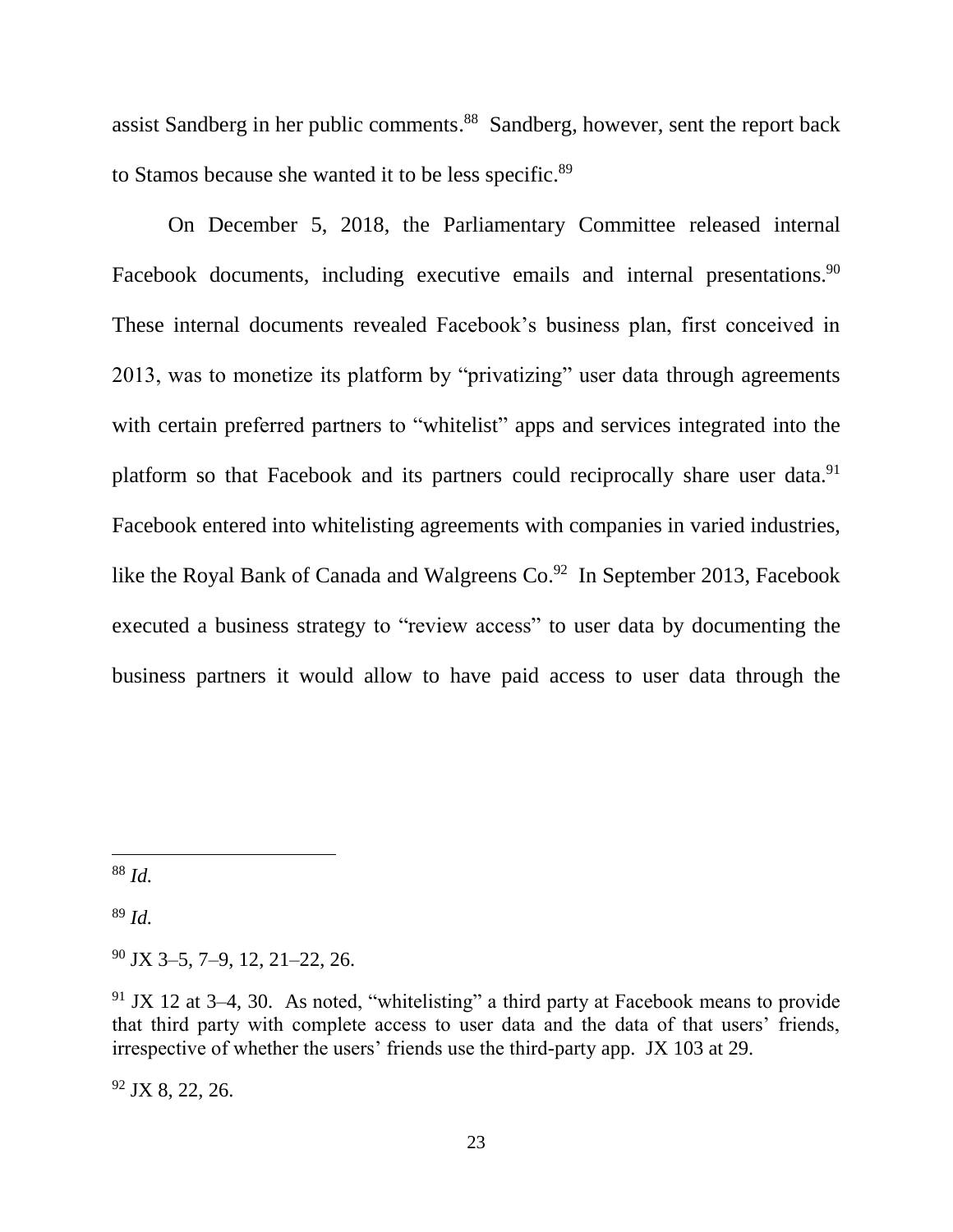assist Sandberg in her public comments.[88] Sandberg, however, sent the report back to Stamos because she wanted it to be less specific.[89]

On December 5, 2018, the Parliamentary Committee released internal Facebook documents, including executive emails and internal presentations.[90] These internal documents revealed Facebook's business plan, first conceived in 2013, was to monetize its platform by "privatizing" user data through agreements with certain preferred partners to "whitelist" apps and services integrated into the platform so that Facebook and its partners could reciprocally share user data.[91] Facebook entered into whitelisting agreements with companies in varied industries, like the Royal Bank of Canada and Walgreens Co.[92] In September 2013, Facebook executed a business strategy to "review access" to user data by documenting the business partners it would allow to have paid access to user data through the

---

[88] *Id.*

[89] *Id.*

[90] JX 3–5, 7–9, 12, 21–22, 26.

[91] JX 12 at 3–4, 30. As noted, "whitelisting" a third party at Facebook means to provide that third party with complete access to user data and the data of that users' friends, irrespective of whether the users' friends use the third-party app. JX 103 at 29.

[92] JX 8, 22, 26.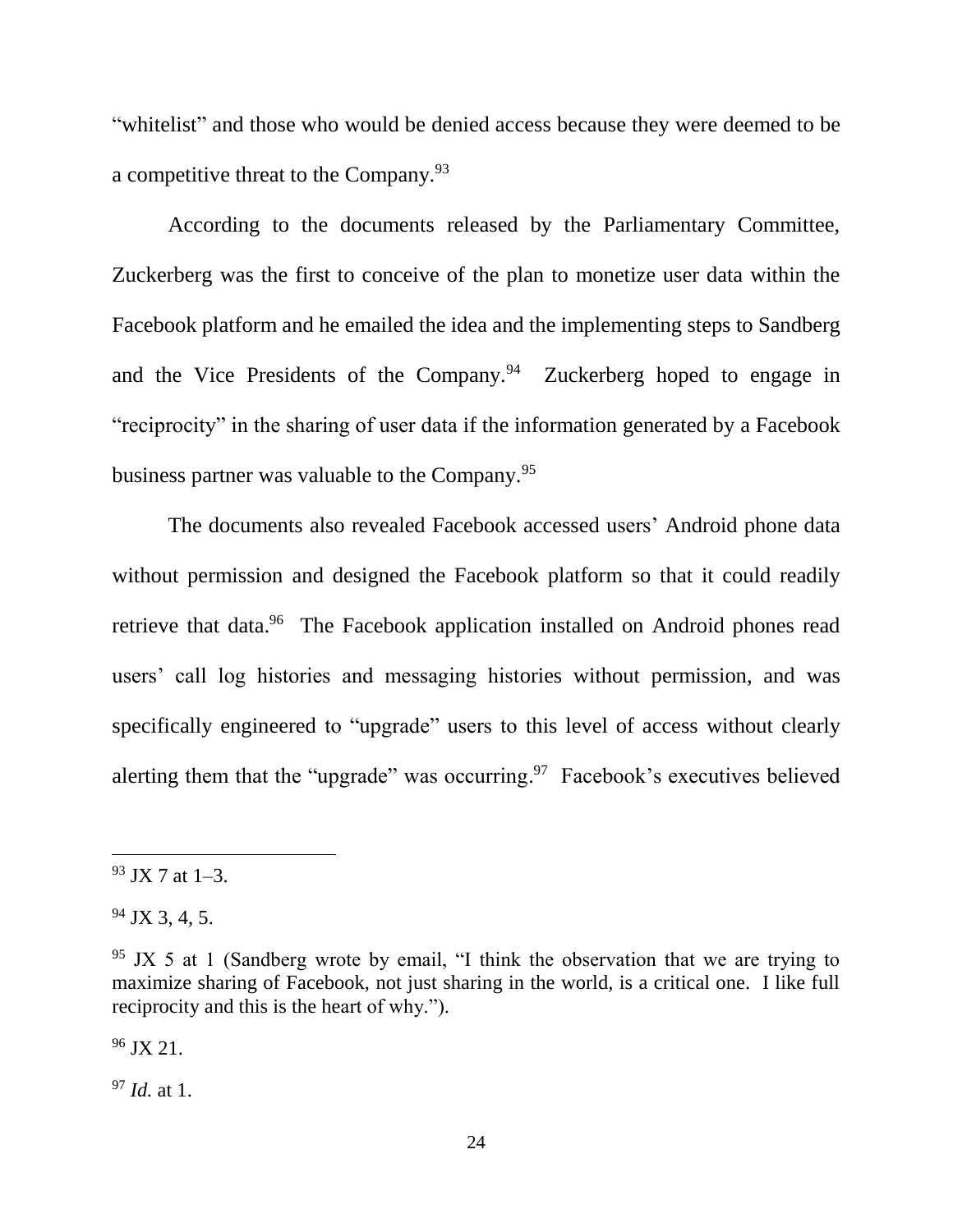"whitelist" and those who would be denied access because they were deemed to be a competitive threat to the Company.[93]

According to the documents released by the Parliamentary Committee, Zuckerberg was the first to conceive of the plan to monetize user data within the Facebook platform and he emailed the idea and the implementing steps to Sandberg and the Vice Presidents of the Company.[94] Zuckerberg hoped to engage in "reciprocity" in the sharing of user data if the information generated by a Facebook business partner was valuable to the Company.[95]

The documents also revealed Facebook accessed users' Android phone data without permission and designed the Facebook platform so that it could readily retrieve that data.[96] The Facebook application installed on Android phones read users' call log histories and messaging histories without permission, and was specifically engineered to "upgrade" users to this level of access without clearly alerting them that the "upgrade" was occurring.[97] Facebook's executives believed

---

[93] JX 7 at 1–3.

[94] JX 3, 4, 5.

[95] JX 5 at 1 (Sandberg wrote by email, "I think the observation that we are trying to maximize sharing of Facebook, not just sharing in the world, is a critical one. I like full reciprocity and this is the heart of why.").

[96] JX 21.

[97] *Id.* at 1.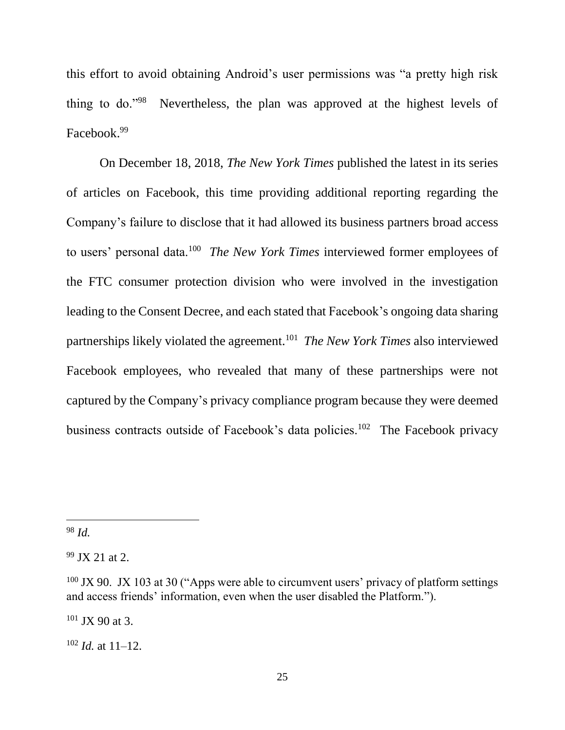this effort to avoid obtaining Android's user permissions was "a pretty high risk thing to do."[98] Nevertheless, the plan was approved at the highest levels of Facebook.[99]

On December 18, 2018, *The New York Times* published the latest in its series of articles on Facebook, this time providing additional reporting regarding the Company's failure to disclose that it had allowed its business partners broad access to users' personal data.[100] *The New York Times* interviewed former employees of the FTC consumer protection division who were involved in the investigation leading to the Consent Decree, and each stated that Facebook's ongoing data sharing partnerships likely violated the agreement.[101] *The New York Times* also interviewed Facebook employees, who revealed that many of these partnerships were not captured by the Company's privacy compliance program because they were deemed business contracts outside of Facebook's data policies.[102] The Facebook privacy

---

[98] *Id.*

[99] JX 21 at 2.

[100] JX 90. JX 103 at 30 ("Apps were able to circumvent users' privacy of platform settings and access friends' information, even when the user disabled the Platform.").

[101] JX 90 at 3.

[102] *Id.* at 11–12.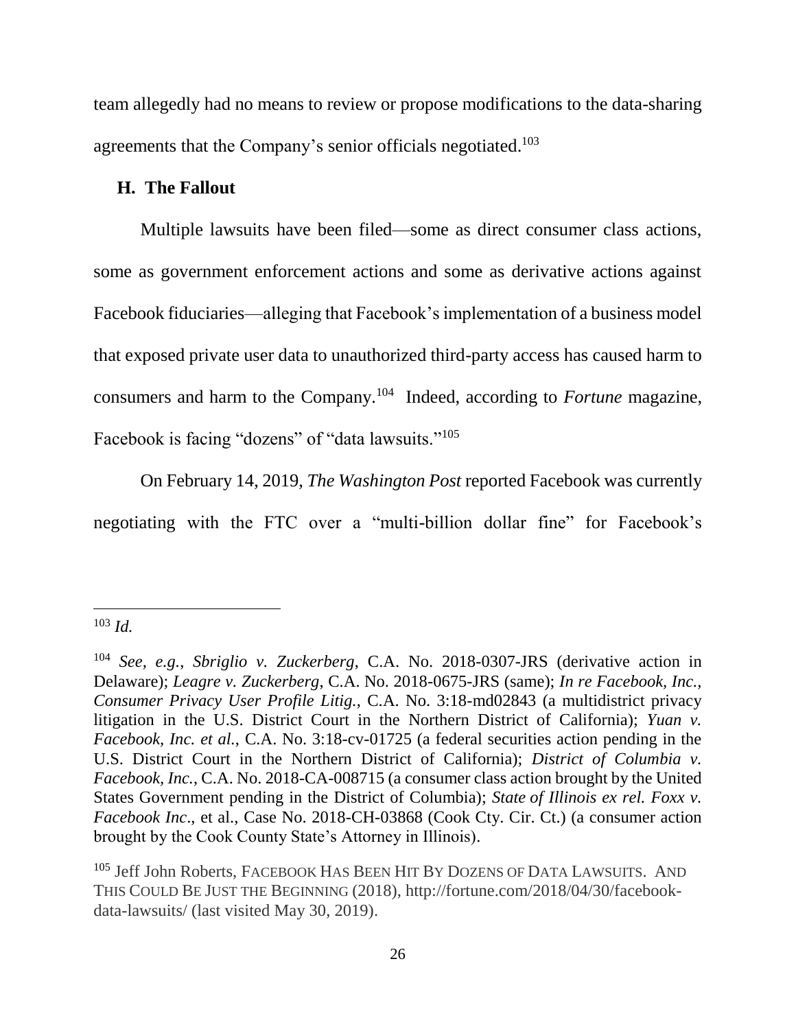team allegedly had no means to review or propose modifications to the data-sharing agreements that the Company's senior officials negotiated.[103]

### H. The Fallout

Multiple lawsuits have been filed—some as direct consumer class actions, some as government enforcement actions and some as derivative actions against Facebook fiduciaries—alleging that Facebook's implementation of a business model that exposed private user data to unauthorized third-party access has caused harm to consumers and harm to the Company.[104] Indeed, according to *Fortune* magazine, Facebook is facing "dozens" of "data lawsuits."[105]

On February 14, 2019, *The Washington Post* reported Facebook was currently negotiating with the FTC over a "multi-billion dollar fine" for Facebook's

---

[103] *Id.*

[104] *See, e.g.*, *Sbriglio v. Zuckerberg*, C.A. No. 2018-0307-JRS (derivative action in Delaware); *Leagre v. Zuckerberg*, C.A. No. 2018-0675-JRS (same); *In re Facebook, Inc., Consumer Privacy User Profile Litig.*, C.A. No. 3:18-md02843 (a multidistrict privacy litigation in the U.S. District Court in the Northern District of California); *Yuan v. Facebook, Inc. et al.*, C.A. No. 3:18-cv-01725 (a federal securities action pending in the U.S. District Court in the Northern District of California); *District of Columbia v. Facebook, Inc.*, C.A. No. 2018-CA-008715 (a consumer class action brought by the United States Government pending in the District of Columbia); *State of Illinois ex rel. Foxx v. Facebook Inc*., et al., Case No. 2018-CH-03868 (Cook Cty. Cir. Ct.) (a consumer action brought by the Cook County State's Attorney in Illinois).

[105] Jeff John Roberts, FACEBOOK HAS BEEN HIT BY DOZENS OF DATA LAWSUITS. AND THIS COULD BE JUST THE BEGINNING (2018), http://fortune.com/2018/04/30/facebook-data-lawsuits/ (last visited May 30, 2019).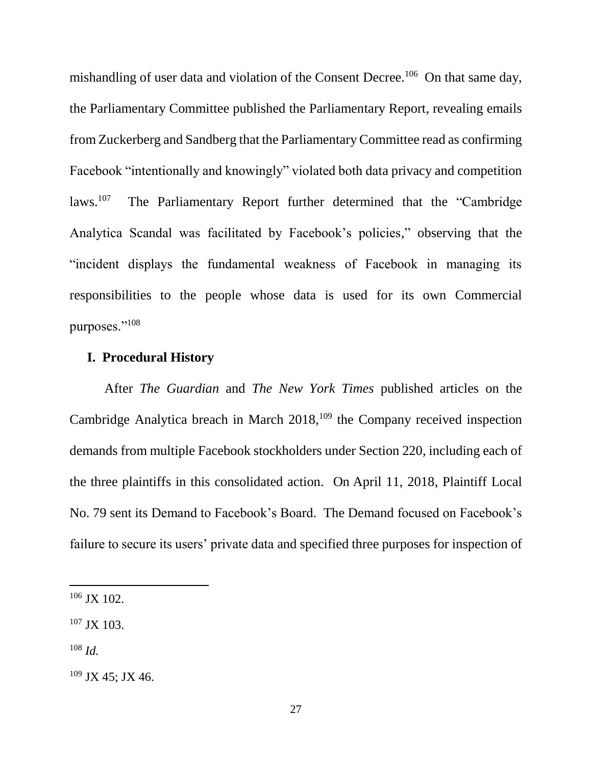mishandling of user data and violation of the Consent Decree.[106] On that same day, the Parliamentary Committee published the Parliamentary Report, revealing emails from Zuckerberg and Sandberg that the Parliamentary Committee read as confirming Facebook "intentionally and knowingly" violated both data privacy and competition laws.[107] The Parliamentary Report further determined that the "Cambridge Analytica Scandal was facilitated by Facebook's policies," observing that the "incident displays the fundamental weakness of Facebook in managing its responsibilities to the people whose data is used for its own Commercial purposes."[108]

## I. Procedural History

After *The Guardian* and *The New York Times* published articles on the Cambridge Analytica breach in March 2018,[109] the Company received inspection demands from multiple Facebook stockholders under Section 220, including each of the three plaintiffs in this consolidated action. On April 11, 2018, Plaintiff Local No. 79 sent its Demand to Facebook's Board. The Demand focused on Facebook's failure to secure its users' private data and specified three purposes for inspection of

---

[106] JX 102.

[107] JX 103.

[108] *Id.*

[109] JX 45; JX 46.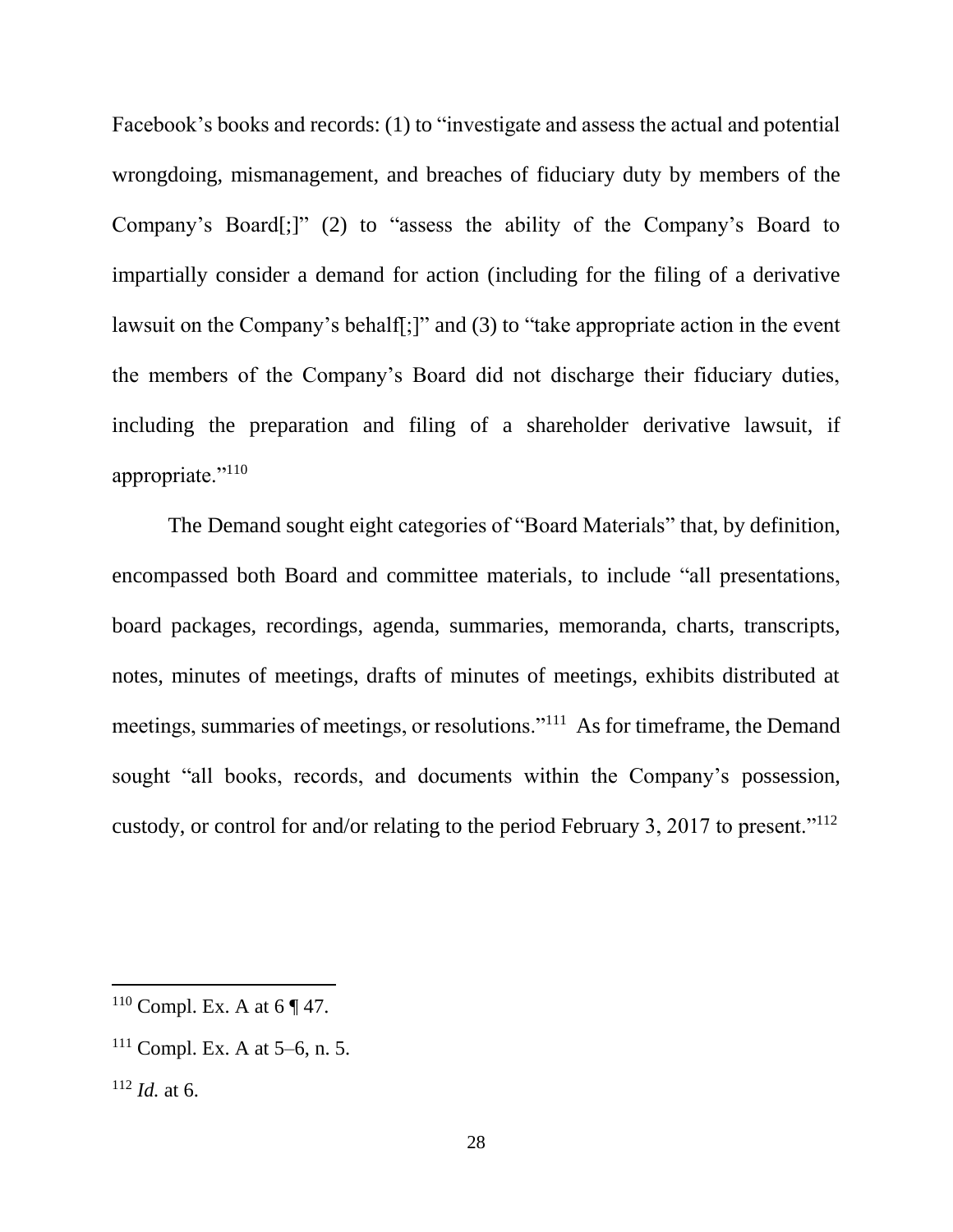Facebook's books and records: (1) to "investigate and assess the actual and potential wrongdoing, mismanagement, and breaches of fiduciary duty by members of the Company's Board[;]" (2) to "assess the ability of the Company's Board to impartially consider a demand for action (including for the filing of a derivative lawsuit on the Company's behalf[;]" and (3) to "take appropriate action in the event the members of the Company's Board did not discharge their fiduciary duties, including the preparation and filing of a shareholder derivative lawsuit, if appropriate."[110]

The Demand sought eight categories of "Board Materials" that, by definition, encompassed both Board and committee materials, to include "all presentations, board packages, recordings, agenda, summaries, memoranda, charts, transcripts, notes, minutes of meetings, drafts of minutes of meetings, exhibits distributed at meetings, summaries of meetings, or resolutions."[111] As for timeframe, the Demand sought "all books, records, and documents within the Company's possession, custody, or control for and/or relating to the period February 3, 2017 to present."[112]

---

[110] Compl. Ex. A at 6 ¶ 47.

[111] Compl. Ex. A at 5–6, n. 5.

[112] *Id.* at 6.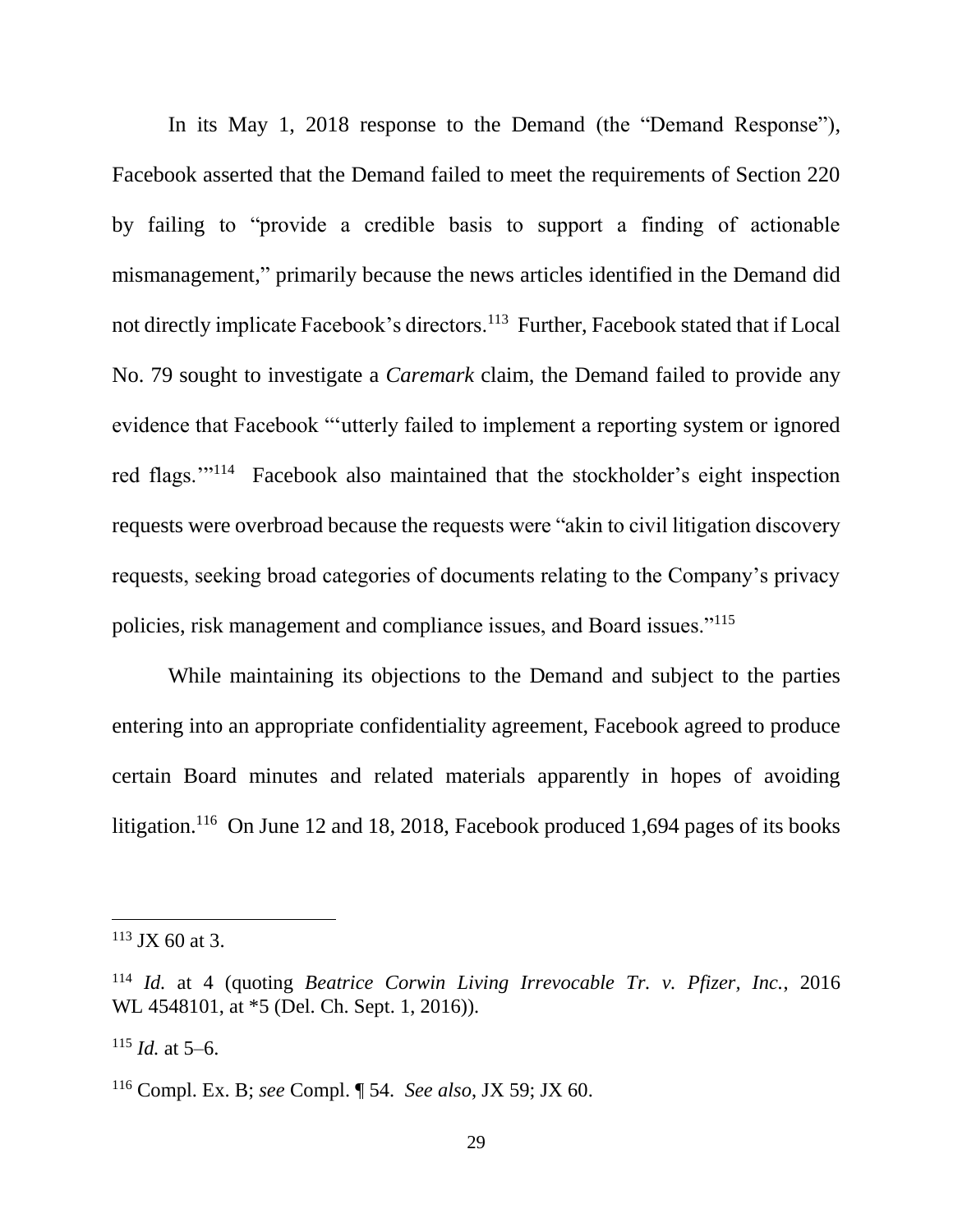In its May 1, 2018 response to the Demand (the "Demand Response"), Facebook asserted that the Demand failed to meet the requirements of Section 220 by failing to "provide a credible basis to support a finding of actionable mismanagement," primarily because the news articles identified in the Demand did not directly implicate Facebook's directors.[113] Further, Facebook stated that if Local No. 79 sought to investigate a *Caremark* claim, the Demand failed to provide any evidence that Facebook "'utterly failed to implement a reporting system or ignored red flags.'"[114] Facebook also maintained that the stockholder's eight inspection requests were overbroad because the requests were "akin to civil litigation discovery requests, seeking broad categories of documents relating to the Company's privacy policies, risk management and compliance issues, and Board issues."[115]

While maintaining its objections to the Demand and subject to the parties entering into an appropriate confidentiality agreement, Facebook agreed to produce certain Board minutes and related materials apparently in hopes of avoiding litigation.[116] On June 12 and 18, 2018, Facebook produced 1,694 pages of its books

---

[113] JX 60 at 3.

[114] *Id.* at 4 (quoting *Beatrice Corwin Living Irrevocable Tr. v. Pfizer, Inc.*, 2016 WL 4548101, at *5 (Del. Ch. Sept. 1, 2016)).

[115] *Id.* at 5–6.

[116] Compl. Ex. B; *see* Compl. ¶ 54. *See also*, JX 59; JX 60.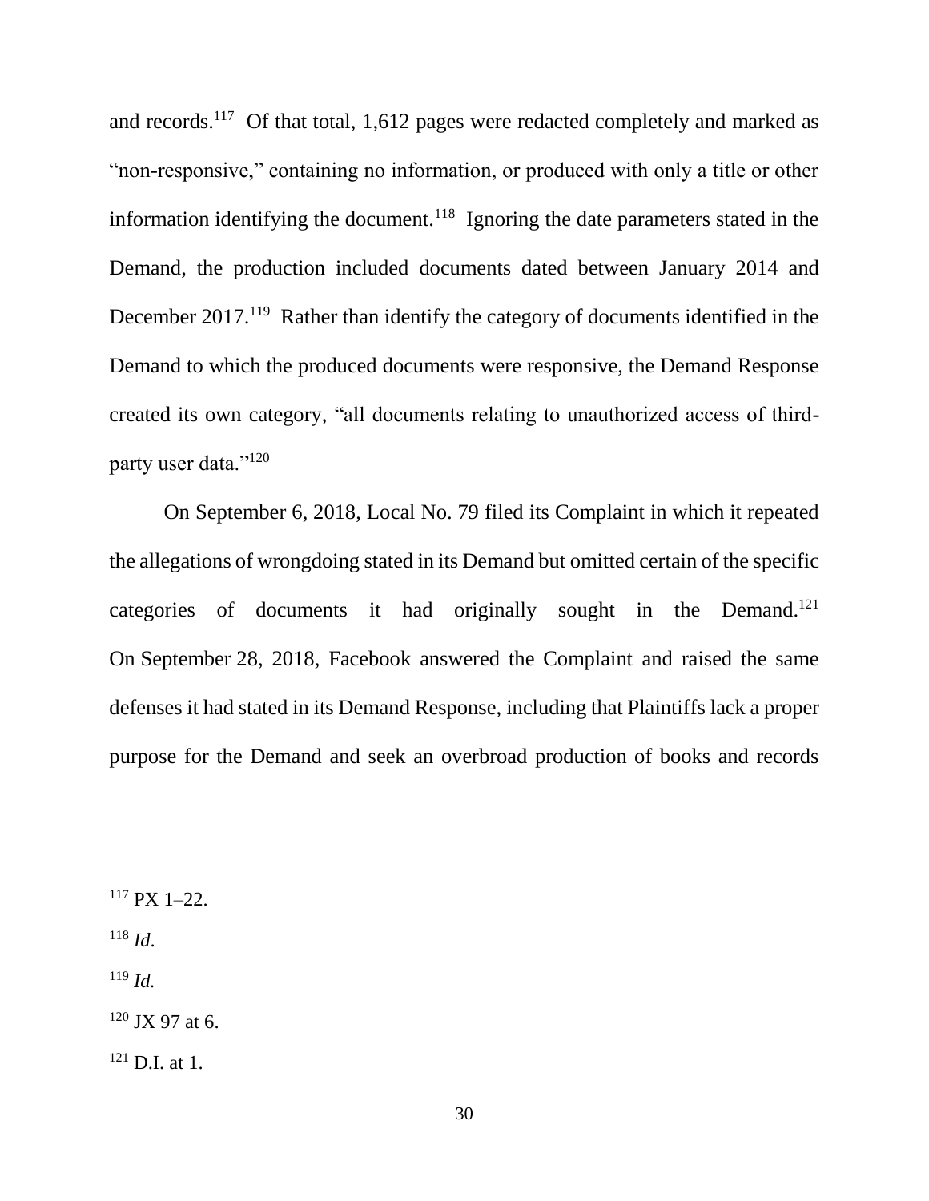and records.[117] Of that total, 1,612 pages were redacted completely and marked as "non-responsive," containing no information, or produced with only a title or other information identifying the document.[118] Ignoring the date parameters stated in the Demand, the production included documents dated between January 2014 and December 2017.[119] Rather than identify the category of documents identified in the Demand to which the produced documents were responsive, the Demand Response created its own category, "all documents relating to unauthorized access of third-party user data."[120]

On September 6, 2018, Local No. 79 filed its Complaint in which it repeated the allegations of wrongdoing stated in its Demand but omitted certain of the specific categories of documents it had originally sought in the Demand.[121] On September 28, 2018, Facebook answered the Complaint and raised the same defenses it had stated in its Demand Response, including that Plaintiffs lack a proper purpose for the Demand and seek an overbroad production of books and records

---

[117] PX 1–22.

[118] *Id*.

[119] *Id.*

[120] JX 97 at 6.

[121] D.I. at 1.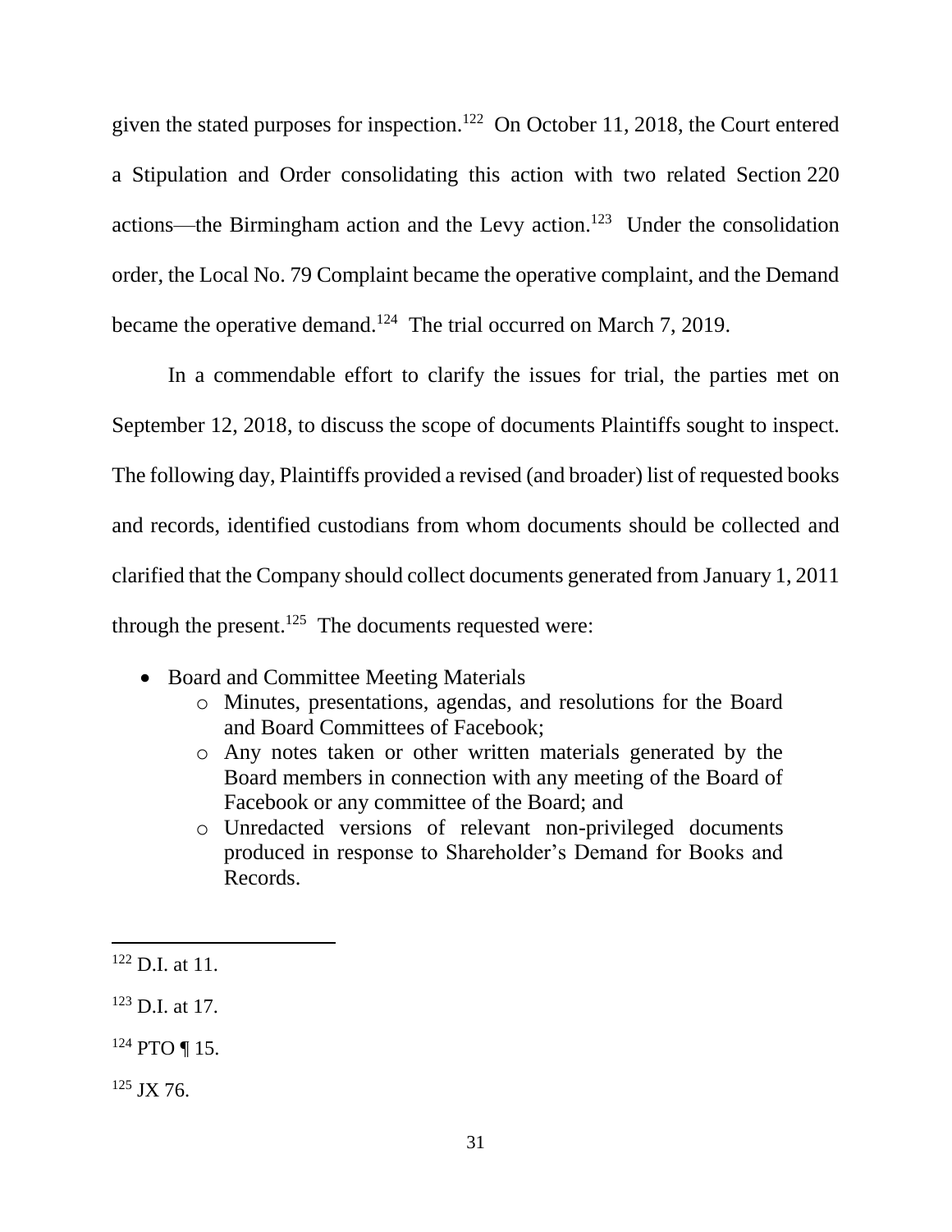given the stated purposes for inspection.[122] On October 11, 2018, the Court entered a Stipulation and Order consolidating this action with two related Section 220 actions—the Birmingham action and the Levy action.[123] Under the consolidation order, the Local No. 79 Complaint became the operative complaint, and the Demand became the operative demand.[124] The trial occurred on March 7, 2019.

In a commendable effort to clarify the issues for trial, the parties met on September 12, 2018, to discuss the scope of documents Plaintiffs sought to inspect. The following day, Plaintiffs provided a revised (and broader) list of requested books and records, identified custodians from whom documents should be collected and clarified that the Company should collect documents generated from January 1, 2011 through the present.[125] The documents requested were:

- Board and Committee Meeting Materials
    - Minutes, presentations, agendas, and resolutions for the Board and Board Committees of Facebook;
    - Any notes taken or other written materials generated by the Board members in connection with any meeting of the Board of Facebook or any committee of the Board; and
    - Unredacted versions of relevant non-privileged documents produced in response to Shareholder's Demand for Books and Records.

---

[122] D.I. at 11.

[123] D.I. at 17.

[124] PTO ¶ 15.

[125] JX 76.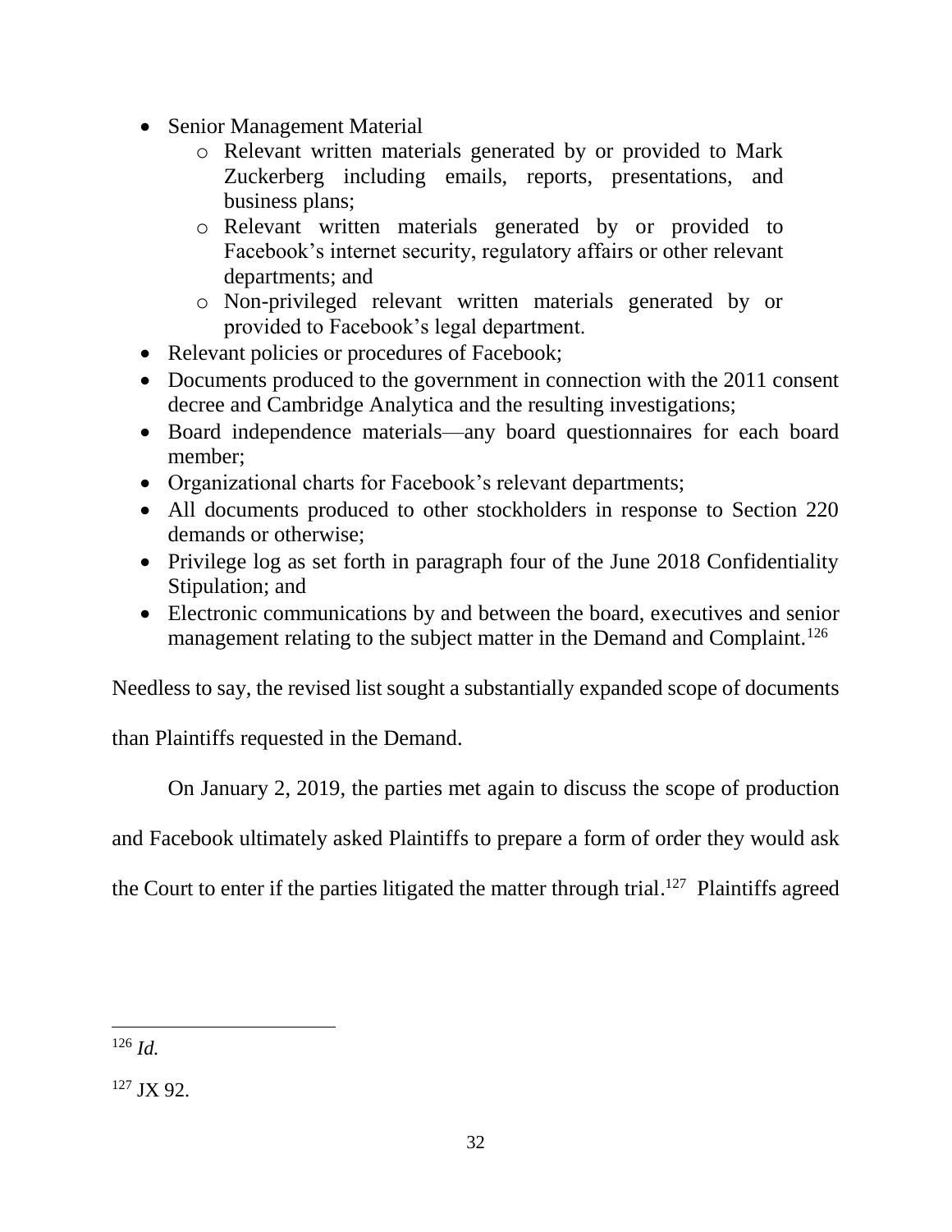- Senior Management Material
    - Relevant written materials generated by or provided to Mark Zuckerberg including emails, reports, presentations, and business plans;
    - Relevant written materials generated by or provided to Facebook's internet security, regulatory affairs or other relevant departments; and
    - Non-privileged relevant written materials generated by or provided to Facebook's legal department.
- Relevant policies or procedures of Facebook;
- Documents produced to the government in connection with the 2011 consent decree and Cambridge Analytica and the resulting investigations;
- Board independence materials—any board questionnaires for each board member;
- Organizational charts for Facebook's relevant departments;
- All documents produced to other stockholders in response to Section 220 demands or otherwise;
- Privilege log as set forth in paragraph four of the June 2018 Confidentiality Stipulation; and
- Electronic communications by and between the board, executives and senior management relating to the subject matter in the Demand and Complaint.[126]

Needless to say, the revised list sought a substantially expanded scope of documents than Plaintiffs requested in the Demand.

On January 2, 2019, the parties met again to discuss the scope of production and Facebook ultimately asked Plaintiffs to prepare a form of order they would ask the Court to enter if the parties litigated the matter through trial.[127] Plaintiffs agreed

---

[126] *Id.*

[127] JX 92.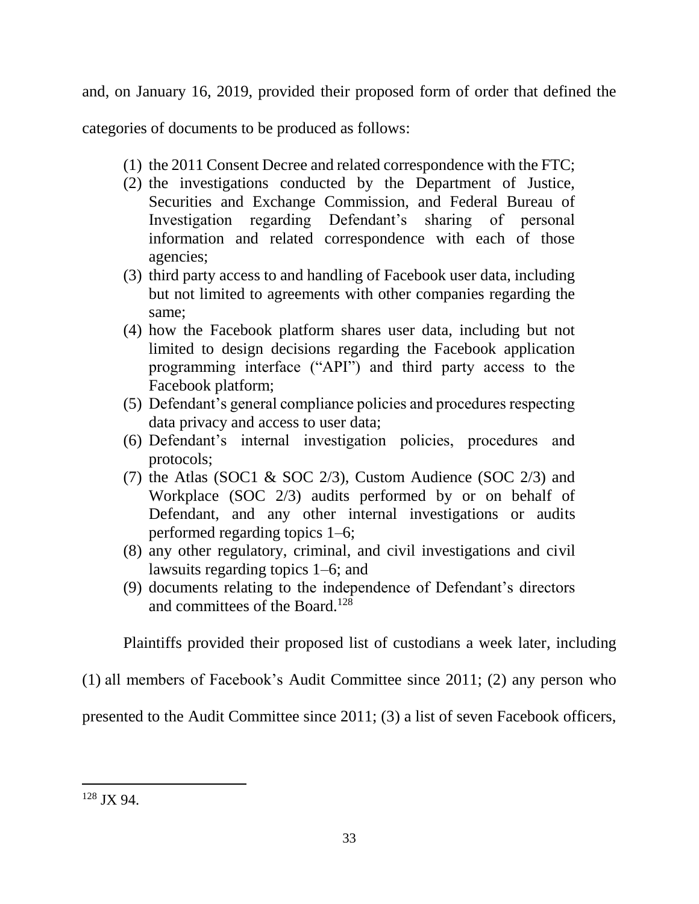and, on January 16, 2019, provided their proposed form of order that defined the categories of documents to be produced as follows:

> (1) the 2011 Consent Decree and related correspondence with the FTC;
> (2) the investigations conducted by the Department of Justice, Securities and Exchange Commission, and Federal Bureau of Investigation regarding Defendant's sharing of personal information and related correspondence with each of those agencies;
> (3) third party access to and handling of Facebook user data, including but not limited to agreements with other companies regarding the same;
> (4) how the Facebook platform shares user data, including but not limited to design decisions regarding the Facebook application programming interface ("API") and third party access to the Facebook platform;
> (5) Defendant's general compliance policies and procedures respecting data privacy and access to user data;
> (6) Defendant's internal investigation policies, procedures and protocols;
> (7) the Atlas (SOC1 & SOC 2/3), Custom Audience (SOC 2/3) and Workplace (SOC 2/3) audits performed by or on behalf of Defendant, and any other internal investigations or audits performed regarding topics 1–6;
> (8) any other regulatory, criminal, and civil investigations and civil lawsuits regarding topics 1–6; and
> (9) documents relating to the independence of Defendant's directors and committees of the Board.[128]

Plaintiffs provided their proposed list of custodians a week later, including (1) all members of Facebook's Audit Committee since 2011; (2) any person who presented to the Audit Committee since 2011; (3) a list of seven Facebook officers,

---

[128] JX 94.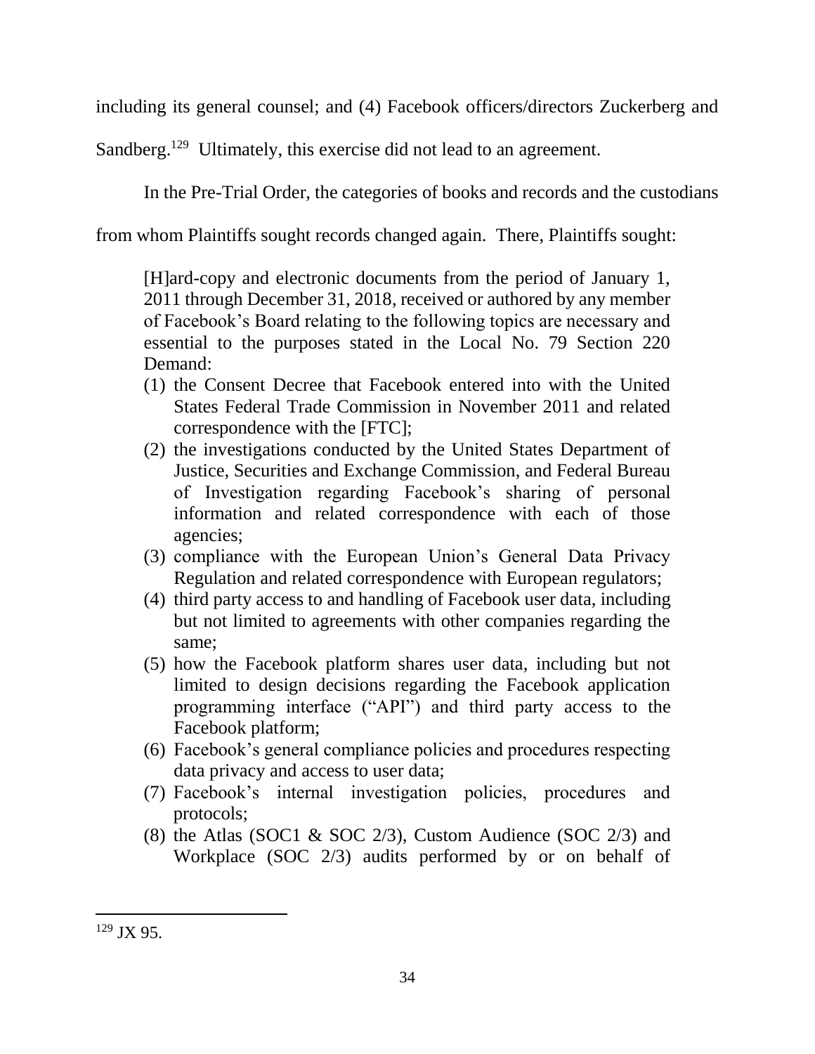including its general counsel; and (4) Facebook officers/directors Zuckerberg and Sandberg.[129] Ultimately, this exercise did not lead to an agreement.

In the Pre-Trial Order, the categories of books and records and the custodians from whom Plaintiffs sought records changed again. There, Plaintiffs sought:

> [H]ard-copy and electronic documents from the period of January 1, 2011 through December 31, 2018, received or authored by any member of Facebook's Board relating to the following topics are necessary and essential to the purposes stated in the Local No. 79 Section 220 Demand:
>
> (1) the Consent Decree that Facebook entered into with the United States Federal Trade Commission in November 2011 and related correspondence with the [FTC];
> (2) the investigations conducted by the United States Department of Justice, Securities and Exchange Commission, and Federal Bureau of Investigation regarding Facebook's sharing of personal information and related correspondence with each of those agencies;
> (3) compliance with the European Union's General Data Privacy Regulation and related correspondence with European regulators;
> (4) third party access to and handling of Facebook user data, including but not limited to agreements with other companies regarding the same;
> (5) how the Facebook platform shares user data, including but not limited to design decisions regarding the Facebook application programming interface ("API") and third party access to the Facebook platform;
> (6) Facebook's general compliance policies and procedures respecting data privacy and access to user data;
> (7) Facebook's internal investigation policies, procedures and protocols;
> (8) the Atlas (SOC1 & SOC 2/3), Custom Audience (SOC 2/3) and Workplace (SOC 2/3) audits performed by or on behalf of

---

[129] JX 95.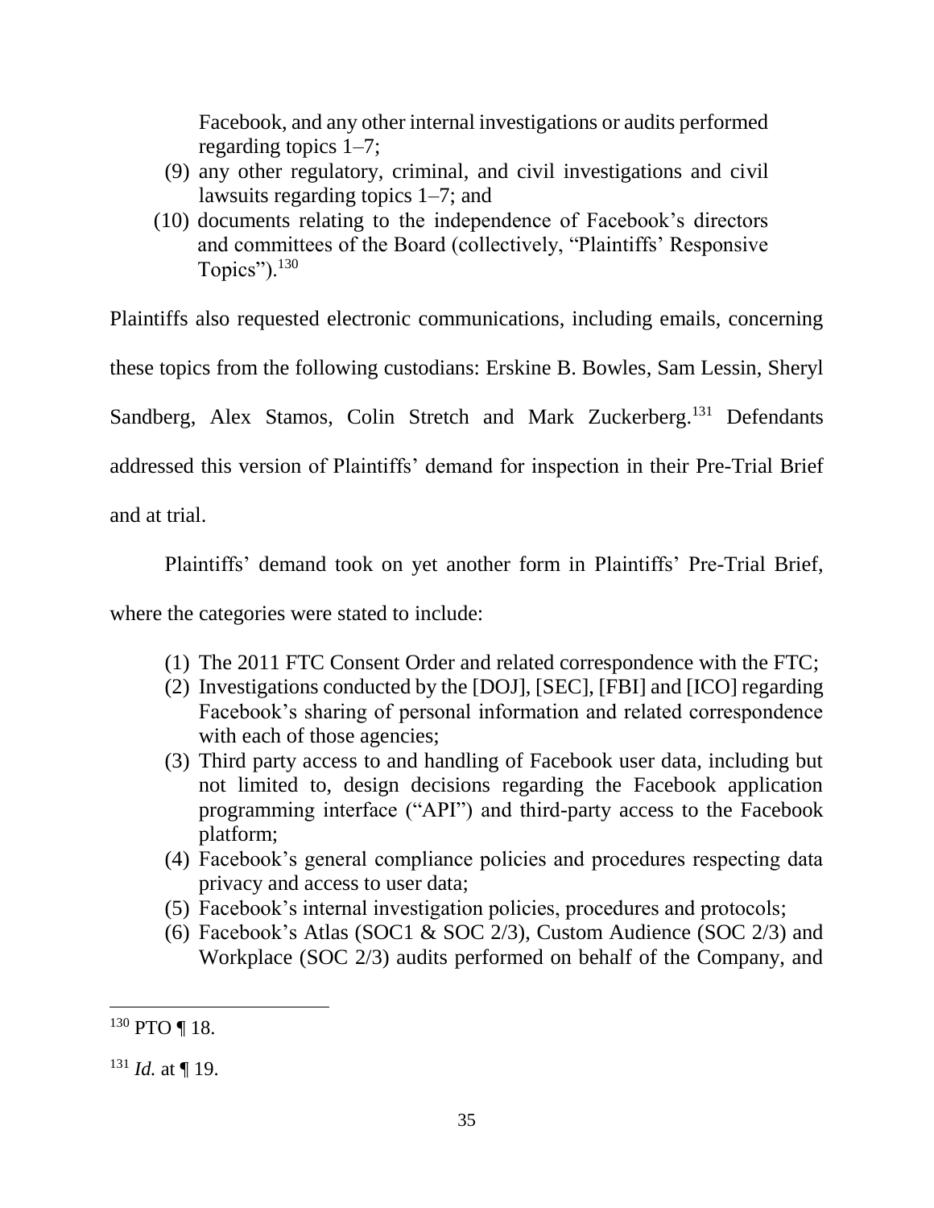Facebook, and any other internal investigations or audits performed regarding topics 1–7;

(9) any other regulatory, criminal, and civil investigations and civil lawsuits regarding topics 1–7; and

(10) documents relating to the independence of Facebook's directors and committees of the Board (collectively, "Plaintiffs' Responsive Topics").[130]

Plaintiffs also requested electronic communications, including emails, concerning these topics from the following custodians: Erskine B. Bowles, Sam Lessin, Sheryl Sandberg, Alex Stamos, Colin Stretch and Mark Zuckerberg.[131] Defendants addressed this version of Plaintiffs' demand for inspection in their Pre-Trial Brief and at trial.

Plaintiffs' demand took on yet another form in Plaintiffs' Pre-Trial Brief, where the categories were stated to include:

(1) The 2011 FTC Consent Order and related correspondence with the FTC;

(2) Investigations conducted by the [DOJ], [SEC], [FBI] and [ICO] regarding Facebook's sharing of personal information and related correspondence with each of those agencies;

(3) Third party access to and handling of Facebook user data, including but not limited to, design decisions regarding the Facebook application programming interface ("API") and third-party access to the Facebook platform;

(4) Facebook's general compliance policies and procedures respecting data privacy and access to user data;

(5) Facebook's internal investigation policies, procedures and protocols;

(6) Facebook's Atlas (SOC1 & SOC 2/3), Custom Audience (SOC 2/3) and Workplace (SOC 2/3) audits performed on behalf of the Company, and

---

[130] PTO ¶ 18.

[131] *Id.* at ¶ 19.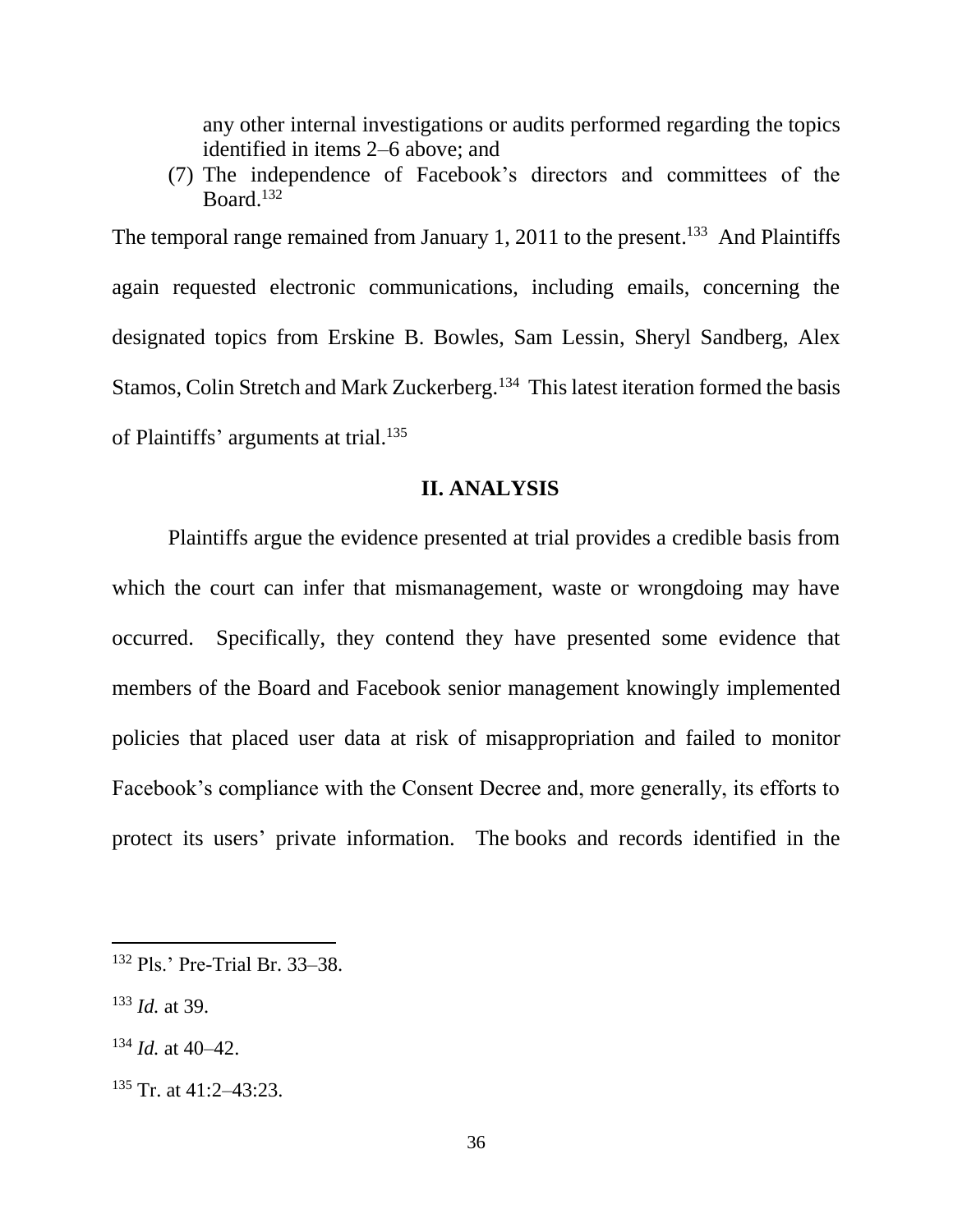any other internal investigations or audits performed regarding the topics identified in items 2–6 above; and

(7) The independence of Facebook's directors and committees of the Board.[132]

The temporal range remained from January 1, 2011 to the present.[133] And Plaintiffs again requested electronic communications, including emails, concerning the designated topics from Erskine B. Bowles, Sam Lessin, Sheryl Sandberg, Alex Stamos, Colin Stretch and Mark Zuckerberg.[134] This latest iteration formed the basis of Plaintiffs' arguments at trial.[135]

## II. ANALYSIS

Plaintiffs argue the evidence presented at trial provides a credible basis from which the court can infer that mismanagement, waste or wrongdoing may have occurred. Specifically, they contend they have presented some evidence that members of the Board and Facebook senior management knowingly implemented policies that placed user data at risk of misappropriation and failed to monitor Facebook's compliance with the Consent Decree and, more generally, its efforts to protect its users' private information. The books and records identified in the

---

[132] Pls.' Pre-Trial Br. 33–38.

[133] *Id.* at 39.

[134] *Id.* at 40–42.

[135] Tr. at 41:2–43:23.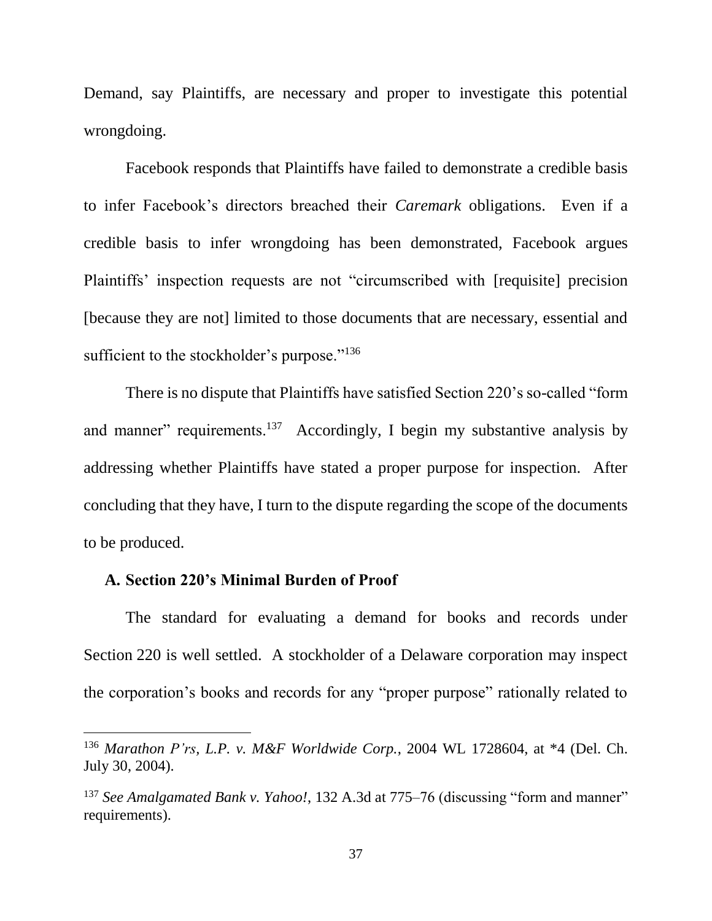Demand, say Plaintiffs, are necessary and proper to investigate this potential wrongdoing.

Facebook responds that Plaintiffs have failed to demonstrate a credible basis to infer Facebook's directors breached their *Caremark* obligations. Even if a credible basis to infer wrongdoing has been demonstrated, Facebook argues Plaintiffs' inspection requests are not "circumscribed with [requisite] precision [because they are not] limited to those documents that are necessary, essential and sufficient to the stockholder's purpose."[136]

There is no dispute that Plaintiffs have satisfied Section 220's so-called "form and manner" requirements.[137] Accordingly, I begin my substantive analysis by addressing whether Plaintiffs have stated a proper purpose for inspection. After concluding that they have, I turn to the dispute regarding the scope of the documents to be produced.

### A. Section 220's Minimal Burden of Proof

The standard for evaluating a demand for books and records under Section 220 is well settled. A stockholder of a Delaware corporation may inspect the corporation's books and records for any "proper purpose" rationally related to

---

[136] *Marathon P'rs, L.P. v. M&F Worldwide Corp.*, 2004 WL 1728604, at *4 (Del. Ch. July 30, 2004).

[137] *See Amalgamated Bank v. Yahoo!*, 132 A.3d at 775–76 (discussing "form and manner" requirements).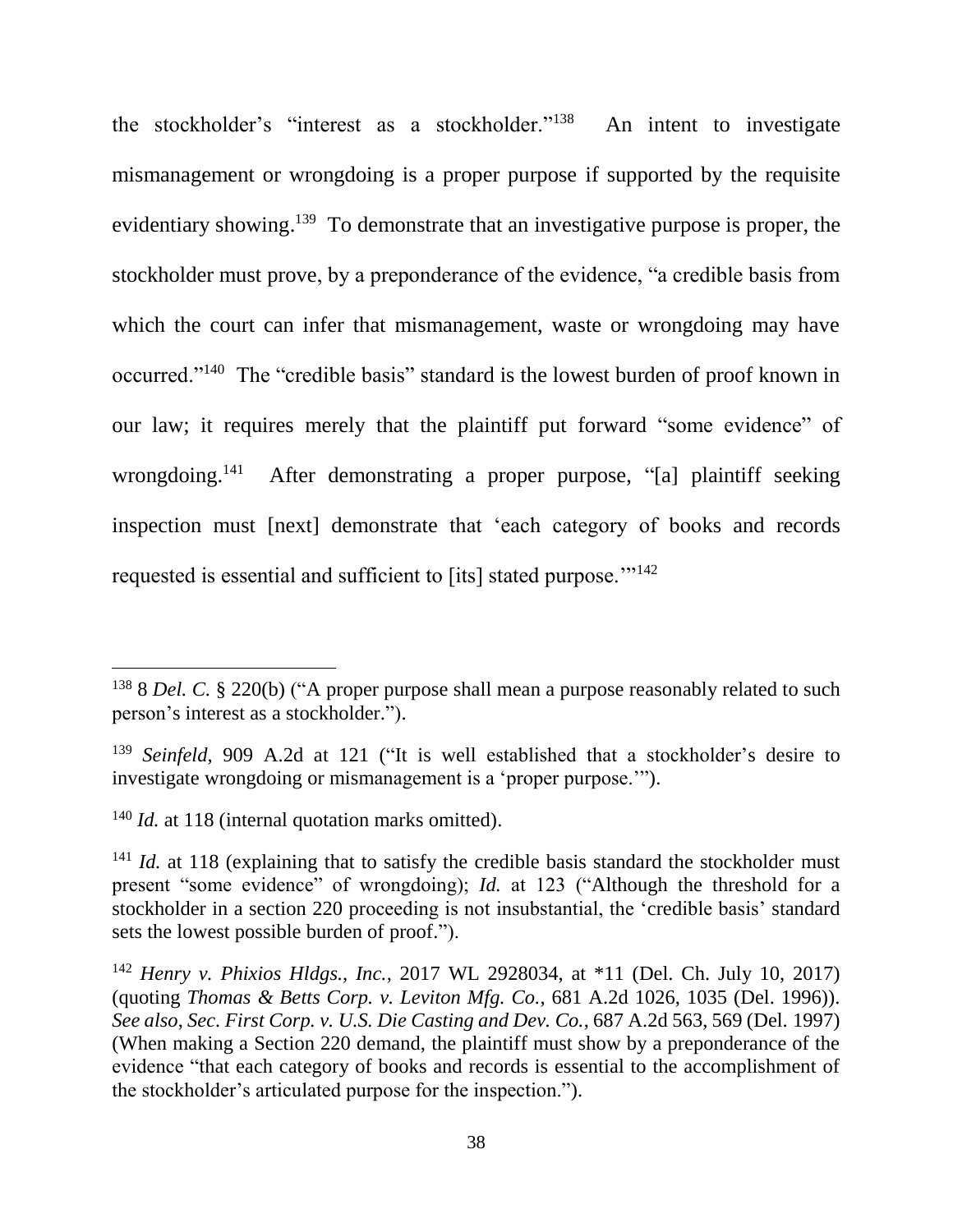the stockholder's "interest as a stockholder."[138] An intent to investigate mismanagement or wrongdoing is a proper purpose if supported by the requisite evidentiary showing.[139] To demonstrate that an investigative purpose is proper, the stockholder must prove, by a preponderance of the evidence, "a credible basis from which the court can infer that mismanagement, waste or wrongdoing may have occurred."[140] The "credible basis" standard is the lowest burden of proof known in our law; it requires merely that the plaintiff put forward "some evidence" of wrongdoing.[141] After demonstrating a proper purpose, "[a] plaintiff seeking inspection must [next] demonstrate that 'each category of books and records requested is essential and sufficient to [its] stated purpose.'"[142]

---

[138] 8 *Del. C.* § 220(b) ("A proper purpose shall mean a purpose reasonably related to such person's interest as a stockholder.").

[139] *Seinfeld*, 909 A.2d at 121 ("It is well established that a stockholder's desire to investigate wrongdoing or mismanagement is a 'proper purpose.'").

[140] *Id.* at 118 (internal quotation marks omitted).

[141] *Id.* at 118 (explaining that to satisfy the credible basis standard the stockholder must present "some evidence" of wrongdoing); *Id.* at 123 ("Although the threshold for a stockholder in a section 220 proceeding is not insubstantial, the 'credible basis' standard sets the lowest possible burden of proof.").

[142] *Henry v. Phixios Hldgs., Inc.*, 2017 WL 2928034, at *11 (Del. Ch. July 10, 2017) (quoting *Thomas & Betts Corp. v. Leviton Mfg. Co.*, 681 A.2d 1026, 1035 (Del. 1996)). *See also*, *Sec. First Corp. v. U.S. Die Casting and Dev. Co.*, 687 A.2d 563, 569 (Del. 1997) (When making a Section 220 demand, the plaintiff must show by a preponderance of the evidence "that each category of books and records is essential to the accomplishment of the stockholder's articulated purpose for the inspection.").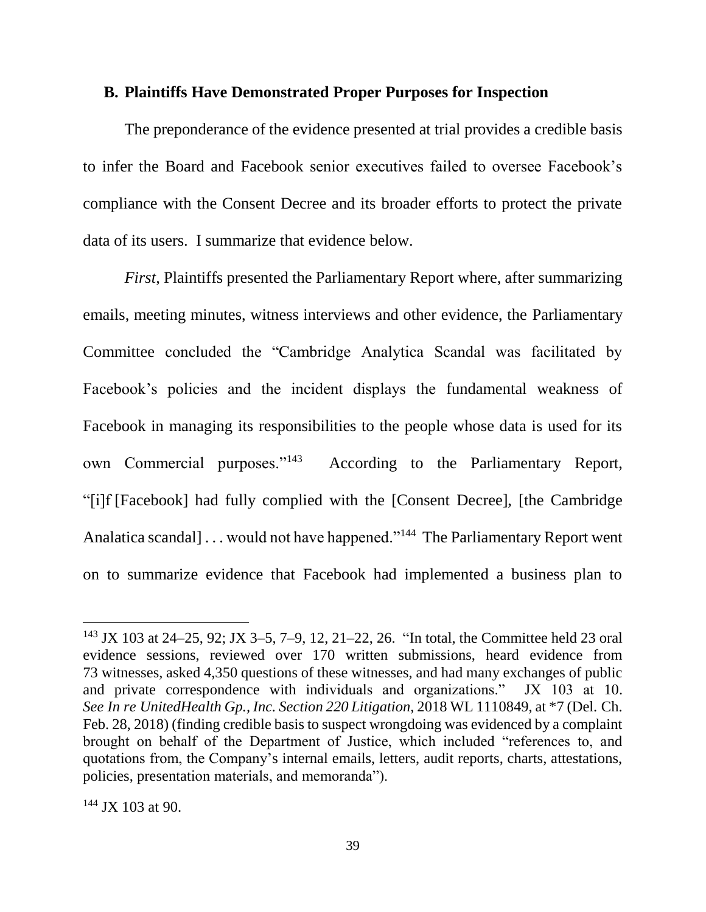### B. Plaintiffs Have Demonstrated Proper Purposes for Inspection

The preponderance of the evidence presented at trial provides a credible basis to infer the Board and Facebook senior executives failed to oversee Facebook's compliance with the Consent Decree and its broader efforts to protect the private data of its users. I summarize that evidence below.

*First*, Plaintiffs presented the Parliamentary Report where, after summarizing emails, meeting minutes, witness interviews and other evidence, the Parliamentary Committee concluded the "Cambridge Analytica Scandal was facilitated by Facebook's policies and the incident displays the fundamental weakness of Facebook in managing its responsibilities to the people whose data is used for its own Commercial purposes."[143] According to the Parliamentary Report, "[i]f [Facebook] had fully complied with the [Consent Decree], [the Cambridge Analatica scandal] . . . would not have happened."[144] The Parliamentary Report went on to summarize evidence that Facebook had implemented a business plan to

---

[143] JX 103 at 24–25, 92; JX 3–5, 7–9, 12, 21–22, 26. "In total, the Committee held 23 oral evidence sessions, reviewed over 170 written submissions, heard evidence from 73 witnesses, asked 4,350 questions of these witnesses, and had many exchanges of public and private correspondence with individuals and organizations." JX 103 at 10. *See In re UnitedHealth Gp., Inc. Section 220 Litigation*, 2018 WL 1110849, at *7 (Del. Ch. Feb. 28, 2018) (finding credible basis to suspect wrongdoing was evidenced by a complaint brought on behalf of the Department of Justice, which included "references to, and quotations from, the Company's internal emails, letters, audit reports, charts, attestations, policies, presentation materials, and memoranda").

[144] JX 103 at 90.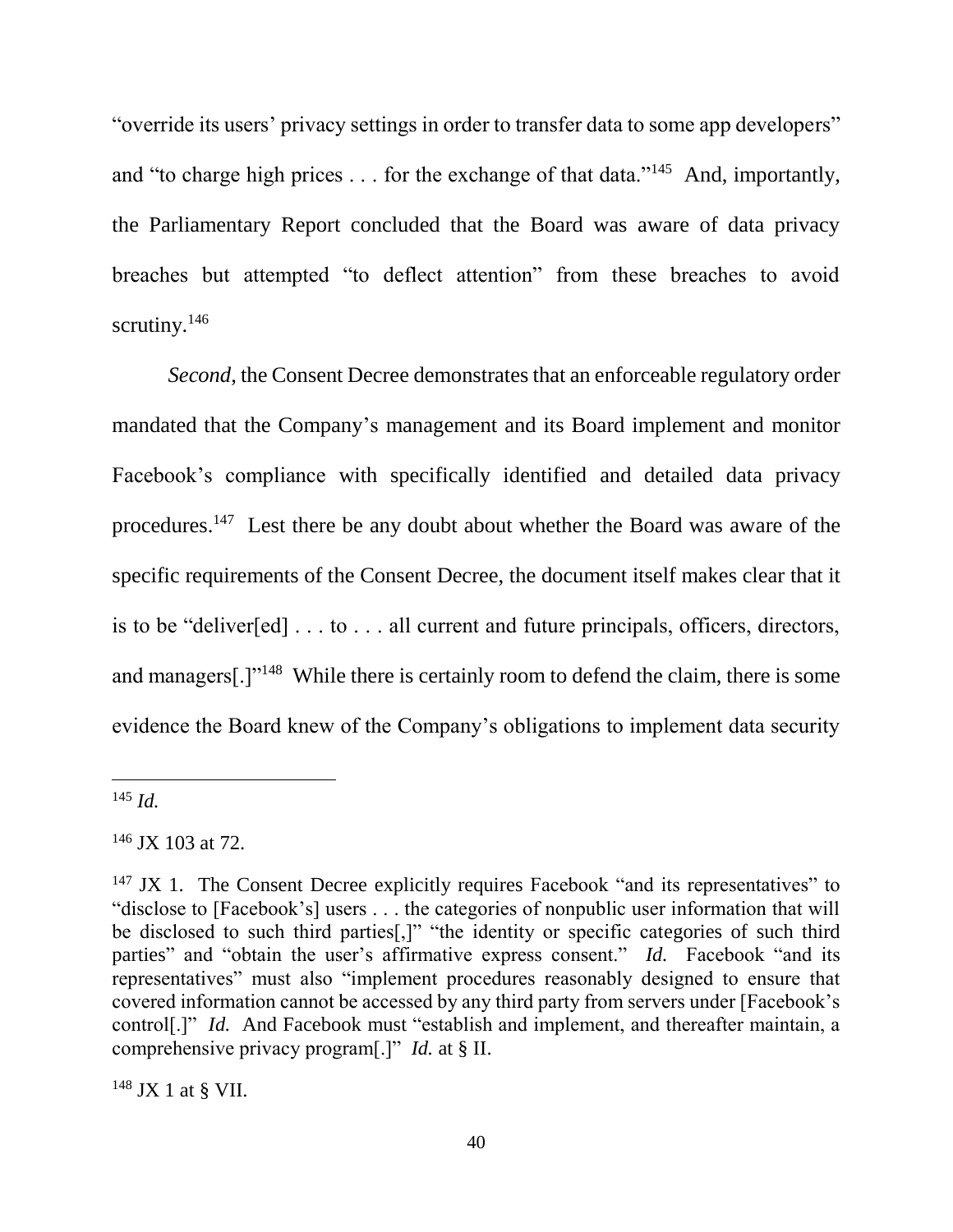"override its users' privacy settings in order to transfer data to some app developers" and "to charge high prices . . . for the exchange of that data."[145] And, importantly, the Parliamentary Report concluded that the Board was aware of data privacy breaches but attempted "to deflect attention" from these breaches to avoid scrutiny.[146]

*Second*, the Consent Decree demonstrates that an enforceable regulatory order mandated that the Company's management and its Board implement and monitor Facebook's compliance with specifically identified and detailed data privacy procedures.[147] Lest there be any doubt about whether the Board was aware of the specific requirements of the Consent Decree, the document itself makes clear that it is to be "deliver[ed] . . . to . . . all current and future principals, officers, directors, and managers[.]"[148] While there is certainly room to defend the claim, there is some evidence the Board knew of the Company's obligations to implement data security

---

[145] *Id.*

[146] JX 103 at 72.

[147] JX 1. The Consent Decree explicitly requires Facebook "and its representatives" to "disclose to [Facebook's] users . . . the categories of nonpublic user information that will be disclosed to such third parties[,]" "the identity or specific categories of such third parties" and "obtain the user's affirmative express consent." *Id.* Facebook "and its representatives" must also "implement procedures reasonably designed to ensure that covered information cannot be accessed by any third party from servers under [Facebook's control[.]" *Id.* And Facebook must "establish and implement, and thereafter maintain, a comprehensive privacy program[.]" *Id.* at § II.

[148] JX 1 at § VII.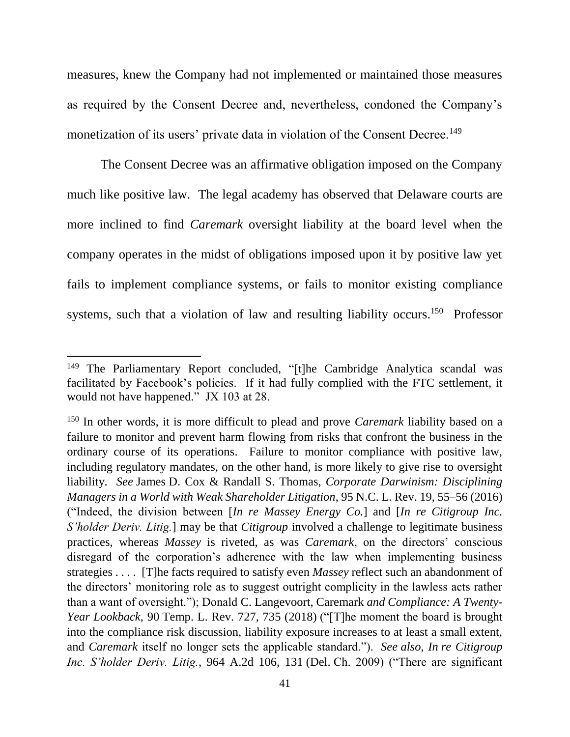measures, knew the Company had not implemented or maintained those measures as required by the Consent Decree and, nevertheless, condoned the Company's monetization of its users' private data in violation of the Consent Decree.[149]

The Consent Decree was an affirmative obligation imposed on the Company much like positive law. The legal academy has observed that Delaware courts are more inclined to find *Caremark* oversight liability at the board level when the company operates in the midst of obligations imposed upon it by positive law yet fails to implement compliance systems, or fails to monitor existing compliance systems, such that a violation of law and resulting liability occurs.[150] Professor

---

[149] The Parliamentary Report concluded, "[t]he Cambridge Analytica scandal was facilitated by Facebook's policies. If it had fully complied with the FTC settlement, it would not have happened." JX 103 at 28.

[150] In other words, it is more difficult to plead and prove *Caremark* liability based on a failure to monitor and prevent harm flowing from risks that confront the business in the ordinary course of its operations. Failure to monitor compliance with positive law, including regulatory mandates, on the other hand, is more likely to give rise to oversight liability. *See* James D. Cox & Randall S. Thomas, *Corporate Darwinism: Disciplining Managers in a World with Weak Shareholder Litigation*, 95 N.C. L. Rev. 19, 55–56 (2016) ("Indeed, the division between [*In re Massey Energy Co.*] and [*In re Citigroup Inc. S'holder Deriv. Litig.*] may be that *Citigroup* involved a challenge to legitimate business practices, whereas *Massey* is riveted, as was *Caremark*, on the directors' conscious disregard of the corporation's adherence with the law when implementing business strategies . . . . [T]he facts required to satisfy even *Massey* reflect such an abandonment of the directors' monitoring role as to suggest outright complicity in the lawless acts rather than a want of oversight."); Donald C. Langevoort, Caremark *and Compliance: A Twenty-Year Lookback*, 90 Temp. L. Rev. 727, 735 (2018) ("[T]he moment the board is brought into the compliance risk discussion, liability exposure increases to at least a small extent, and *Caremark* itself no longer sets the applicable standard."). *See also*, *In re Citigroup Inc. S'holder Deriv. Litig.*, 964 A.2d 106, 131 (Del. Ch. 2009) ("There are significant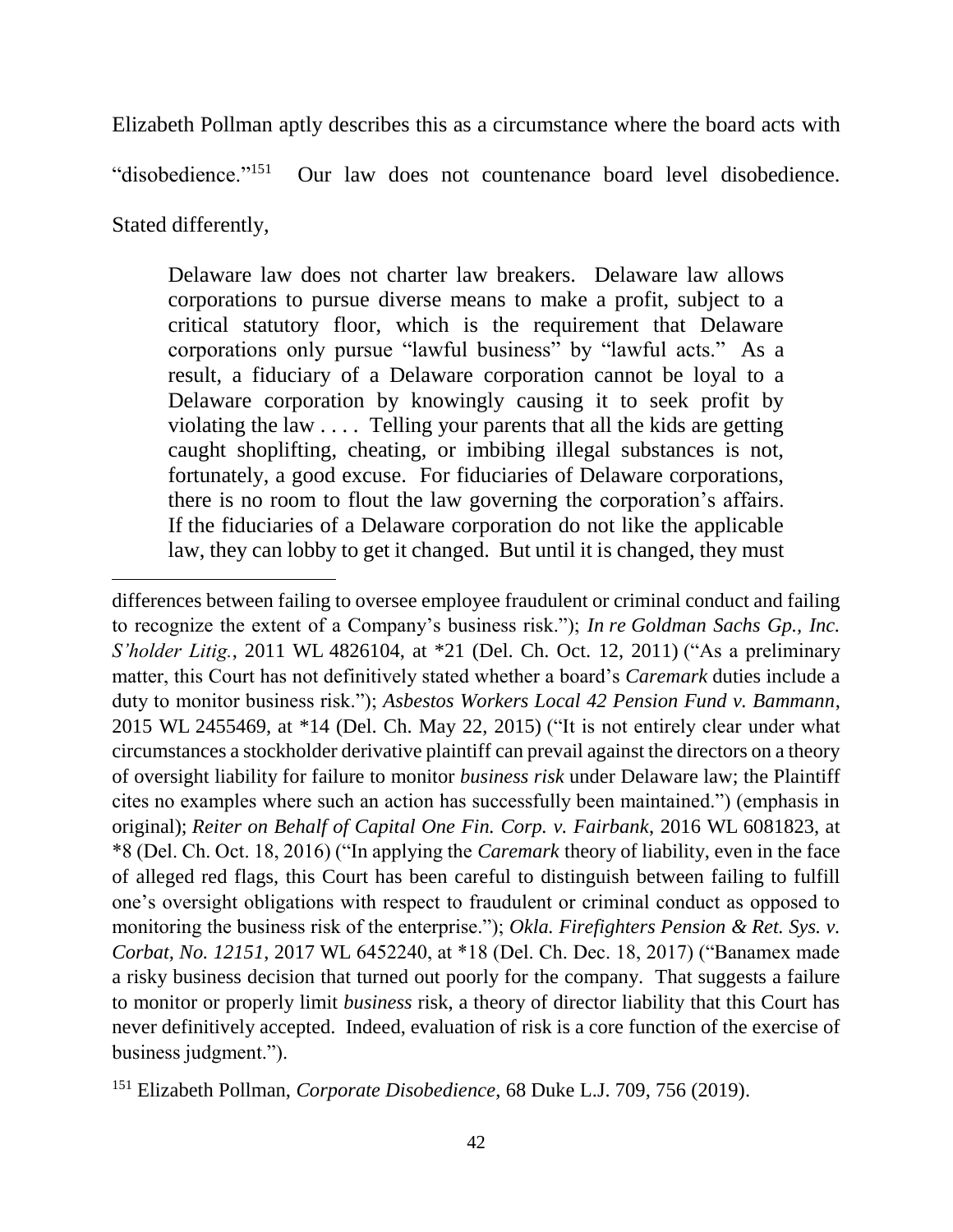Elizabeth Pollman aptly describes this as a circumstance where the board acts with "disobedience."[151] Our law does not countenance board level disobedience. Stated differently,

> Delaware law does not charter law breakers. Delaware law allows corporations to pursue diverse means to make a profit, subject to a critical statutory floor, which is the requirement that Delaware corporations only pursue "lawful business" by "lawful acts." As a result, a fiduciary of a Delaware corporation cannot be loyal to a Delaware corporation by knowingly causing it to seek profit by violating the law . . . . Telling your parents that all the kids are getting caught shoplifting, cheating, or imbibing illegal substances is not, fortunately, a good excuse. For fiduciaries of Delaware corporations, there is no room to flout the law governing the corporation's affairs. If the fiduciaries of a Delaware corporation do not like the applicable law, they can lobby to get it changed. But until it is changed, they must

---

differences between failing to oversee employee fraudulent or criminal conduct and failing to recognize the extent of a Company's business risk."); *In re Goldman Sachs Gp., Inc. S'holder Litig.*, 2011 WL 4826104, at *21 (Del. Ch. Oct. 12, 2011) ("As a preliminary matter, this Court has not definitively stated whether a board's *Caremark* duties include a duty to monitor business risk."); *Asbestos Workers Local 42 Pension Fund v. Bammann*, 2015 WL 2455469, at *14 (Del. Ch. May 22, 2015) ("It is not entirely clear under what circumstances a stockholder derivative plaintiff can prevail against the directors on a theory of oversight liability for failure to monitor *business risk* under Delaware law; the Plaintiff cites no examples where such an action has successfully been maintained.") (emphasis in original); *Reiter on Behalf of Capital One Fin. Corp. v. Fairbank*, 2016 WL 6081823, at *8 (Del. Ch. Oct. 18, 2016) ("In applying the *Caremark* theory of liability, even in the face of alleged red flags, this Court has been careful to distinguish between failing to fulfill one's oversight obligations with respect to fraudulent or criminal conduct as opposed to monitoring the business risk of the enterprise."); *Okla. Firefighters Pension & Ret. Sys. v. Corbat, No. 12151*, 2017 WL 6452240, at *18 (Del. Ch. Dec. 18, 2017) ("Banamex made a risky business decision that turned out poorly for the company. That suggests a failure to monitor or properly limit *business* risk, a theory of director liability that this Court has never definitively accepted. Indeed, evaluation of risk is a core function of the exercise of business judgment.").

[151] Elizabeth Pollman, *Corporate Disobedience*, 68 Duke L.J. 709, 756 (2019).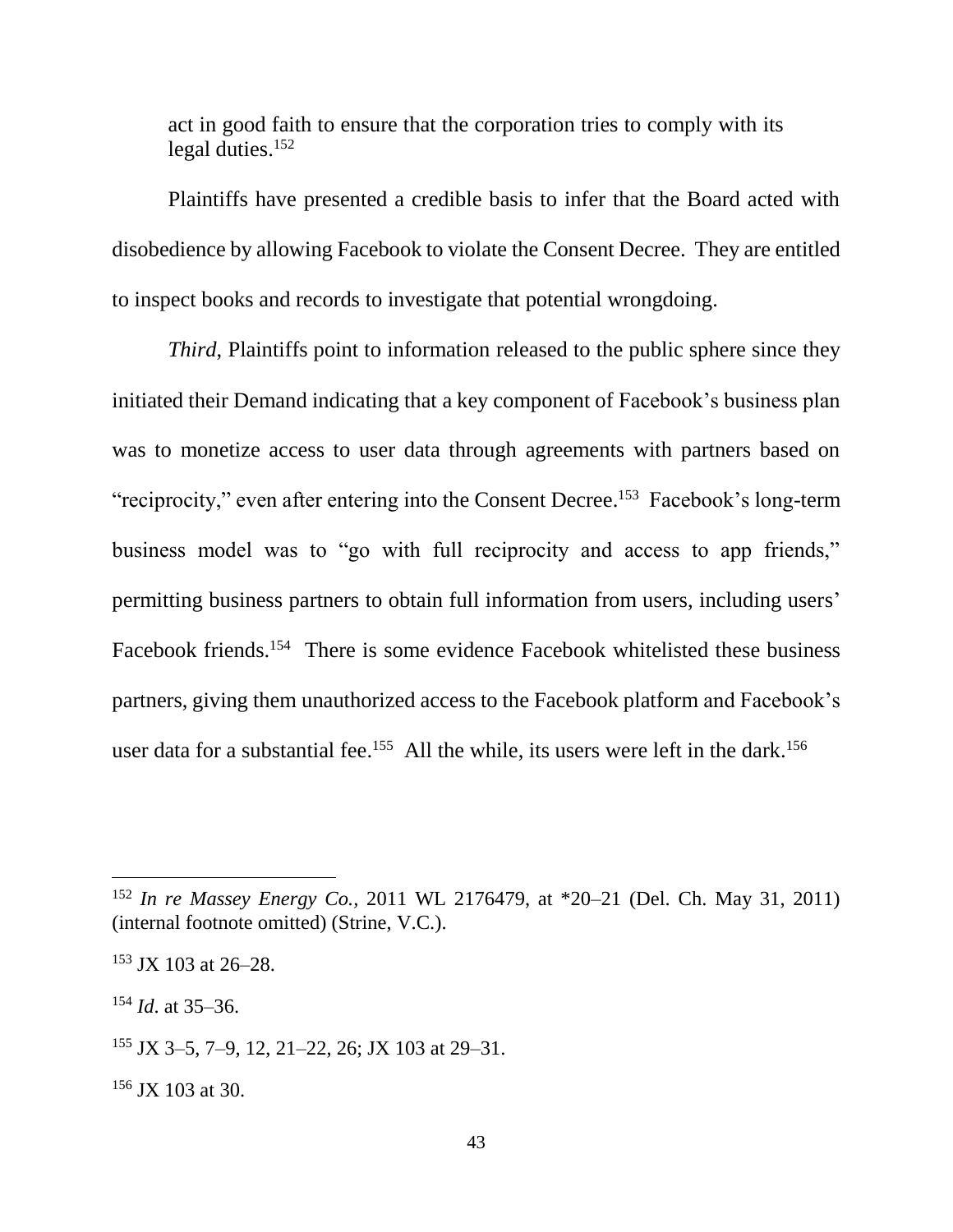act in good faith to ensure that the corporation tries to comply with its legal duties.[152]

Plaintiffs have presented a credible basis to infer that the Board acted with disobedience by allowing Facebook to violate the Consent Decree. They are entitled to inspect books and records to investigate that potential wrongdoing.

*Third*, Plaintiffs point to information released to the public sphere since they initiated their Demand indicating that a key component of Facebook's business plan was to monetize access to user data through agreements with partners based on "reciprocity," even after entering into the Consent Decree.[153] Facebook's long-term business model was to "go with full reciprocity and access to app friends," permitting business partners to obtain full information from users, including users' Facebook friends.[154] There is some evidence Facebook whitelisted these business partners, giving them unauthorized access to the Facebook platform and Facebook's user data for a substantial fee.[155] All the while, its users were left in the dark.[156]

---

[152] *In re Massey Energy Co.*, 2011 WL 2176479, at *20–21 (Del. Ch. May 31, 2011) (internal footnote omitted) (Strine, V.C.).

[153] JX 103 at 26–28.

[154] *Id*. at 35–36.

[155] JX 3–5, 7–9, 12, 21–22, 26; JX 103 at 29–31.

[156] JX 103 at 30.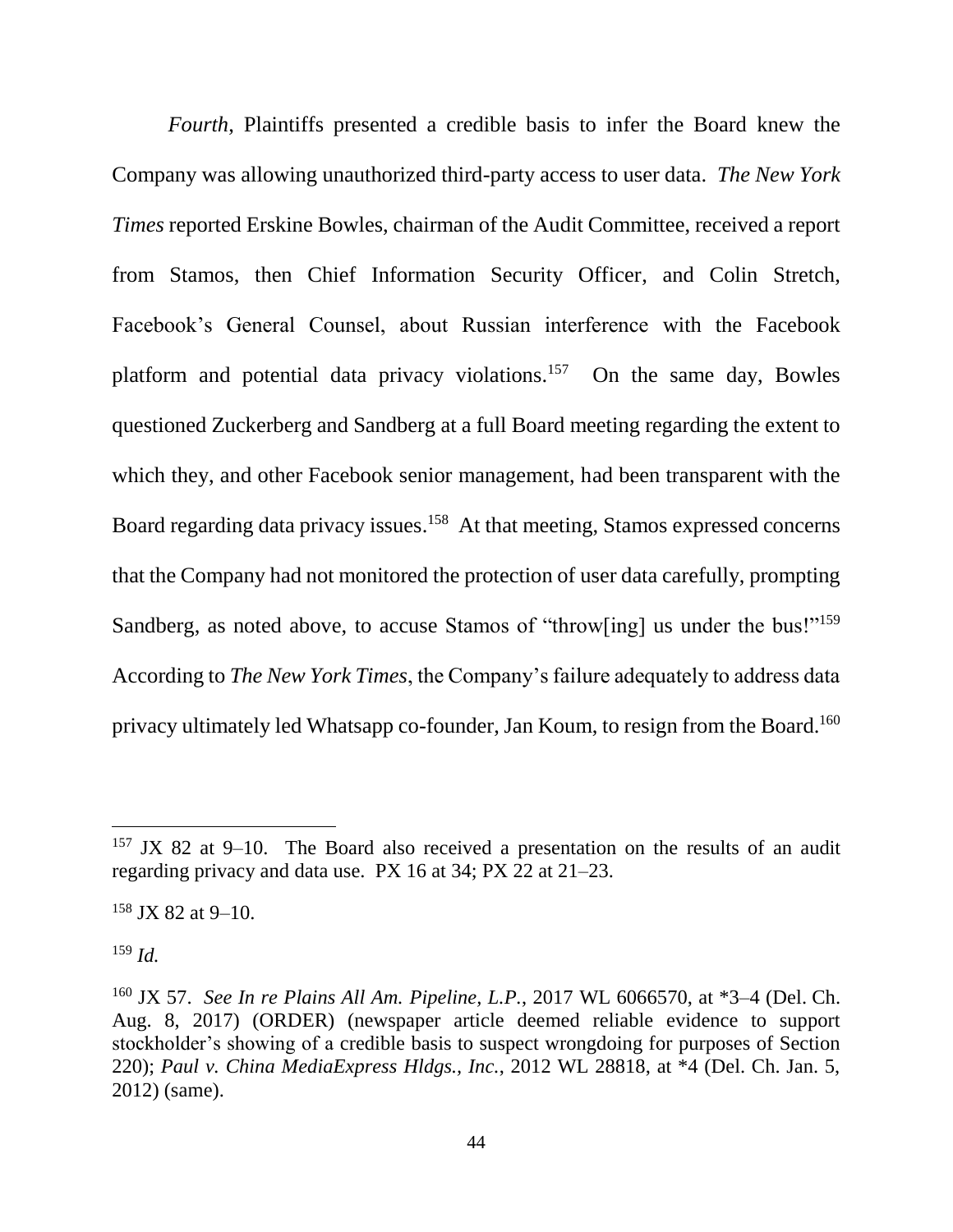*Fourth*, Plaintiffs presented a credible basis to infer the Board knew the Company was allowing unauthorized third-party access to user data. *The New York Times* reported Erskine Bowles, chairman of the Audit Committee, received a report from Stamos, then Chief Information Security Officer, and Colin Stretch, Facebook's General Counsel, about Russian interference with the Facebook platform and potential data privacy violations.[157] On the same day, Bowles questioned Zuckerberg and Sandberg at a full Board meeting regarding the extent to which they, and other Facebook senior management, had been transparent with the Board regarding data privacy issues.[158] At that meeting, Stamos expressed concerns that the Company had not monitored the protection of user data carefully, prompting Sandberg, as noted above, to accuse Stamos of "throw[ing] us under the bus!"[159] According to *The New York Times*, the Company's failure adequately to address data privacy ultimately led Whatsapp co-founder, Jan Koum, to resign from the Board.[160]

---

[157] JX 82 at 9–10. The Board also received a presentation on the results of an audit regarding privacy and data use. PX 16 at 34; PX 22 at 21–23.

[158] JX 82 at 9–10.

[159] *Id.*

[160] JX 57. *See In re Plains All Am. Pipeline, L.P.*, 2017 WL 6066570, at *3–4 (Del. Ch. Aug. 8, 2017) (ORDER) (newspaper article deemed reliable evidence to support stockholder's showing of a credible basis to suspect wrongdoing for purposes of Section 220); *Paul v. China MediaExpress Hldgs., Inc.*, 2012 WL 28818, at *4 (Del. Ch. Jan. 5, 2012) (same).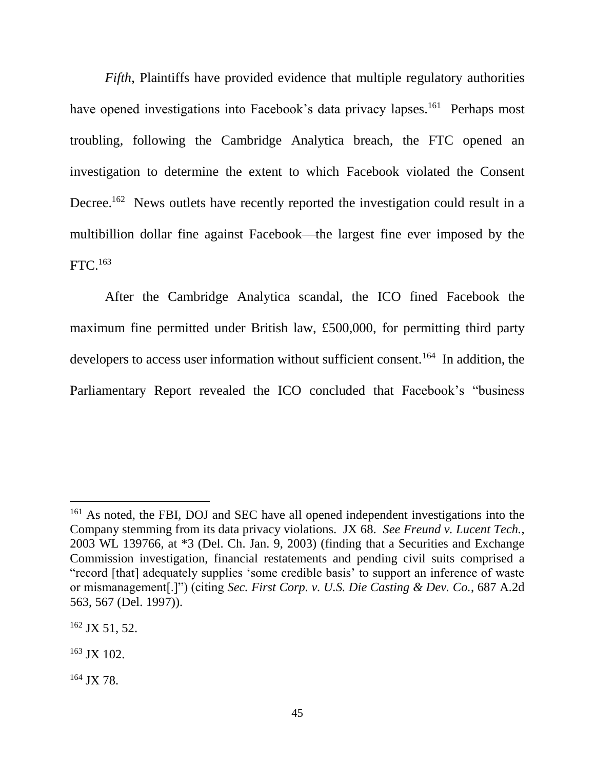*Fifth*, Plaintiffs have provided evidence that multiple regulatory authorities have opened investigations into Facebook's data privacy lapses.[161] Perhaps most troubling, following the Cambridge Analytica breach, the FTC opened an investigation to determine the extent to which Facebook violated the Consent Decree.[162] News outlets have recently reported the investigation could result in a multibillion dollar fine against Facebook—the largest fine ever imposed by the FTC.[163]

After the Cambridge Analytica scandal, the ICO fined Facebook the maximum fine permitted under British law, £500,000, for permitting third party developers to access user information without sufficient consent.[164] In addition, the Parliamentary Report revealed the ICO concluded that Facebook's "business

---

[161] As noted, the FBI, DOJ and SEC have all opened independent investigations into the Company stemming from its data privacy violations. JX 68. *See Freund v. Lucent Tech.*, 2003 WL 139766, at *3 (Del. Ch. Jan. 9, 2003) (finding that a Securities and Exchange Commission investigation, financial restatements and pending civil suits comprised a "record [that] adequately supplies 'some credible basis' to support an inference of waste or mismanagement[.]") (citing *Sec. First Corp. v. U.S. Die Casting & Dev. Co.*, 687 A.2d 563, 567 (Del. 1997)).

[162] JX 51, 52.

[163] JX 102.

[164] JX 78.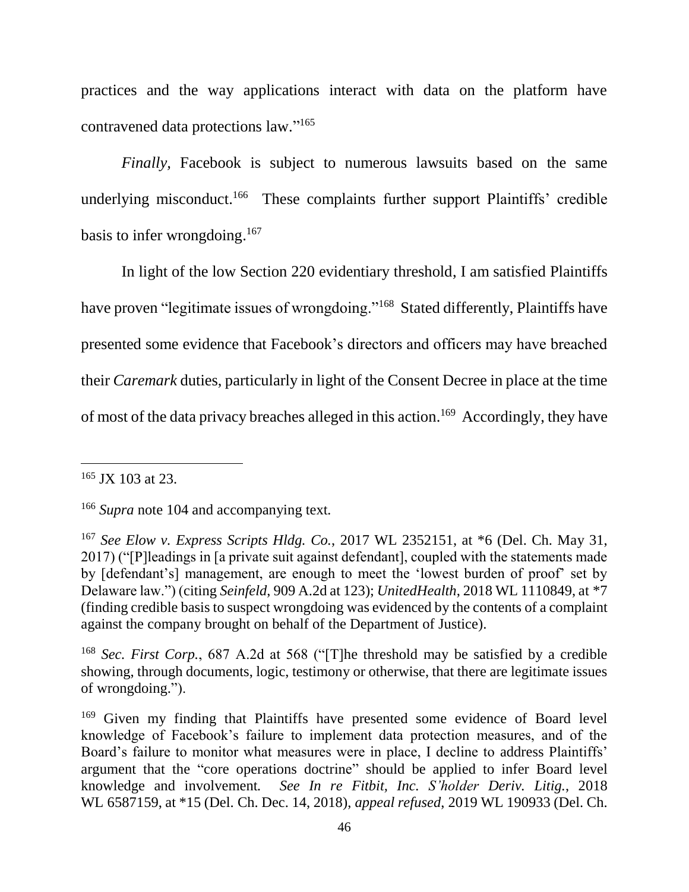practices and the way applications interact with data on the platform have contravened data protections law."[165]

*Finally,* Facebook is subject to numerous lawsuits based on the same underlying misconduct.[166] These complaints further support Plaintiffs' credible basis to infer wrongdoing.[167]

In light of the low Section 220 evidentiary threshold, I am satisfied Plaintiffs have proven "legitimate issues of wrongdoing."[168] Stated differently, Plaintiffs have presented some evidence that Facebook's directors and officers may have breached their *Caremark* duties, particularly in light of the Consent Decree in place at the time of most of the data privacy breaches alleged in this action.[169] Accordingly, they have

---

[165] JX 103 at 23.

[166] *Supra* note 104 and accompanying text.

[167] *See Elow v. Express Scripts Hldg. Co.*, 2017 WL 2352151, at *6 (Del. Ch. May 31, 2017) ("[P]leadings in [a private suit against defendant], coupled with the statements made by [defendant's] management, are enough to meet the 'lowest burden of proof' set by Delaware law.") (citing *Seinfeld*, 909 A.2d at 123); *UnitedHealth*, 2018 WL 1110849, at *7 (finding credible basis to suspect wrongdoing was evidenced by the contents of a complaint against the company brought on behalf of the Department of Justice).

[168] *Sec. First Corp.*, 687 A.2d at 568 ("[T]he threshold may be satisfied by a credible showing, through documents, logic, testimony or otherwise, that there are legitimate issues of wrongdoing.").

[169] Given my finding that Plaintiffs have presented some evidence of Board level knowledge of Facebook's failure to implement data protection measures, and of the Board's failure to monitor what measures were in place, I decline to address Plaintiffs' argument that the "core operations doctrine" should be applied to infer Board level knowledge and involvement. *See In re Fitbit, Inc. S'holder Deriv. Litig.*, 2018 WL 6587159, at *15 (Del. Ch. Dec. 14, 2018), *appeal refused*, 2019 WL 190933 (Del. Ch.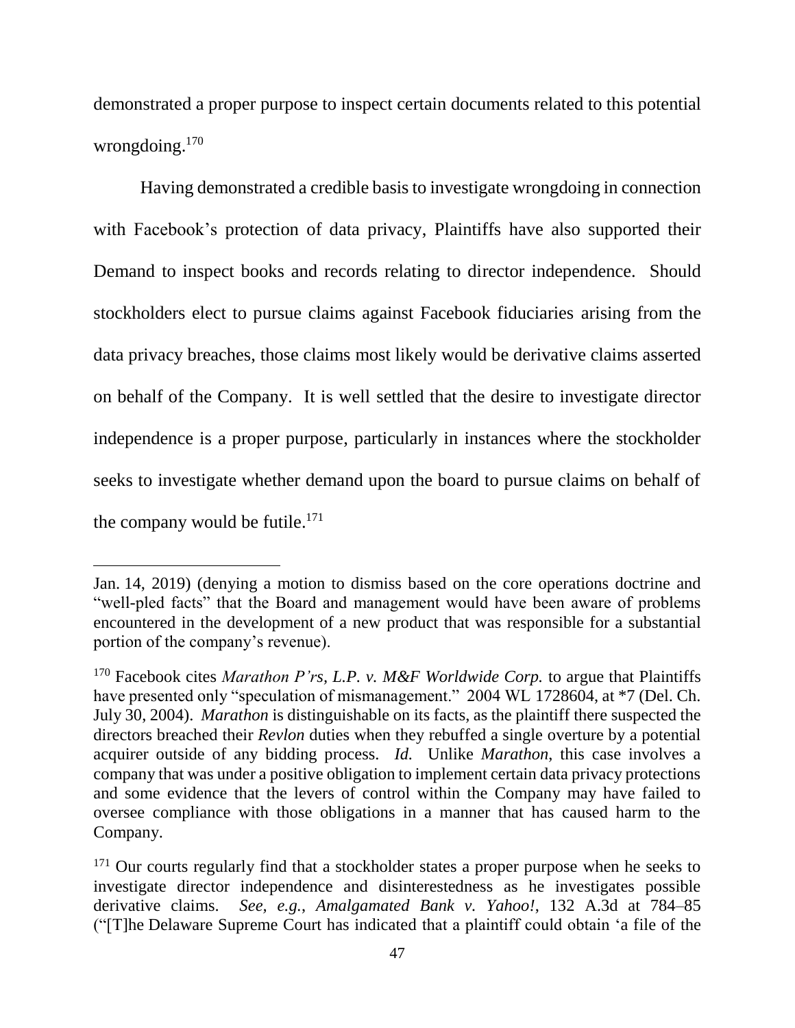demonstrated a proper purpose to inspect certain documents related to this potential wrongdoing.[170]

Having demonstrated a credible basis to investigate wrongdoing in connection with Facebook's protection of data privacy, Plaintiffs have also supported their Demand to inspect books and records relating to director independence. Should stockholders elect to pursue claims against Facebook fiduciaries arising from the data privacy breaches, those claims most likely would be derivative claims asserted on behalf of the Company. It is well settled that the desire to investigate director independence is a proper purpose, particularly in instances where the stockholder seeks to investigate whether demand upon the board to pursue claims on behalf of the company would be futile.[171]

---

Jan. 14, 2019) (denying a motion to dismiss based on the core operations doctrine and "well-pled facts" that the Board and management would have been aware of problems encountered in the development of a new product that was responsible for a substantial portion of the company's revenue).

[170] Facebook cites *Marathon P'rs, L.P. v. M&F Worldwide Corp.* to argue that Plaintiffs have presented only "speculation of mismanagement." 2004 WL 1728604, at *7 (Del. Ch. July 30, 2004). *Marathon* is distinguishable on its facts, as the plaintiff there suspected the directors breached their *Revlon* duties when they rebuffed a single overture by a potential acquirer outside of any bidding process. *Id.* Unlike *Marathon*, this case involves a company that was under a positive obligation to implement certain data privacy protections and some evidence that the levers of control within the Company may have failed to oversee compliance with those obligations in a manner that has caused harm to the Company.

[171] Our courts regularly find that a stockholder states a proper purpose when he seeks to investigate director independence and disinterestedness as he investigates possible derivative claims. *See, e.g.*, *Amalgamated Bank v. Yahoo!*, 132 A.3d at 784–85 ("[T]he Delaware Supreme Court has indicated that a plaintiff could obtain 'a file of the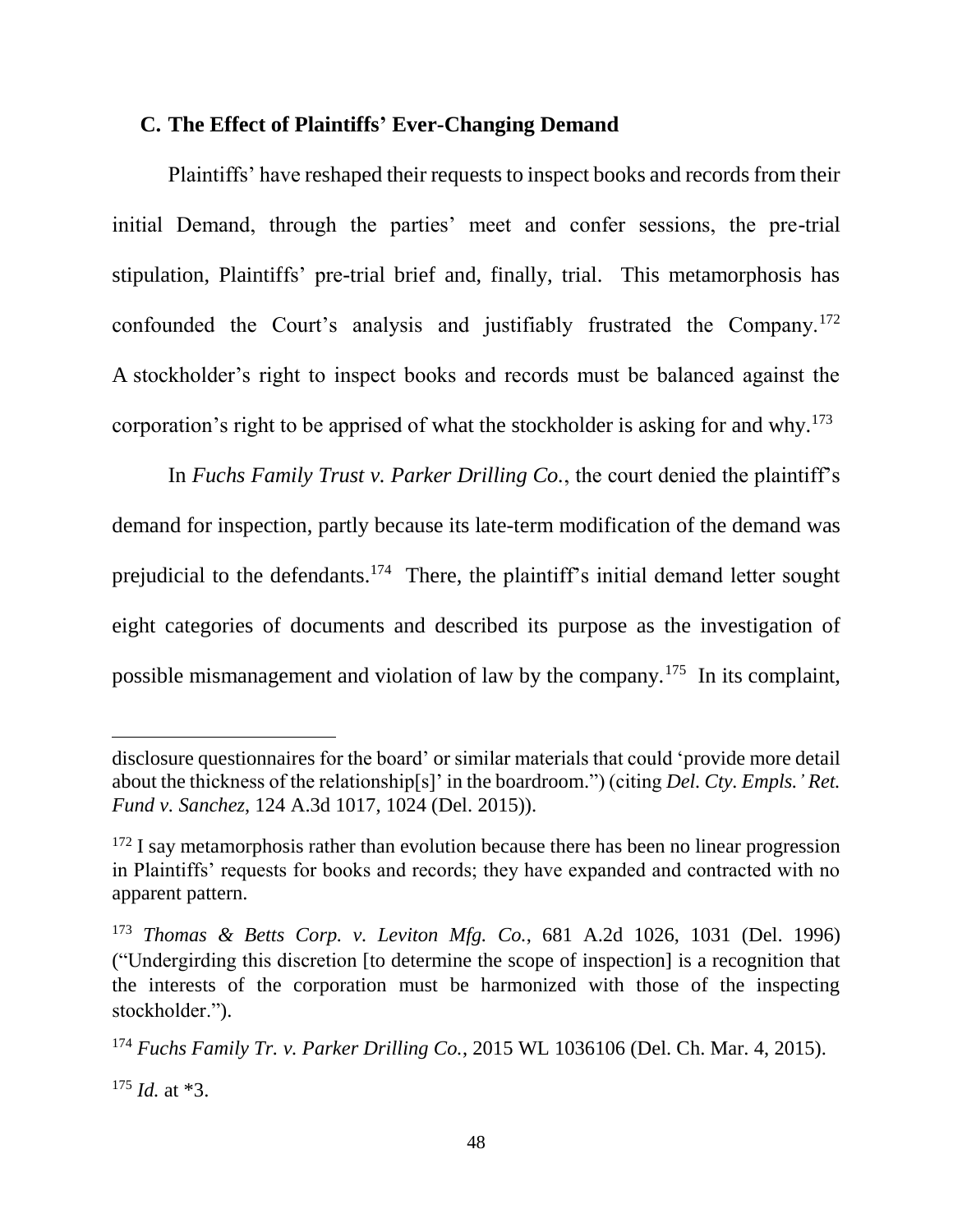### C. The Effect of Plaintiffs' Ever-Changing Demand

Plaintiffs' have reshaped their requests to inspect books and records from their initial Demand, through the parties' meet and confer sessions, the pre-trial stipulation, Plaintiffs' pre-trial brief and, finally, trial. This metamorphosis has confounded the Court's analysis and justifiably frustrated the Company.[172] A stockholder's right to inspect books and records must be balanced against the corporation's right to be apprised of what the stockholder is asking for and why.[173]

In *Fuchs Family Trust v. Parker Drilling Co.*, the court denied the plaintiff's demand for inspection, partly because its late-term modification of the demand was prejudicial to the defendants.[174] There, the plaintiff's initial demand letter sought eight categories of documents and described its purpose as the investigation of possible mismanagement and violation of law by the company.[175] In its complaint,

---

disclosure questionnaires for the board' or similar materials that could 'provide more detail about the thickness of the relationship[s]' in the boardroom.") (citing *Del. Cty. Empls.' Ret. Fund v. Sanchez*, 124 A.3d 1017, 1024 (Del. 2015)).

[172] I say metamorphosis rather than evolution because there has been no linear progression in Plaintiffs' requests for books and records; they have expanded and contracted with no apparent pattern.

[173] *Thomas & Betts Corp. v. Leviton Mfg. Co.*, 681 A.2d 1026, 1031 (Del. 1996) ("Undergirding this discretion [to determine the scope of inspection] is a recognition that the interests of the corporation must be harmonized with those of the inspecting stockholder.").

[174] *Fuchs Family Tr. v. Parker Drilling Co.*, 2015 WL 1036106 (Del. Ch. Mar. 4, 2015).

[175] *Id.* at *3.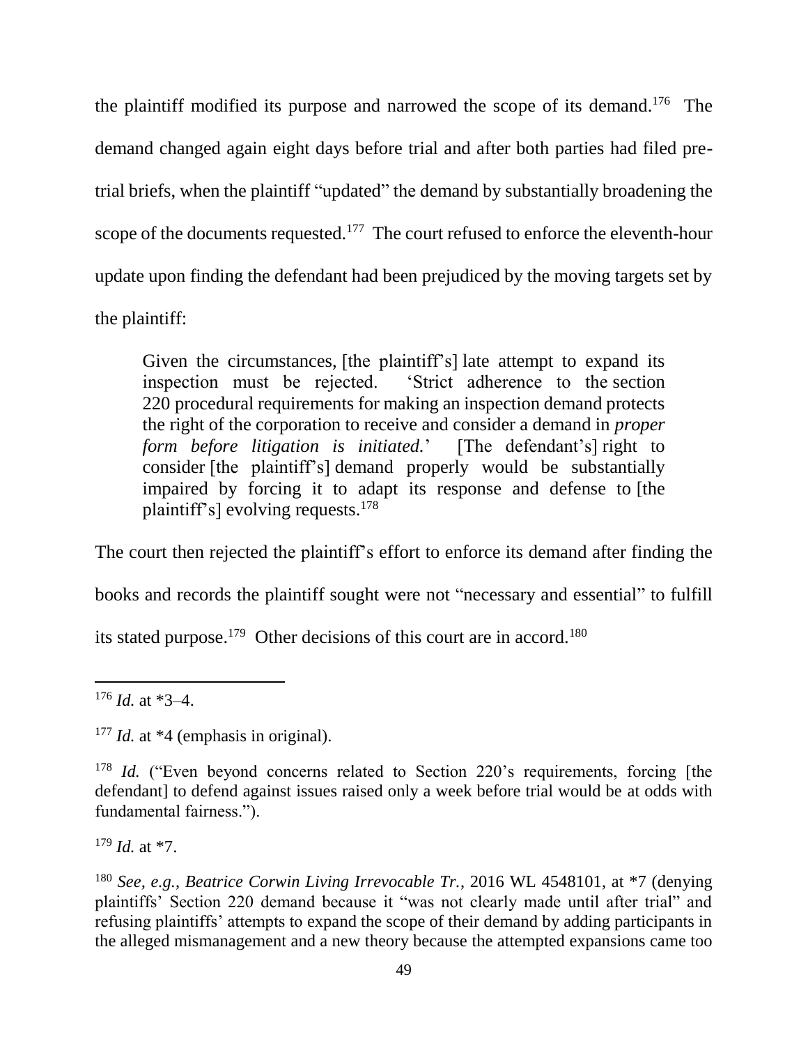the plaintiff modified its purpose and narrowed the scope of its demand.[176] The demand changed again eight days before trial and after both parties had filed pre-trial briefs, when the plaintiff "updated" the demand by substantially broadening the scope of the documents requested.[177] The court refused to enforce the eleventh-hour update upon finding the defendant had been prejudiced by the moving targets set by the plaintiff:

> Given the circumstances, [the plaintiff's] late attempt to expand its inspection must be rejected. 'Strict adherence to the section 220 procedural requirements for making an inspection demand protects the right of the corporation to receive and consider a demand in *proper form before litigation is initiated.*' [The defendant's] right to consider [the plaintiff's] demand properly would be substantially impaired by forcing it to adapt its response and defense to [the plaintiff's] evolving requests.[178]

The court then rejected the plaintiff's effort to enforce its demand after finding the books and records the plaintiff sought were not "necessary and essential" to fulfill its stated purpose.[179] Other decisions of this court are in accord.[180]

---

[176] *Id.* at *3–4.

[177] *Id.* at *4 (emphasis in original).

[178] *Id.* ("Even beyond concerns related to Section 220's requirements, forcing [the defendant] to defend against issues raised only a week before trial would be at odds with fundamental fairness.").

[179] *Id.* at *7.

[180] *See, e.g.*, *Beatrice Corwin Living Irrevocable Tr.*, 2016 WL 4548101, at *7 (denying plaintiffs' Section 220 demand because it "was not clearly made until after trial" and refusing plaintiffs' attempts to expand the scope of their demand by adding participants in the alleged mismanagement and a new theory because the attempted expansions came too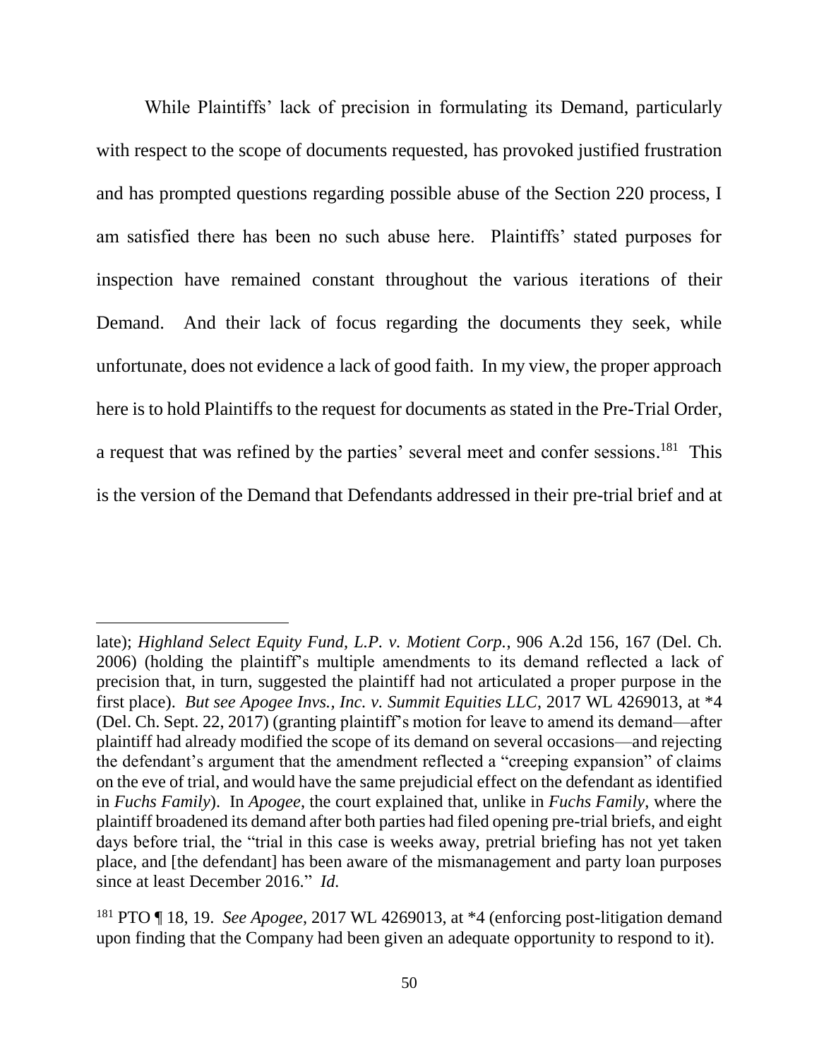While Plaintiffs' lack of precision in formulating its Demand, particularly with respect to the scope of documents requested, has provoked justified frustration and has prompted questions regarding possible abuse of the Section 220 process, I am satisfied there has been no such abuse here. Plaintiffs' stated purposes for inspection have remained constant throughout the various iterations of their Demand. And their lack of focus regarding the documents they seek, while unfortunate, does not evidence a lack of good faith. In my view, the proper approach here is to hold Plaintiffs to the request for documents as stated in the Pre-Trial Order, a request that was refined by the parties' several meet and confer sessions.[181] This is the version of the Demand that Defendants addressed in their pre-trial brief and at

---

late); *Highland Select Equity Fund, L.P. v. Motient Corp.*, 906 A.2d 156, 167 (Del. Ch. 2006) (holding the plaintiff's multiple amendments to its demand reflected a lack of precision that, in turn, suggested the plaintiff had not articulated a proper purpose in the first place). *But see Apogee Invs., Inc. v. Summit Equities LLC*, 2017 WL 4269013, at *4 (Del. Ch. Sept. 22, 2017) (granting plaintiff's motion for leave to amend its demand—after plaintiff had already modified the scope of its demand on several occasions—and rejecting the defendant's argument that the amendment reflected a "creeping expansion" of claims on the eve of trial, and would have the same prejudicial effect on the defendant as identified in *Fuchs Family*). In *Apogee*, the court explained that, unlike in *Fuchs Family*, where the plaintiff broadened its demand after both parties had filed opening pre-trial briefs, and eight days before trial, the "trial in this case is weeks away, pretrial briefing has not yet taken place, and [the defendant] has been aware of the mismanagement and party loan purposes since at least December 2016." *Id.*

[181] PTO ¶ 18, 19. *See Apogee*, 2017 WL 4269013, at *4 (enforcing post-litigation demand upon finding that the Company had been given an adequate opportunity to respond to it).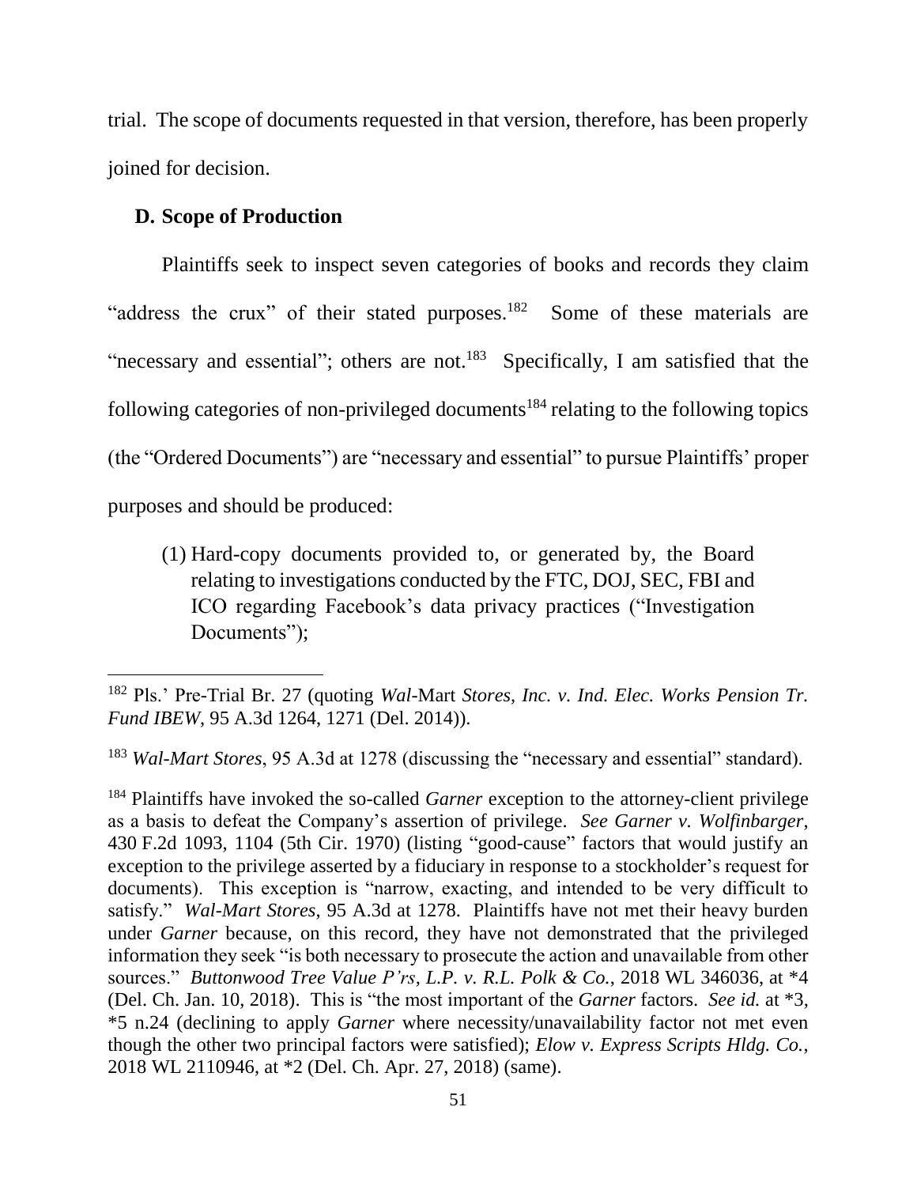trial. The scope of documents requested in that version, therefore, has been properly joined for decision.

**D. Scope of Production**

Plaintiffs seek to inspect seven categories of books and records they claim "address the crux" of their stated purposes.[182] Some of these materials are "necessary and essential"; others are not.[183] Specifically, I am satisfied that the following categories of non-privileged documents[184] relating to the following topics (the "Ordered Documents") are "necessary and essential" to pursue Plaintiffs' proper purposes and should be produced:

(1) Hard-copy documents provided to, or generated by, the Board relating to investigations conducted by the FTC, DOJ, SEC, FBI and ICO regarding Facebook's data privacy practices ("Investigation Documents");

---

[182] Pls.' Pre-Trial Br. 27 (quoting *Wal-*Mart *Stores, Inc. v. Ind. Elec. Works Pension Tr. Fund IBEW*, 95 A.3d 1264, 1271 (Del. 2014)).

[183] *Wal-Mart Stores*, 95 A.3d at 1278 (discussing the "necessary and essential" standard).

[184] Plaintiffs have invoked the so-called *Garner* exception to the attorney-client privilege as a basis to defeat the Company's assertion of privilege. *See Garner v. Wolfinbarger*, 430 F.2d 1093, 1104 (5th Cir. 1970) (listing "good-cause" factors that would justify an exception to the privilege asserted by a fiduciary in response to a stockholder's request for documents). This exception is "narrow, exacting, and intended to be very difficult to satisfy." *Wal-Mart Stores*, 95 A.3d at 1278. Plaintiffs have not met their heavy burden under *Garner* because, on this record, they have not demonstrated that the privileged information they seek "is both necessary to prosecute the action and unavailable from other sources." *Buttonwood Tree Value P'rs, L.P. v. R.L. Polk & Co.*, 2018 WL 346036, at *4 (Del. Ch. Jan. 10, 2018). This is "the most important of the *Garner* factors. *See id.* at *3, *5 n.24 (declining to apply *Garner* where necessity/unavailability factor not met even though the other two principal factors were satisfied); *Elow v. Express Scripts Hldg. Co.*, 2018 WL 2110946, at *2 (Del. Ch. Apr. 27, 2018) (same).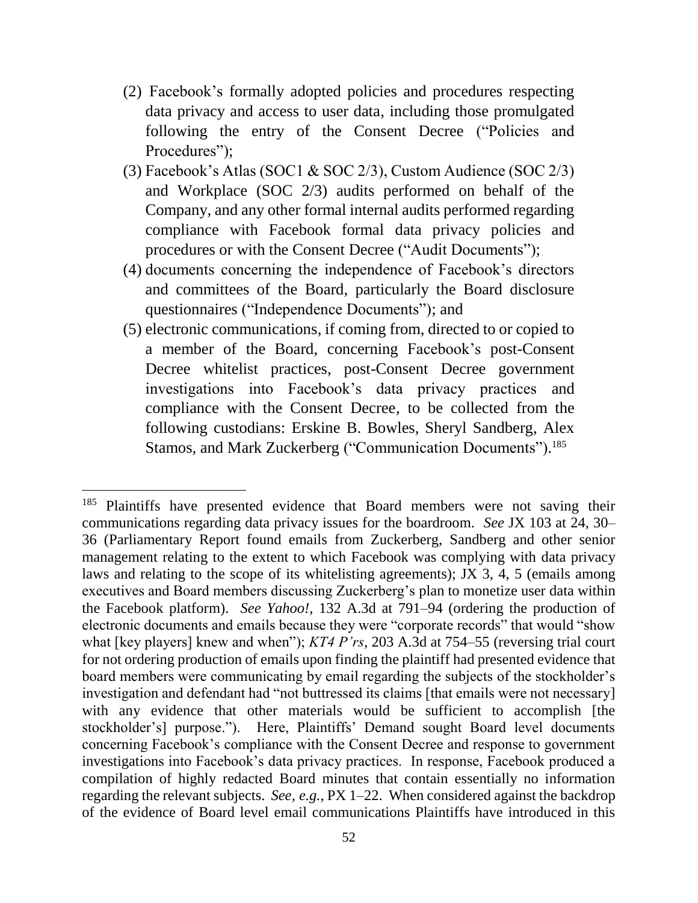(2) Facebook's formally adopted policies and procedures respecting data privacy and access to user data, including those promulgated following the entry of the Consent Decree ("Policies and Procedures");

(3) Facebook's Atlas (SOC1 & SOC 2/3), Custom Audience (SOC 2/3) and Workplace (SOC 2/3) audits performed on behalf of the Company, and any other formal internal audits performed regarding compliance with Facebook formal data privacy policies and procedures or with the Consent Decree ("Audit Documents");

(4) documents concerning the independence of Facebook's directors and committees of the Board, particularly the Board disclosure questionnaires ("Independence Documents"); and

(5) electronic communications, if coming from, directed to or copied to a member of the Board, concerning Facebook's post-Consent Decree whitelist practices, post-Consent Decree government investigations into Facebook's data privacy practices and compliance with the Consent Decree, to be collected from the following custodians: Erskine B. Bowles, Sheryl Sandberg, Alex Stamos, and Mark Zuckerberg ("Communication Documents").[185]

---

[185] Plaintiffs have presented evidence that Board members were not saving their communications regarding data privacy issues for the boardroom. *See* JX 103 at 24, 30–36 (Parliamentary Report found emails from Zuckerberg, Sandberg and other senior management relating to the extent to which Facebook was complying with data privacy laws and relating to the scope of its whitelisting agreements); JX 3, 4, 5 (emails among executives and Board members discussing Zuckerberg's plan to monetize user data within the Facebook platform). *See Yahoo!*, 132 A.3d at 791–94 (ordering the production of electronic documents and emails because they were "corporate records" that would "show what [key players] knew and when"); *KT4 P'rs*, 203 A.3d at 754–55 (reversing trial court for not ordering production of emails upon finding the plaintiff had presented evidence that board members were communicating by email regarding the subjects of the stockholder's investigation and defendant had "not buttressed its claims [that emails were not necessary] with any evidence that other materials would be sufficient to accomplish [the stockholder's] purpose."). Here, Plaintiffs' Demand sought Board level documents concerning Facebook's compliance with the Consent Decree and response to government investigations into Facebook's data privacy practices. In response, Facebook produced a compilation of highly redacted Board minutes that contain essentially no information regarding the relevant subjects. *See, e.g.*, PX 1–22. When considered against the backdrop of the evidence of Board level email communications Plaintiffs have introduced in this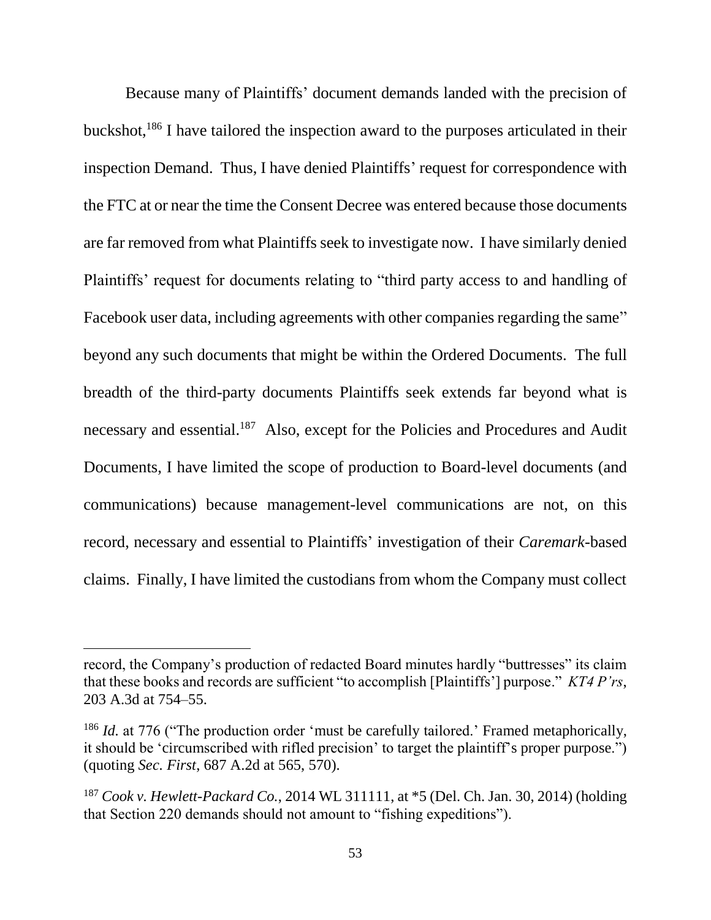Because many of Plaintiffs' document demands landed with the precision of buckshot,[186] I have tailored the inspection award to the purposes articulated in their inspection Demand. Thus, I have denied Plaintiffs' request for correspondence with the FTC at or near the time the Consent Decree was entered because those documents are far removed from what Plaintiffs seek to investigate now. I have similarly denied Plaintiffs' request for documents relating to "third party access to and handling of Facebook user data, including agreements with other companies regarding the same" beyond any such documents that might be within the Ordered Documents. The full breadth of the third-party documents Plaintiffs seek extends far beyond what is necessary and essential.[187] Also, except for the Policies and Procedures and Audit Documents, I have limited the scope of production to Board-level documents (and communications) because management-level communications are not, on this record, necessary and essential to Plaintiffs' investigation of their *Caremark*-based claims. Finally, I have limited the custodians from whom the Company must collect

---

record, the Company's production of redacted Board minutes hardly "buttresses" its claim that these books and records are sufficient "to accomplish [Plaintiffs'] purpose." *KT4 P'rs*, 203 A.3d at 754–55.

[186] *Id.* at 776 ("The production order 'must be carefully tailored.' Framed metaphorically, it should be 'circumscribed with rifled precision' to target the plaintiff's proper purpose.") (quoting *Sec. First*, 687 A.2d at 565, 570).

[187] *Cook v. Hewlett-Packard Co.*, 2014 WL 311111, at *5 (Del. Ch. Jan. 30, 2014) (holding that Section 220 demands should not amount to "fishing expeditions").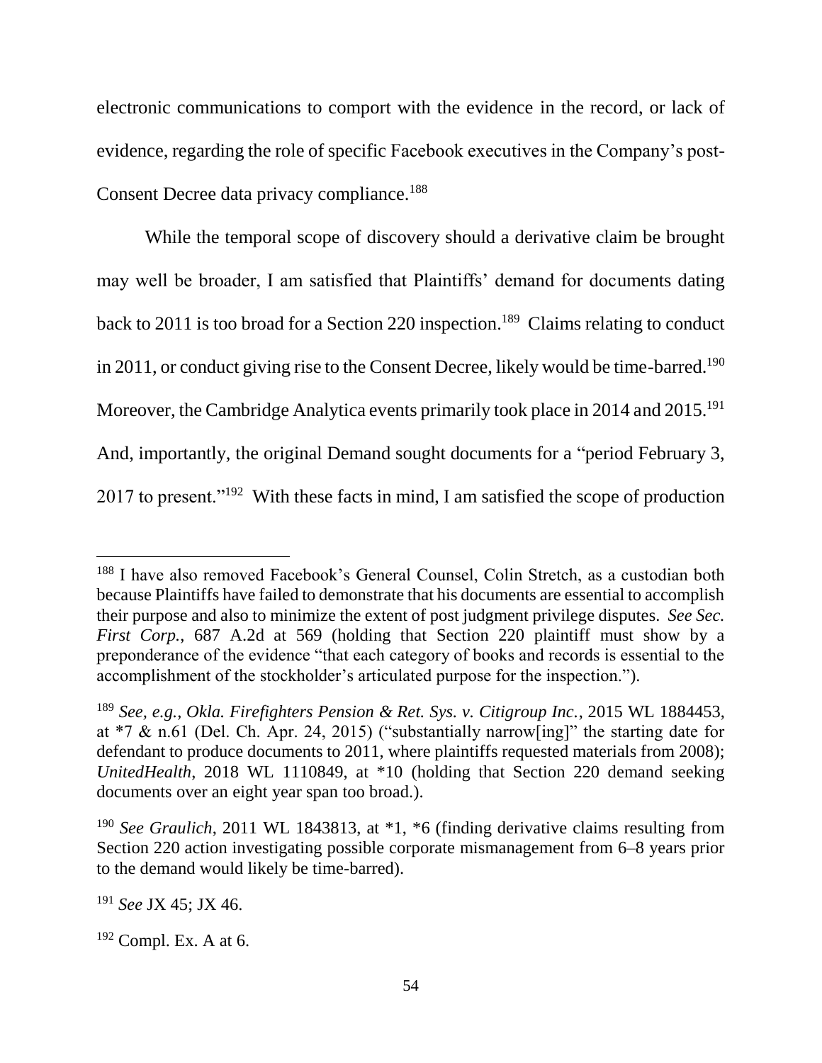electronic communications to comport with the evidence in the record, or lack of evidence, regarding the role of specific Facebook executives in the Company's post-Consent Decree data privacy compliance.[188]

While the temporal scope of discovery should a derivative claim be brought may well be broader, I am satisfied that Plaintiffs' demand for documents dating back to 2011 is too broad for a Section 220 inspection.[189] Claims relating to conduct in 2011, or conduct giving rise to the Consent Decree, likely would be time-barred.[190] Moreover, the Cambridge Analytica events primarily took place in 2014 and 2015.[191] And, importantly, the original Demand sought documents for a "period February 3, 2017 to present."[192] With these facts in mind, I am satisfied the scope of production

---

[188] I have also removed Facebook's General Counsel, Colin Stretch, as a custodian both because Plaintiffs have failed to demonstrate that his documents are essential to accomplish their purpose and also to minimize the extent of post judgment privilege disputes. *See Sec. First Corp.*, 687 A.2d at 569 (holding that Section 220 plaintiff must show by a preponderance of the evidence "that each category of books and records is essential to the accomplishment of the stockholder's articulated purpose for the inspection.").

[189] *See, e.g.*, *Okla. Firefighters Pension & Ret. Sys. v. Citigroup Inc.*, 2015 WL 1884453, at *7 & n.61 (Del. Ch. Apr. 24, 2015) ("substantially narrow[ing]" the starting date for defendant to produce documents to 2011, where plaintiffs requested materials from 2008); *UnitedHealth*, 2018 WL 1110849, at *10 (holding that Section 220 demand seeking documents over an eight year span too broad.).

[190] *See Graulich*, 2011 WL 1843813, at *1, *6 (finding derivative claims resulting from Section 220 action investigating possible corporate mismanagement from 6–8 years prior to the demand would likely be time-barred).

[191] *See* JX 45; JX 46.

[192] Compl. Ex. A at 6.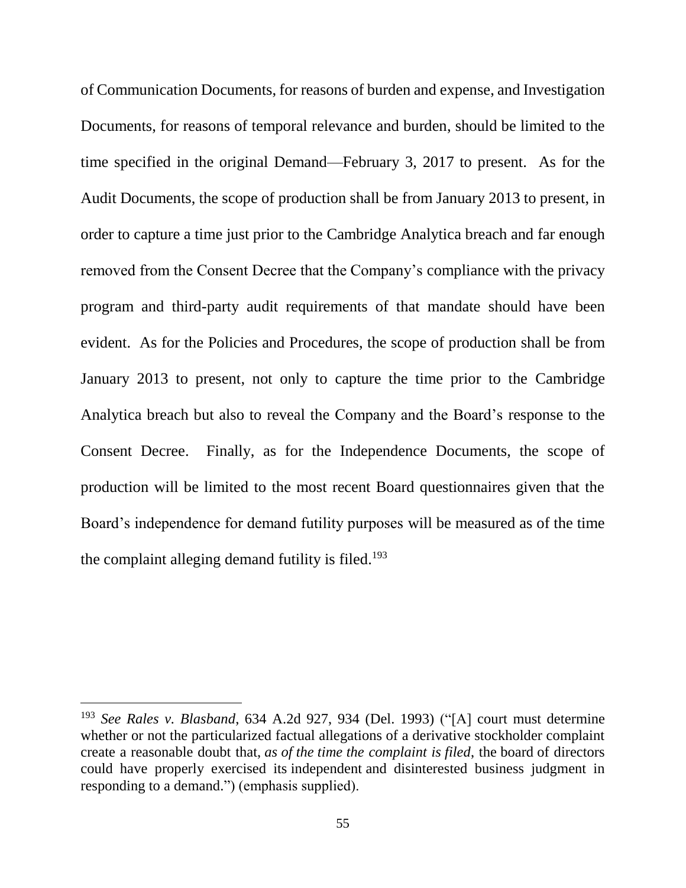of Communication Documents, for reasons of burden and expense, and Investigation Documents, for reasons of temporal relevance and burden, should be limited to the time specified in the original Demand—February 3, 2017 to present. As for the Audit Documents, the scope of production shall be from January 2013 to present, in order to capture a time just prior to the Cambridge Analytica breach and far enough removed from the Consent Decree that the Company's compliance with the privacy program and third-party audit requirements of that mandate should have been evident. As for the Policies and Procedures, the scope of production shall be from January 2013 to present, not only to capture the time prior to the Cambridge Analytica breach but also to reveal the Company and the Board's response to the Consent Decree. Finally, as for the Independence Documents, the scope of production will be limited to the most recent Board questionnaires given that the Board's independence for demand futility purposes will be measured as of the time the complaint alleging demand futility is filed.[193]

---

[193] *See Rales v. Blasband*, 634 A.2d 927, 934 (Del. 1993) ("[A] court must determine whether or not the particularized factual allegations of a derivative stockholder complaint create a reasonable doubt that, *as of the time the complaint is filed*, the board of directors could have properly exercised its independent and disinterested business judgment in responding to a demand.") (emphasis supplied).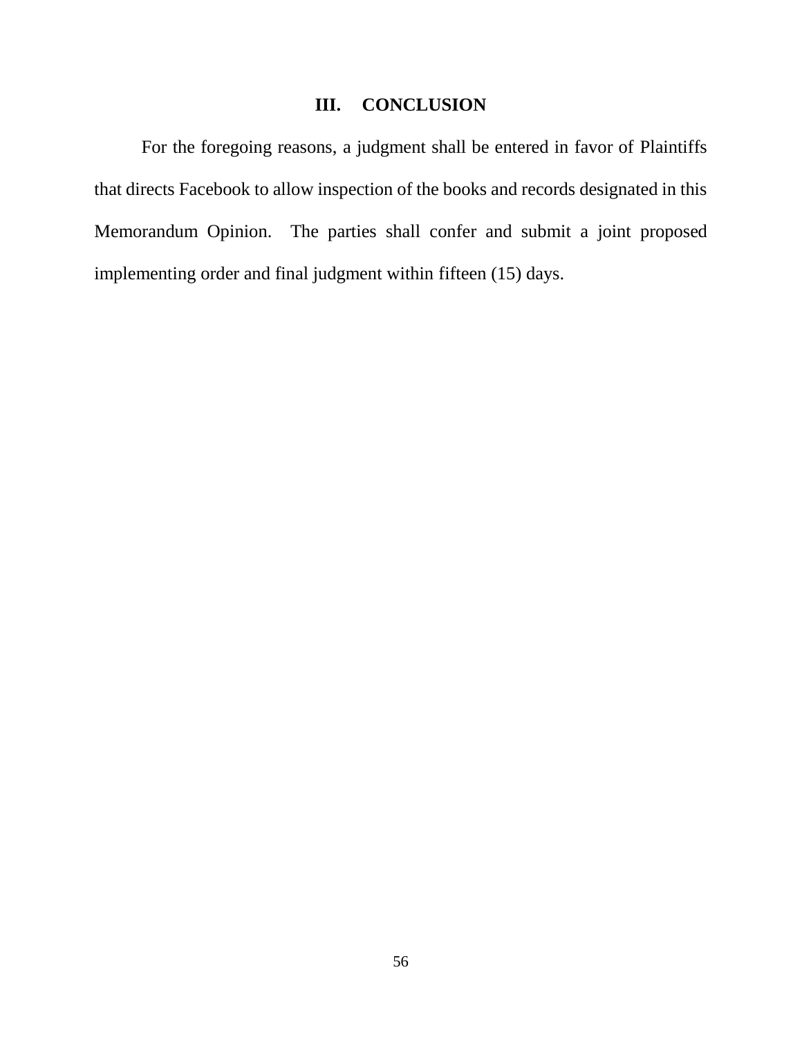## III. CONCLUSION

For the foregoing reasons, a judgment shall be entered in favor of Plaintiffs that directs Facebook to allow inspection of the books and records designated in this Memorandum Opinion. The parties shall confer and submit a joint proposed implementing order and final judgment within fifteen (15) days.